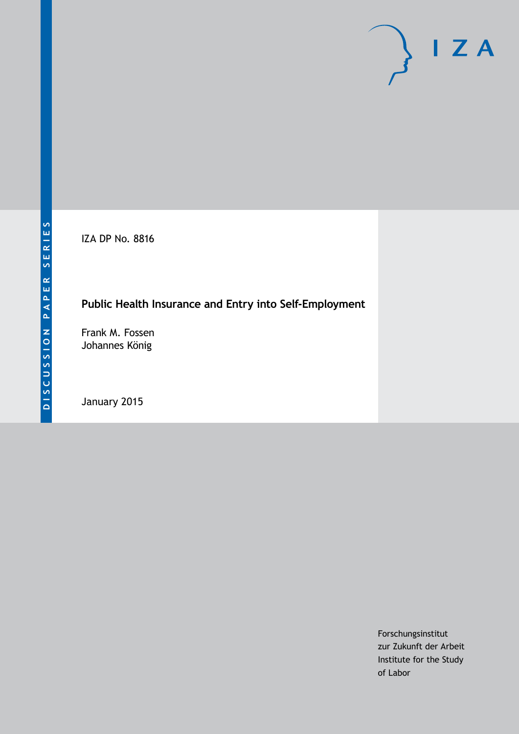DISCUSSION PAPER SERIES

IZA

IZA DP No. 8816

# Public Health Insurance and Entry into Self-Employment

Frank M. Fossen
Johannes König

January 2015

Forschungsinstitut
zur Zukunft der Arbeit
Institute for the Study
of Labor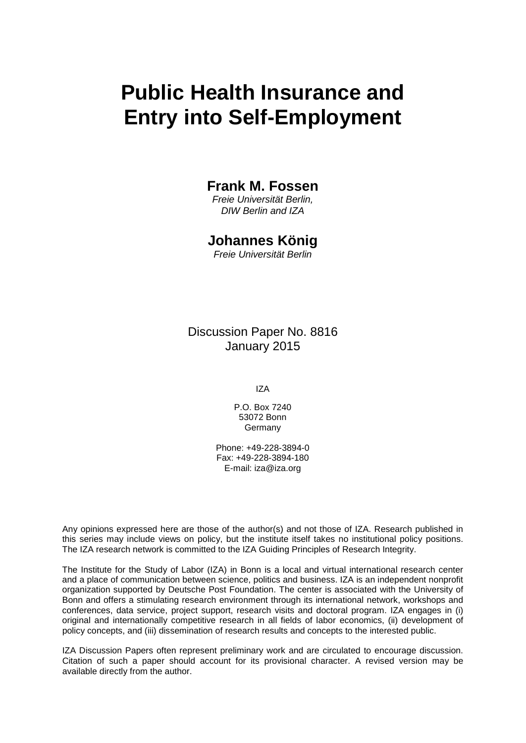# Public Health Insurance and Entry into Self-Employment

**Frank M. Fossen**

*Freie Universität Berlin, DIW Berlin and IZA*

**Johannes König**

*Freie Universität Berlin*

Discussion Paper No. 8816
January 2015

IZA

P.O. Box 7240
53072 Bonn
Germany

Phone: +49-228-3894-0
Fax: +49-228-3894-180
E-mail: iza@iza.org

Any opinions expressed here are those of the author(s) and not those of IZA. Research published in this series may include views on policy, but the institute itself takes no institutional policy positions. The IZA research network is committed to the IZA Guiding Principles of Research Integrity.

The Institute for the Study of Labor (IZA) in Bonn is a local and virtual international research center and a place of communication between science, politics and business. IZA is an independent nonprofit organization supported by Deutsche Post Foundation. The center is associated with the University of Bonn and offers a stimulating research environment through its international network, workshops and conferences, data service, project support, research visits and doctoral program. IZA engages in (i) original and internationally competitive research in all fields of labor economics, (ii) development of policy concepts, and (iii) dissemination of research results and concepts to the interested public.

IZA Discussion Papers often represent preliminary work and are circulated to encourage discussion. Citation of such a paper should account for its provisional character. A revised version may be available directly from the author.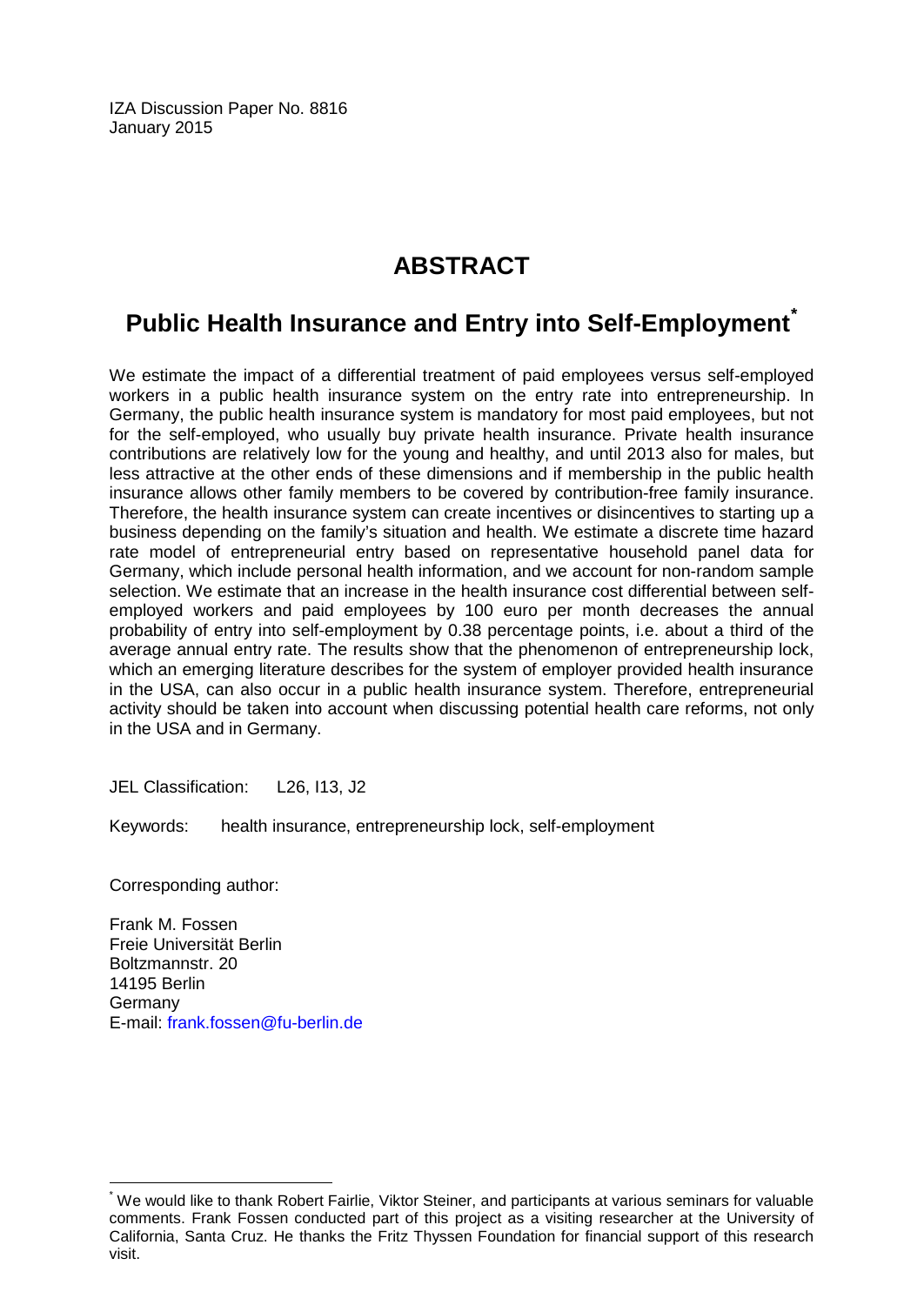IZA Discussion Paper No. 8816
January 2015

# ABSTRACT

## Public Health Insurance and Entry into Self-Employment[*]

We estimate the impact of a differential treatment of paid employees versus self-employed workers in a public health insurance system on the entry rate into entrepreneurship. In Germany, the public health insurance system is mandatory for most paid employees, but not for the self-employed, who usually buy private health insurance. Private health insurance contributions are relatively low for the young and healthy, and until 2013 also for males, but less attractive at the other ends of these dimensions and if membership in the public health insurance allows other family members to be covered by contribution-free family insurance. Therefore, the health insurance system can create incentives or disincentives to starting up a business depending on the family's situation and health. We estimate a discrete time hazard rate model of entrepreneurial entry based on representative household panel data for Germany, which include personal health information, and we account for non-random sample selection. We estimate that an increase in the health insurance cost differential between self-employed workers and paid employees by 100 euro per month decreases the annual probability of entry into self-employment by 0.38 percentage points, i.e. about a third of the average annual entry rate. The results show that the phenomenon of entrepreneurship lock, which an emerging literature describes for the system of employer provided health insurance in the USA, can also occur in a public health insurance system. Therefore, entrepreneurial activity should be taken into account when discussing potential health care reforms, not only in the USA and in Germany.

JEL Classification: L26, I13, J2

Keywords: health insurance, entrepreneurship lock, self-employment

Corresponding author:

Frank M. Fossen
Freie Universität Berlin
Boltzmannstr. 20
14195 Berlin
Germany
E-mail: frank.fossen@fu-berlin.de

[*] We would like to thank Robert Fairlie, Viktor Steiner, and participants at various seminars for valuable comments. Frank Fossen conducted part of this project as a visiting researcher at the University of California, Santa Cruz. He thanks the Fritz Thyssen Foundation for financial support of this research visit.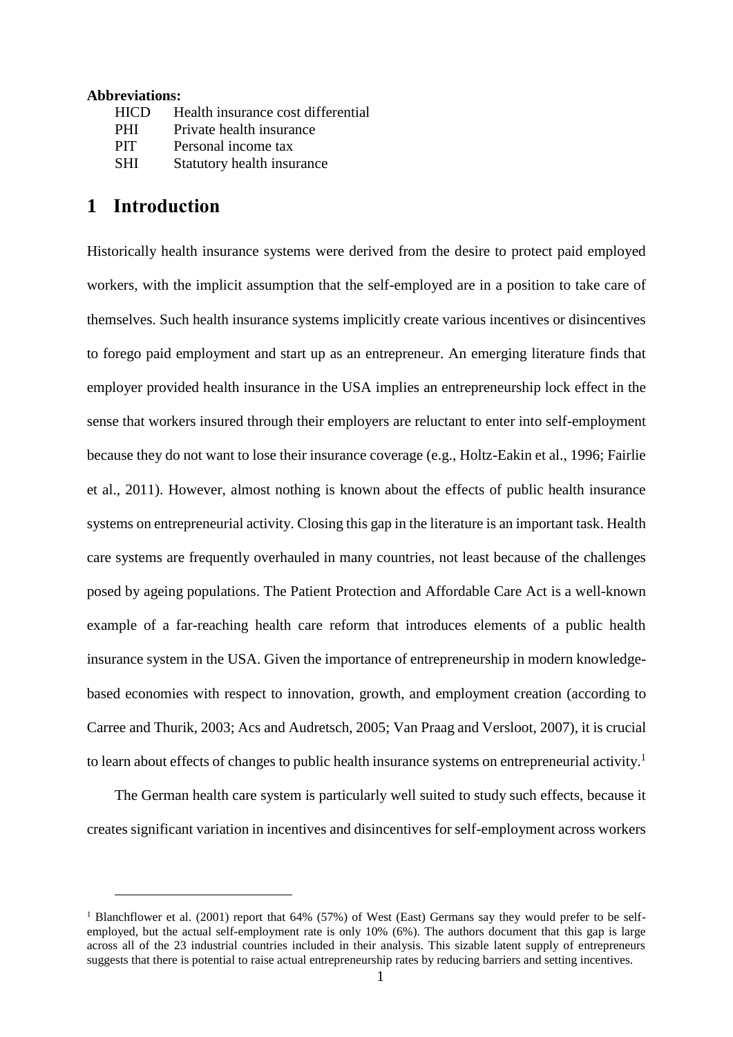**Abbreviations:**

| | |
|---|---|
| HICD | Health insurance cost differential |
| PHI | Private health insurance |
| PIT | Personal income tax |
| SHI | Statutory health insurance |

# 1 Introduction

Historically health insurance systems were derived from the desire to protect paid employed workers, with the implicit assumption that the self-employed are in a position to take care of themselves. Such health insurance systems implicitly create various incentives or disincentives to forego paid employment and start up as an entrepreneur. An emerging literature finds that employer provided health insurance in the USA implies an entrepreneurship lock effect in the sense that workers insured through their employers are reluctant to enter into self-employment because they do not want to lose their insurance coverage (e.g., Holtz-Eakin et al., 1996; Fairlie et al., 2011). However, almost nothing is known about the effects of public health insurance systems on entrepreneurial activity. Closing this gap in the literature is an important task. Health care systems are frequently overhauled in many countries, not least because of the challenges posed by ageing populations. The Patient Protection and Affordable Care Act is a well-known example of a far-reaching health care reform that introduces elements of a public health insurance system in the USA. Given the importance of entrepreneurship in modern knowledge-based economies with respect to innovation, growth, and employment creation (according to Carree and Thurik, 2003; Acs and Audretsch, 2005; Van Praag and Versloot, 2007), it is crucial to learn about effects of changes to public health insurance systems on entrepreneurial activity.[1]

The German health care system is particularly well suited to study such effects, because it creates significant variation in incentives and disincentives for self-employment across workers

[1] Blanchflower et al. (2001) report that 64% (57%) of West (East) Germans say they would prefer to be self-employed, but the actual self-employment rate is only 10% (6%). The authors document that this gap is large across all of the 23 industrial countries included in their analysis. This sizable latent supply of entrepreneurs suggests that there is potential to raise actual entrepreneurship rates by reducing barriers and setting incentives.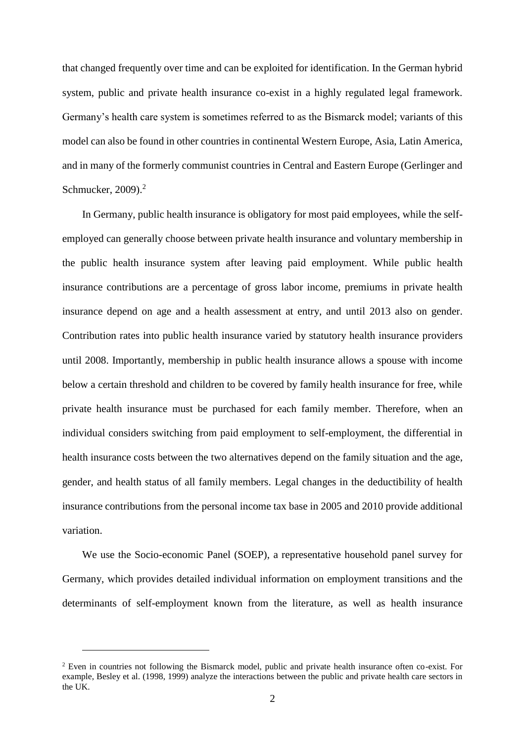that changed frequently over time and can be exploited for identification. In the German hybrid system, public and private health insurance co-exist in a highly regulated legal framework. Germany's health care system is sometimes referred to as the Bismarck model; variants of this model can also be found in other countries in continental Western Europe, Asia, Latin America, and in many of the formerly communist countries in Central and Eastern Europe (Gerlinger and Schmucker, 2009).[2]

In Germany, public health insurance is obligatory for most paid employees, while the self-employed can generally choose between private health insurance and voluntary membership in the public health insurance system after leaving paid employment. While public health insurance contributions are a percentage of gross labor income, premiums in private health insurance depend on age and a health assessment at entry, and until 2013 also on gender. Contribution rates into public health insurance varied by statutory health insurance providers until 2008. Importantly, membership in public health insurance allows a spouse with income below a certain threshold and children to be covered by family health insurance for free, while private health insurance must be purchased for each family member. Therefore, when an individual considers switching from paid employment to self-employment, the differential in health insurance costs between the two alternatives depend on the family situation and the age, gender, and health status of all family members. Legal changes in the deductibility of health insurance contributions from the personal income tax base in 2005 and 2010 provide additional variation.

We use the Socio-economic Panel (SOEP), a representative household panel survey for Germany, which provides detailed individual information on employment transitions and the determinants of self-employment known from the literature, as well as health insurance

[2] Even in countries not following the Bismarck model, public and private health insurance often co-exist. For example, Besley et al. (1998, 1999) analyze the interactions between the public and private health care sectors in the UK.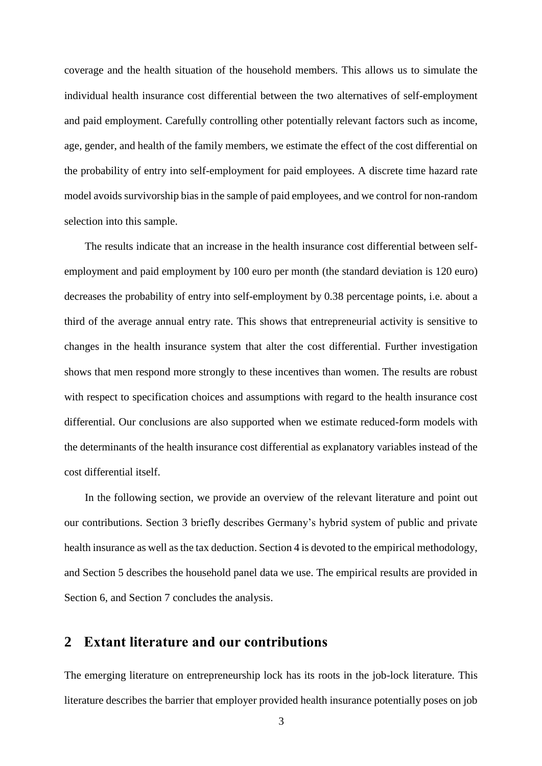coverage and the health situation of the household members. This allows us to simulate the individual health insurance cost differential between the two alternatives of self-employment and paid employment. Carefully controlling other potentially relevant factors such as income, age, gender, and health of the family members, we estimate the effect of the cost differential on the probability of entry into self-employment for paid employees. A discrete time hazard rate model avoids survivorship bias in the sample of paid employees, and we control for non-random selection into this sample.

The results indicate that an increase in the health insurance cost differential between self-employment and paid employment by 100 euro per month (the standard deviation is 120 euro) decreases the probability of entry into self-employment by 0.38 percentage points, i.e. about a third of the average annual entry rate. This shows that entrepreneurial activity is sensitive to changes in the health insurance system that alter the cost differential. Further investigation shows that men respond more strongly to these incentives than women. The results are robust with respect to specification choices and assumptions with regard to the health insurance cost differential. Our conclusions are also supported when we estimate reduced-form models with the determinants of the health insurance cost differential as explanatory variables instead of the cost differential itself.

In the following section, we provide an overview of the relevant literature and point out our contributions. Section 3 briefly describes Germany's hybrid system of public and private health insurance as well as the tax deduction. Section 4 is devoted to the empirical methodology, and Section 5 describes the household panel data we use. The empirical results are provided in Section 6, and Section 7 concludes the analysis.

## 2 Extant literature and our contributions

The emerging literature on entrepreneurship lock has its roots in the job-lock literature. This literature describes the barrier that employer provided health insurance potentially poses on job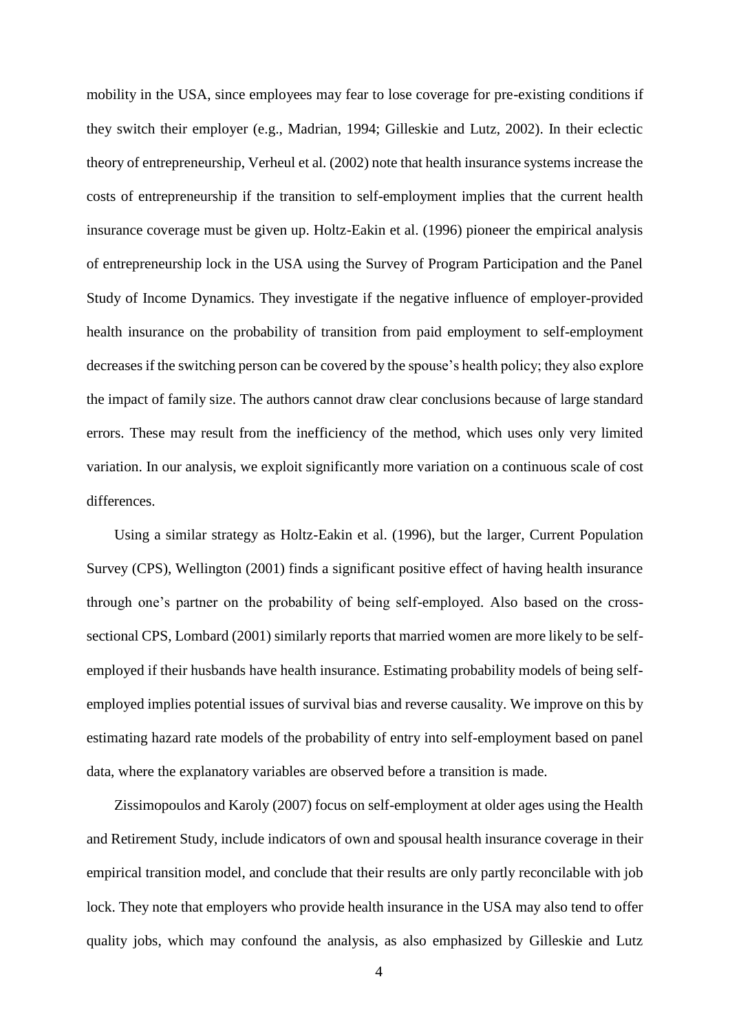mobility in the USA, since employees may fear to lose coverage for pre-existing conditions if they switch their employer (e.g., Madrian, 1994; Gilleskie and Lutz, 2002). In their eclectic theory of entrepreneurship, Verheul et al. (2002) note that health insurance systems increase the costs of entrepreneurship if the transition to self-employment implies that the current health insurance coverage must be given up. Holtz-Eakin et al. (1996) pioneer the empirical analysis of entrepreneurship lock in the USA using the Survey of Program Participation and the Panel Study of Income Dynamics. They investigate if the negative influence of employer-provided health insurance on the probability of transition from paid employment to self-employment decreases if the switching person can be covered by the spouse's health policy; they also explore the impact of family size. The authors cannot draw clear conclusions because of large standard errors. These may result from the inefficiency of the method, which uses only very limited variation. In our analysis, we exploit significantly more variation on a continuous scale of cost differences.

Using a similar strategy as Holtz-Eakin et al. (1996), but the larger, Current Population Survey (CPS), Wellington (2001) finds a significant positive effect of having health insurance through one's partner on the probability of being self-employed. Also based on the cross-sectional CPS, Lombard (2001) similarly reports that married women are more likely to be self-employed if their husbands have health insurance. Estimating probability models of being self-employed implies potential issues of survival bias and reverse causality. We improve on this by estimating hazard rate models of the probability of entry into self-employment based on panel data, where the explanatory variables are observed before a transition is made.

Zissimopoulos and Karoly (2007) focus on self-employment at older ages using the Health and Retirement Study, include indicators of own and spousal health insurance coverage in their empirical transition model, and conclude that their results are only partly reconcilable with job lock. They note that employers who provide health insurance in the USA may also tend to offer quality jobs, which may confound the analysis, as also emphasized by Gilleskie and Lutz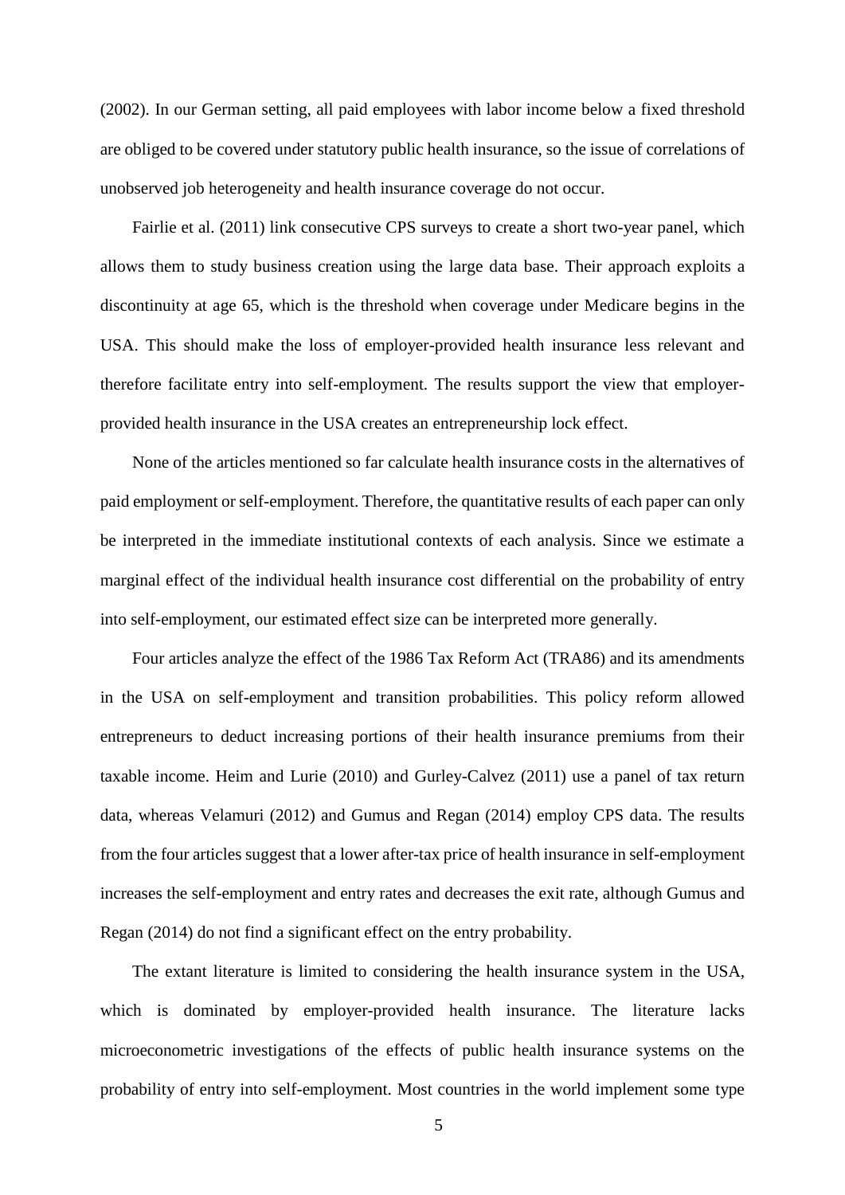(2002). In our German setting, all paid employees with labor income below a fixed threshold are obliged to be covered under statutory public health insurance, so the issue of correlations of unobserved job heterogeneity and health insurance coverage do not occur.

Fairlie et al. (2011) link consecutive CPS surveys to create a short two-year panel, which allows them to study business creation using the large data base. Their approach exploits a discontinuity at age 65, which is the threshold when coverage under Medicare begins in the USA. This should make the loss of employer-provided health insurance less relevant and therefore facilitate entry into self-employment. The results support the view that employer-provided health insurance in the USA creates an entrepreneurship lock effect.

None of the articles mentioned so far calculate health insurance costs in the alternatives of paid employment or self-employment. Therefore, the quantitative results of each paper can only be interpreted in the immediate institutional contexts of each analysis. Since we estimate a marginal effect of the individual health insurance cost differential on the probability of entry into self-employment, our estimated effect size can be interpreted more generally.

Four articles analyze the effect of the 1986 Tax Reform Act (TRA86) and its amendments in the USA on self-employment and transition probabilities. This policy reform allowed entrepreneurs to deduct increasing portions of their health insurance premiums from their taxable income. Heim and Lurie (2010) and Gurley-Calvez (2011) use a panel of tax return data, whereas Velamuri (2012) and Gumus and Regan (2014) employ CPS data. The results from the four articles suggest that a lower after-tax price of health insurance in self-employment increases the self-employment and entry rates and decreases the exit rate, although Gumus and Regan (2014) do not find a significant effect on the entry probability.

The extant literature is limited to considering the health insurance system in the USA, which is dominated by employer-provided health insurance. The literature lacks microeconometric investigations of the effects of public health insurance systems on the probability of entry into self-employment. Most countries in the world implement some type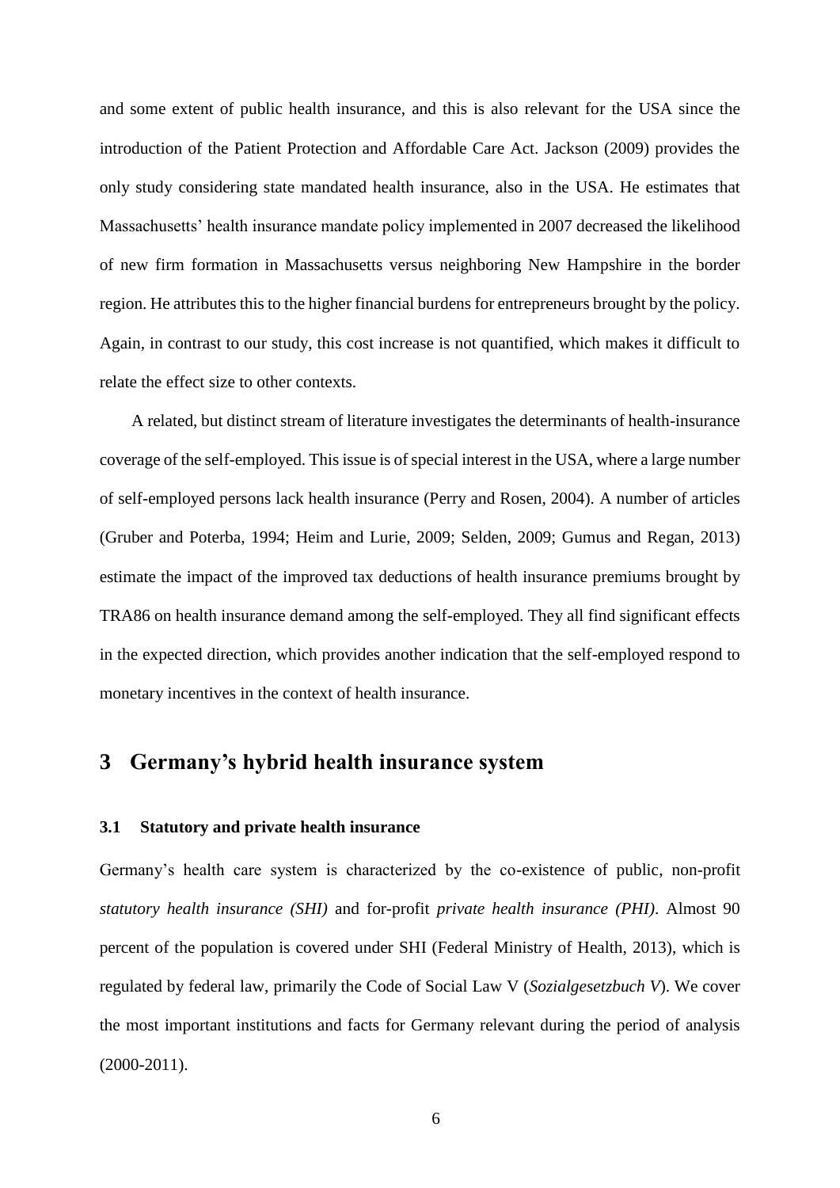and some extent of public health insurance, and this is also relevant for the USA since the introduction of the Patient Protection and Affordable Care Act. Jackson (2009) provides the only study considering state mandated health insurance, also in the USA. He estimates that Massachusetts' health insurance mandate policy implemented in 2007 decreased the likelihood of new firm formation in Massachusetts versus neighboring New Hampshire in the border region. He attributes this to the higher financial burdens for entrepreneurs brought by the policy. Again, in contrast to our study, this cost increase is not quantified, which makes it difficult to relate the effect size to other contexts.

A related, but distinct stream of literature investigates the determinants of health-insurance coverage of the self-employed. This issue is of special interest in the USA, where a large number of self-employed persons lack health insurance (Perry and Rosen, 2004). A number of articles (Gruber and Poterba, 1994; Heim and Lurie, 2009; Selden, 2009; Gumus and Regan, 2013) estimate the impact of the improved tax deductions of health insurance premiums brought by TRA86 on health insurance demand among the self-employed. They all find significant effects in the expected direction, which provides another indication that the self-employed respond to monetary incentives in the context of health insurance.

# 3 Germany's hybrid health insurance system

## 3.1 Statutory and private health insurance

Germany's health care system is characterized by the co-existence of public, non-profit *statutory health insurance (SHI)* and for-profit *private health insurance (PHI)*. Almost 90 percent of the population is covered under SHI (Federal Ministry of Health, 2013), which is regulated by federal law, primarily the Code of Social Law V (*Sozialgesetzbuch V*). We cover the most important institutions and facts for Germany relevant during the period of analysis (2000-2011).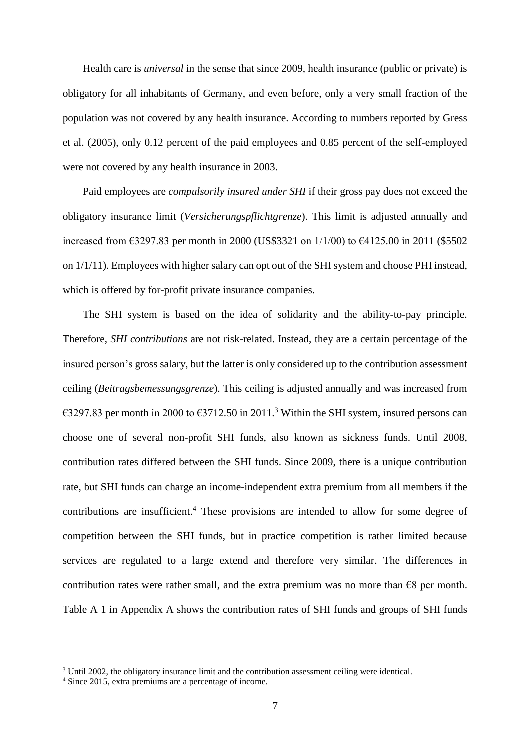Health care is *universal* in the sense that since 2009, health insurance (public or private) is obligatory for all inhabitants of Germany, and even before, only a very small fraction of the population was not covered by any health insurance. According to numbers reported by Gress et al. (2005), only 0.12 percent of the paid employees and 0.85 percent of the self-employed were not covered by any health insurance in 2003.

Paid employees are *compulsorily insured under SHI* if their gross pay does not exceed the obligatory insurance limit (*Versicherungspflichtgrenze*). This limit is adjusted annually and increased from €3297.83 per month in 2000 (US$3321 on 1/1/00) to €4125.00 in 2011 ($5502 on 1/1/11). Employees with higher salary can opt out of the SHI system and choose PHI instead, which is offered by for-profit private insurance companies.

The SHI system is based on the idea of solidarity and the ability-to-pay principle. Therefore, *SHI contributions* are not risk-related. Instead, they are a certain percentage of the insured person's gross salary, but the latter is only considered up to the contribution assessment ceiling (*Beitragsbemessungsgrenze*). This ceiling is adjusted annually and was increased from €3297.83 per month in 2000 to €3712.50 in 2011.[3] Within the SHI system, insured persons can choose one of several non-profit SHI funds, also known as sickness funds. Until 2008, contribution rates differed between the SHI funds. Since 2009, there is a unique contribution rate, but SHI funds can charge an income-independent extra premium from all members if the contributions are insufficient.[4] These provisions are intended to allow for some degree of competition between the SHI funds, but in practice competition is rather limited because services are regulated to a large extend and therefore very similar. The differences in contribution rates were rather small, and the extra premium was no more than €8 per month. Table A 1 in Appendix A shows the contribution rates of SHI funds and groups of SHI funds

[3] Until 2002, the obligatory insurance limit and the contribution assessment ceiling were identical.

[4] Since 2015, extra premiums are a percentage of income.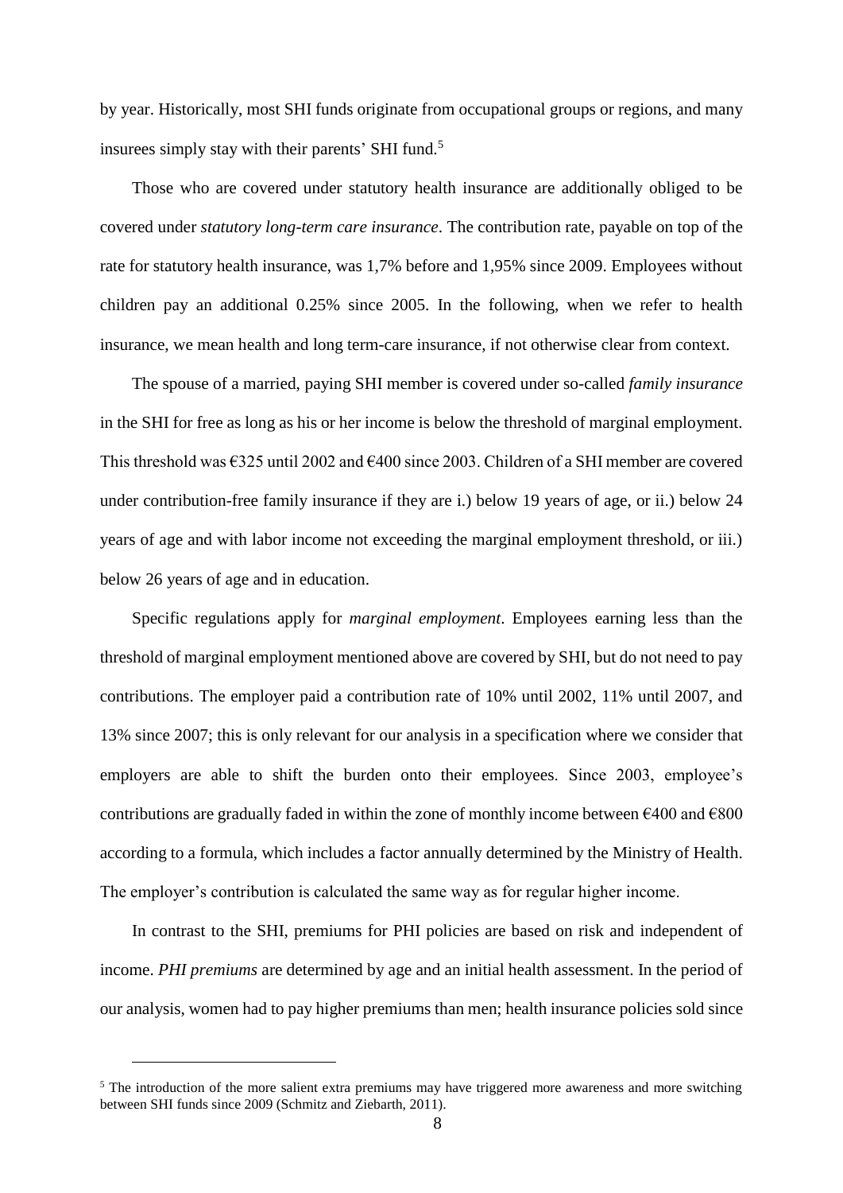by year. Historically, most SHI funds originate from occupational groups or regions, and many insurees simply stay with their parents' SHI fund.[5]

Those who are covered under statutory health insurance are additionally obliged to be covered under *statutory long-term care insurance*. The contribution rate, payable on top of the rate for statutory health insurance, was 1,7% before and 1,95% since 2009. Employees without children pay an additional 0.25% since 2005. In the following, when we refer to health insurance, we mean health and long term-care insurance, if not otherwise clear from context.

The spouse of a married, paying SHI member is covered under so-called *family insurance* in the SHI for free as long as his or her income is below the threshold of marginal employment. This threshold was €325 until 2002 and €400 since 2003. Children of a SHI member are covered under contribution-free family insurance if they are i.) below 19 years of age, or ii.) below 24 years of age and with labor income not exceeding the marginal employment threshold, or iii.) below 26 years of age and in education.

Specific regulations apply for *marginal employment*. Employees earning less than the threshold of marginal employment mentioned above are covered by SHI, but do not need to pay contributions. The employer paid a contribution rate of 10% until 2002, 11% until 2007, and 13% since 2007; this is only relevant for our analysis in a specification where we consider that employers are able to shift the burden onto their employees. Since 2003, employee's contributions are gradually faded in within the zone of monthly income between €400 and €800 according to a formula, which includes a factor annually determined by the Ministry of Health. The employer's contribution is calculated the same way as for regular higher income.

In contrast to the SHI, premiums for PHI policies are based on risk and independent of income. *PHI premiums* are determined by age and an initial health assessment. In the period of our analysis, women had to pay higher premiums than men; health insurance policies sold since

[5] The introduction of the more salient extra premiums may have triggered more awareness and more switching between SHI funds since 2009 (Schmitz and Ziebarth, 2011).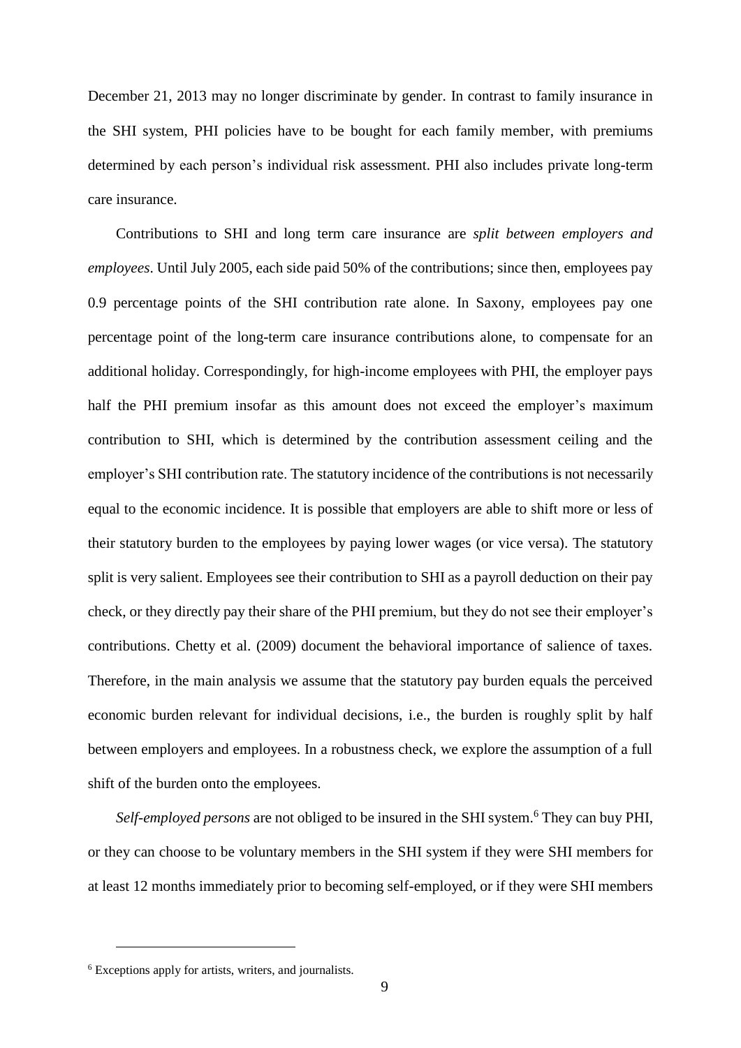December 21, 2013 may no longer discriminate by gender. In contrast to family insurance in the SHI system, PHI policies have to be bought for each family member, with premiums determined by each person's individual risk assessment. PHI also includes private long-term care insurance.

Contributions to SHI and long term care insurance are *split between employers and employees*. Until July 2005, each side paid 50% of the contributions; since then, employees pay 0.9 percentage points of the SHI contribution rate alone. In Saxony, employees pay one percentage point of the long-term care insurance contributions alone, to compensate for an additional holiday. Correspondingly, for high-income employees with PHI, the employer pays half the PHI premium insofar as this amount does not exceed the employer's maximum contribution to SHI, which is determined by the contribution assessment ceiling and the employer's SHI contribution rate. The statutory incidence of the contributions is not necessarily equal to the economic incidence. It is possible that employers are able to shift more or less of their statutory burden to the employees by paying lower wages (or vice versa). The statutory split is very salient. Employees see their contribution to SHI as a payroll deduction on their pay check, or they directly pay their share of the PHI premium, but they do not see their employer's contributions. Chetty et al. (2009) document the behavioral importance of salience of taxes. Therefore, in the main analysis we assume that the statutory pay burden equals the perceived economic burden relevant for individual decisions, i.e., the burden is roughly split by half between employers and employees. In a robustness check, we explore the assumption of a full shift of the burden onto the employees.

*Self-employed persons* are not obliged to be insured in the SHI system.[6] They can buy PHI, or they can choose to be voluntary members in the SHI system if they were SHI members for at least 12 months immediately prior to becoming self-employed, or if they were SHI members

[6] Exceptions apply for artists, writers, and journalists.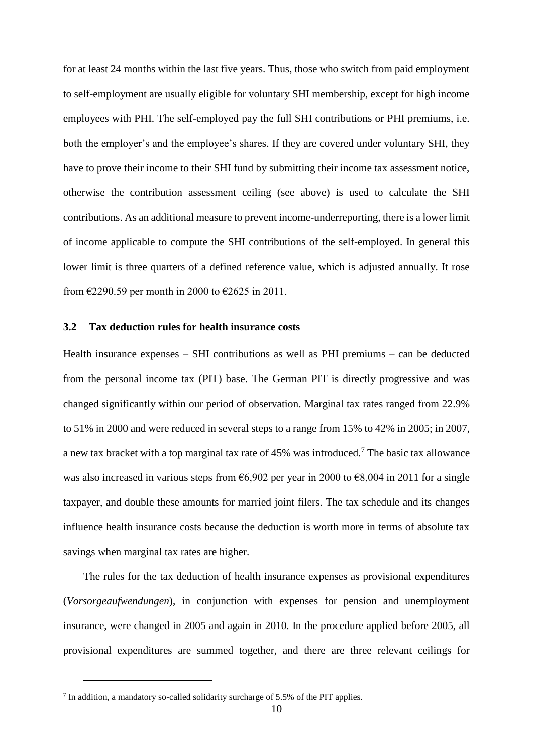for at least 24 months within the last five years. Thus, those who switch from paid employment to self-employment are usually eligible for voluntary SHI membership, except for high income employees with PHI. The self-employed pay the full SHI contributions or PHI premiums, i.e. both the employer's and the employee's shares. If they are covered under voluntary SHI, they have to prove their income to their SHI fund by submitting their income tax assessment notice, otherwise the contribution assessment ceiling (see above) is used to calculate the SHI contributions. As an additional measure to prevent income-underreporting, there is a lower limit of income applicable to compute the SHI contributions of the self-employed. In general this lower limit is three quarters of a defined reference value, which is adjusted annually. It rose from €2290.59 per month in 2000 to €2625 in 2011.

### 3.2 Tax deduction rules for health insurance costs

Health insurance expenses – SHI contributions as well as PHI premiums – can be deducted from the personal income tax (PIT) base. The German PIT is directly progressive and was changed significantly within our period of observation. Marginal tax rates ranged from 22.9% to 51% in 2000 and were reduced in several steps to a range from 15% to 42% in 2005; in 2007, a new tax bracket with a top marginal tax rate of 45% was introduced.[7] The basic tax allowance was also increased in various steps from €6,902 per year in 2000 to €8,004 in 2011 for a single taxpayer, and double these amounts for married joint filers. The tax schedule and its changes influence health insurance costs because the deduction is worth more in terms of absolute tax savings when marginal tax rates are higher.

The rules for the tax deduction of health insurance expenses as provisional expenditures (*Vorsorgeaufwendungen*), in conjunction with expenses for pension and unemployment insurance, were changed in 2005 and again in 2010. In the procedure applied before 2005, all provisional expenditures are summed together, and there are three relevant ceilings for

[7] In addition, a mandatory so-called solidarity surcharge of 5.5% of the PIT applies.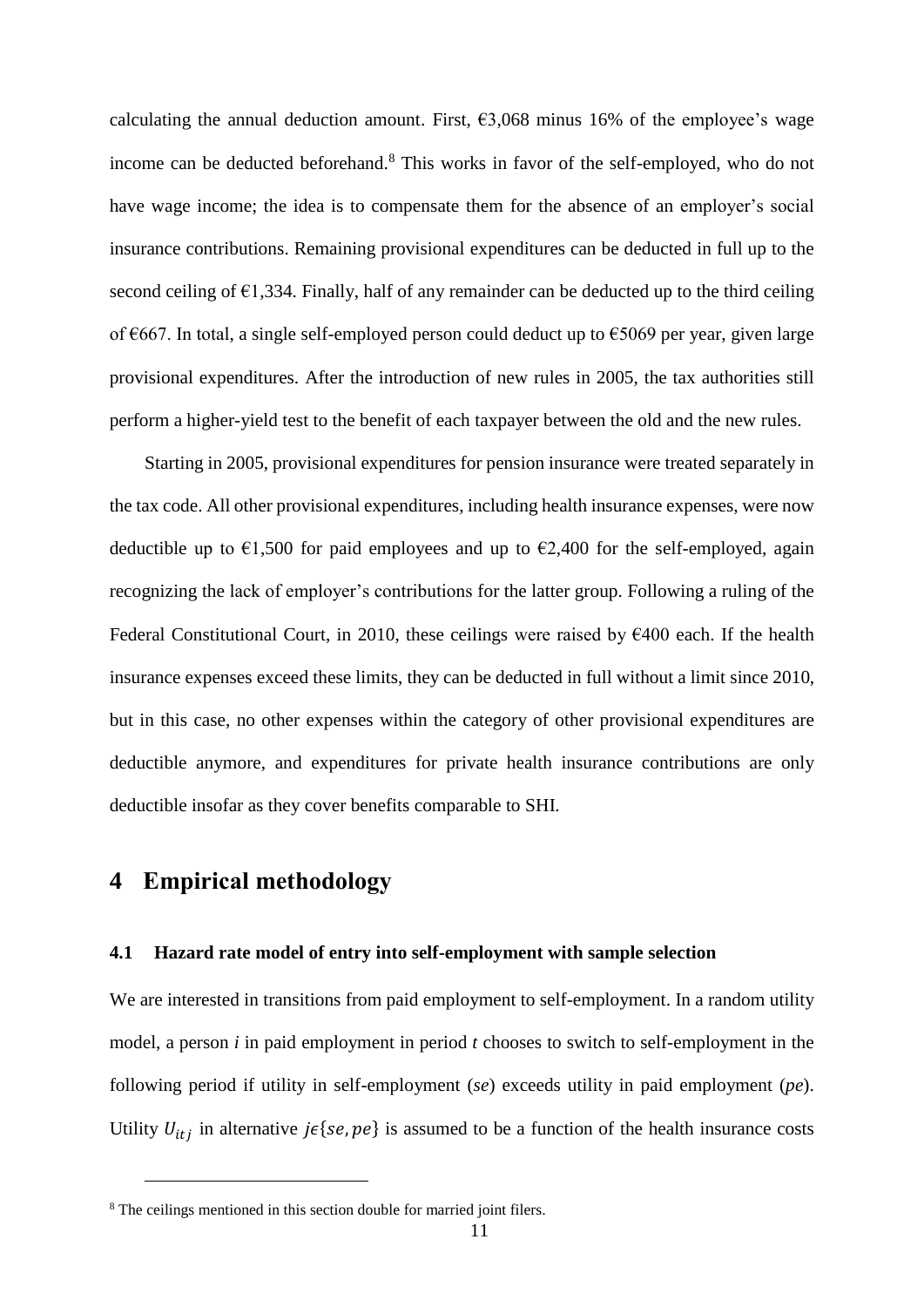calculating the annual deduction amount. First, €3,068 minus 16% of the employee's wage income can be deducted beforehand.[8] This works in favor of the self-employed, who do not have wage income; the idea is to compensate them for the absence of an employer's social insurance contributions. Remaining provisional expenditures can be deducted in full up to the second ceiling of €1,334. Finally, half of any remainder can be deducted up to the third ceiling of €667. In total, a single self-employed person could deduct up to €5069 per year, given large provisional expenditures. After the introduction of new rules in 2005, the tax authorities still perform a higher-yield test to the benefit of each taxpayer between the old and the new rules.

Starting in 2005, provisional expenditures for pension insurance were treated separately in the tax code. All other provisional expenditures, including health insurance expenses, were now deductible up to €1,500 for paid employees and up to €2,400 for the self-employed, again recognizing the lack of employer's contributions for the latter group. Following a ruling of the Federal Constitutional Court, in 2010, these ceilings were raised by €400 each. If the health insurance expenses exceed these limits, they can be deducted in full without a limit since 2010, but in this case, no other expenses within the category of other provisional expenditures are deductible anymore, and expenditures for private health insurance contributions are only deductible insofar as they cover benefits comparable to SHI.

# 4 Empirical methodology

## 4.1 Hazard rate model of entry into self-employment with sample selection

We are interested in transitions from paid employment to self-employment. In a random utility model, a person *i* in paid employment in period *t* chooses to switch to self-employment in the following period if utility in self-employment (*se*) exceeds utility in paid employment (*pe*). Utility $U_{itj}$ in alternative $j \epsilon \{se, pe\}$ is assumed to be a function of the health insurance costs

[8] The ceilings mentioned in this section double for married joint filers.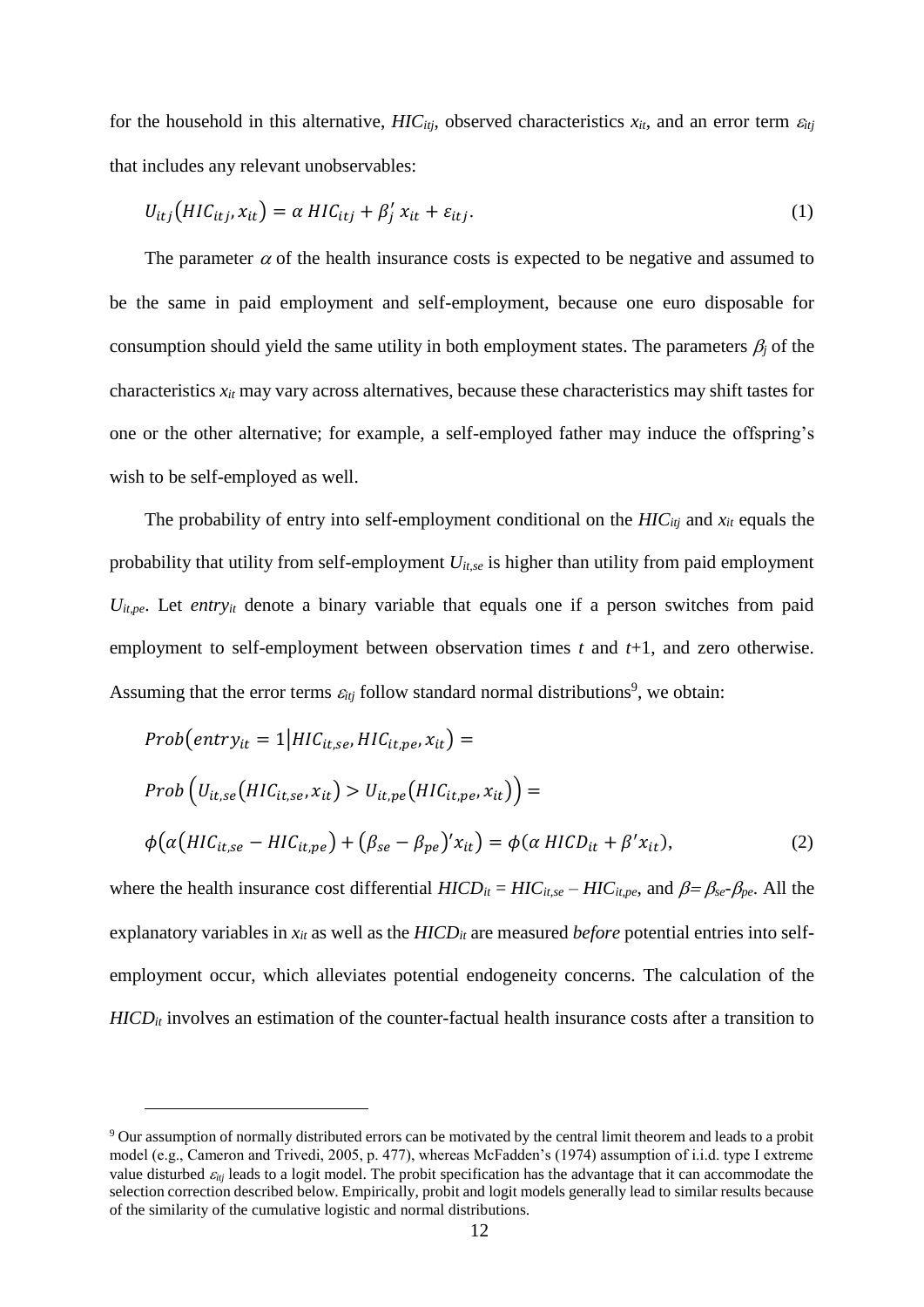for the household in this alternative, $HIC_{itj}$, observed characteristics $x_{it}$, and an error term $\varepsilon_{itj}$ that includes any relevant unobservables:

$$U_{itj}(HIC_{itj}, x_{it}) = \alpha\, HIC_{itj} + \beta_j'\, x_{it} + \varepsilon_{itj}. \tag{1}$$

The parameter $\alpha$ of the health insurance costs is expected to be negative and assumed to be the same in paid employment and self-employment, because one euro disposable for consumption should yield the same utility in both employment states. The parameters $\beta_j$ of the characteristics $x_{it}$ may vary across alternatives, because these characteristics may shift tastes for one or the other alternative; for example, a self-employed father may induce the offspring's wish to be self-employed as well.

The probability of entry into self-employment conditional on the $HIC_{itj}$ and $x_{it}$ equals the probability that utility from self-employment $U_{it,se}$ is higher than utility from paid employment $U_{it,pe}$. Let $entry_{it}$ denote a binary variable that equals one if a person switches from paid employment to self-employment between observation times $t$ and $t$+1, and zero otherwise. Assuming that the error terms $\varepsilon_{itj}$ follow standard normal distributions[9], we obtain:

$$Prob\left(entry_{it} = 1 \middle| HIC_{it,se}, HIC_{it,pe}, x_{it}\right) =$$

$$Prob\left(U_{it,se}(HIC_{it,se}, x_{it}) > U_{it,pe}(HIC_{it,pe}, x_{it})\right) =$$

$$\phi\left(\alpha\left(HIC_{it,se} - HIC_{it,pe}\right) + \left(\beta_{se} - \beta_{pe}\right)' x_{it}\right) = \phi(\alpha\, HICD_{it} + \beta' x_{it}), \tag{2}$$

where the health insurance cost differential $HICD_{it} = HIC_{it,se} - HIC_{it,pe}$, and $\beta = \beta_{se} - \beta_{pe}$. All the explanatory variables in $x_{it}$ as well as the $HICD_{it}$ are measured *before* potential entries into self-employment occur, which alleviates potential endogeneity concerns. The calculation of the $HICD_{it}$ involves an estimation of the counter-factual health insurance costs after a transition to

---

[9] Our assumption of normally distributed errors can be motivated by the central limit theorem and leads to a probit model (e.g., Cameron and Trivedi, 2005, p. 477), whereas McFadden's (1974) assumption of i.i.d. type I extreme value disturbed $\varepsilon_{itj}$ leads to a logit model. The probit specification has the advantage that it can accommodate the selection correction described below. Empirically, probit and logit models generally lead to similar results because of the similarity of the cumulative logistic and normal distributions.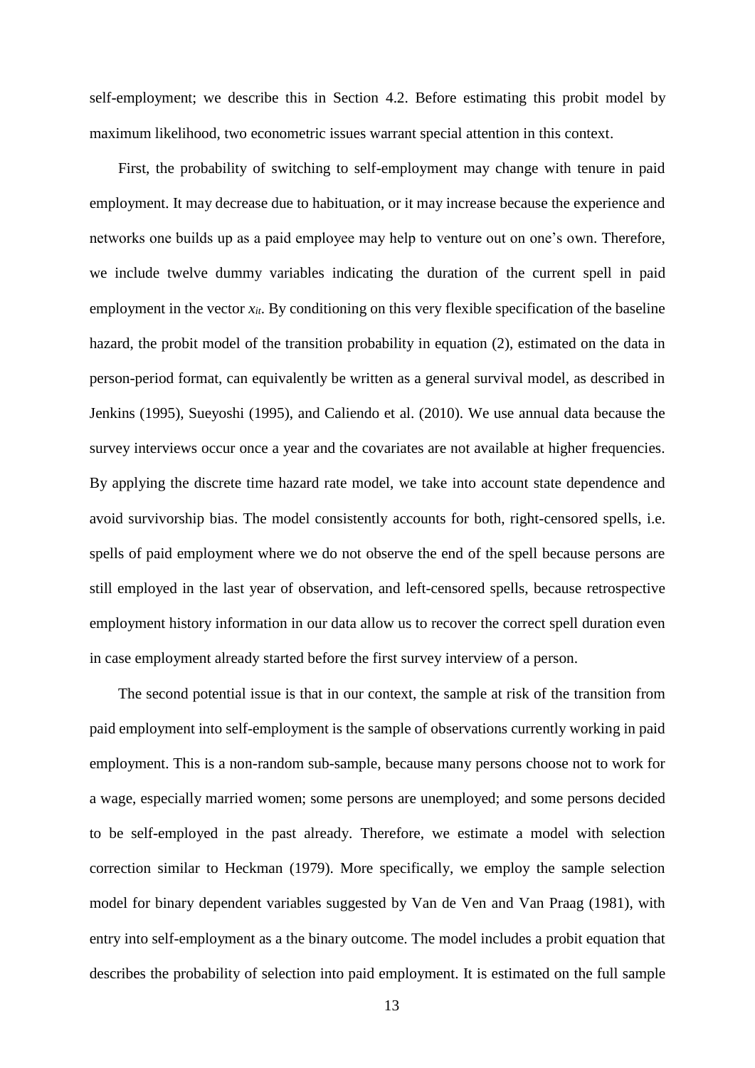self-employment; we describe this in Section 4.2. Before estimating this probit model by maximum likelihood, two econometric issues warrant special attention in this context.

First, the probability of switching to self-employment may change with tenure in paid employment. It may decrease due to habituation, or it may increase because the experience and networks one builds up as a paid employee may help to venture out on one's own. Therefore, we include twelve dummy variables indicating the duration of the current spell in paid employment in the vector $x_{it}$. By conditioning on this very flexible specification of the baseline hazard, the probit model of the transition probability in equation (2), estimated on the data in person-period format, can equivalently be written as a general survival model, as described in Jenkins (1995), Sueyoshi (1995), and Caliendo et al. (2010). We use annual data because the survey interviews occur once a year and the covariates are not available at higher frequencies. By applying the discrete time hazard rate model, we take into account state dependence and avoid survivorship bias. The model consistently accounts for both, right-censored spells, i.e. spells of paid employment where we do not observe the end of the spell because persons are still employed in the last year of observation, and left-censored spells, because retrospective employment history information in our data allow us to recover the correct spell duration even in case employment already started before the first survey interview of a person.

The second potential issue is that in our context, the sample at risk of the transition from paid employment into self-employment is the sample of observations currently working in paid employment. This is a non-random sub-sample, because many persons choose not to work for a wage, especially married women; some persons are unemployed; and some persons decided to be self-employed in the past already. Therefore, we estimate a model with selection correction similar to Heckman (1979). More specifically, we employ the sample selection model for binary dependent variables suggested by Van de Ven and Van Praag (1981), with entry into self-employment as a the binary outcome. The model includes a probit equation that describes the probability of selection into paid employment. It is estimated on the full sample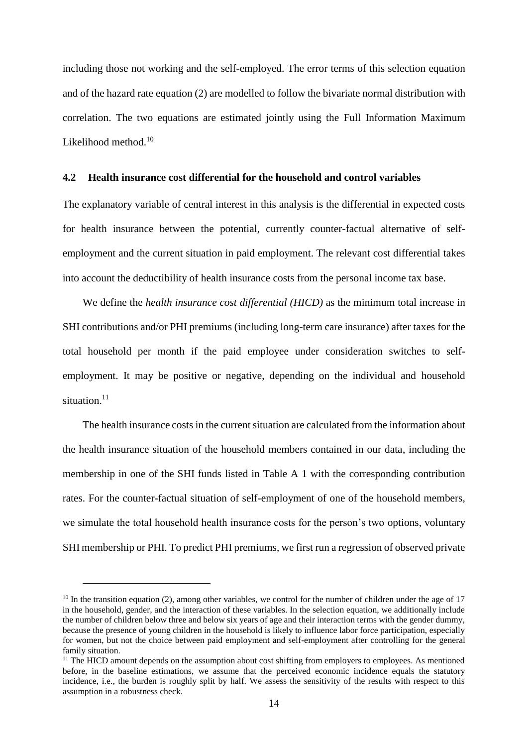including those not working and the self-employed. The error terms of this selection equation and of the hazard rate equation (2) are modelled to follow the bivariate normal distribution with correlation. The two equations are estimated jointly using the Full Information Maximum Likelihood method.[10]

### 4.2 Health insurance cost differential for the household and control variables

The explanatory variable of central interest in this analysis is the differential in expected costs for health insurance between the potential, currently counter-factual alternative of self-employment and the current situation in paid employment. The relevant cost differential takes into account the deductibility of health insurance costs from the personal income tax base.

We define the *health insurance cost differential (HICD)* as the minimum total increase in SHI contributions and/or PHI premiums (including long-term care insurance) after taxes for the total household per month if the paid employee under consideration switches to self-employment. It may be positive or negative, depending on the individual and household situation.[11]

The health insurance costs in the current situation are calculated from the information about the health insurance situation of the household members contained in our data, including the membership in one of the SHI funds listed in Table A 1 with the corresponding contribution rates. For the counter-factual situation of self-employment of one of the household members, we simulate the total household health insurance costs for the person's two options, voluntary SHI membership or PHI. To predict PHI premiums, we first run a regression of observed private

---

[10] In the transition equation (2), among other variables, we control for the number of children under the age of 17 in the household, gender, and the interaction of these variables. In the selection equation, we additionally include the number of children below three and below six years of age and their interaction terms with the gender dummy, because the presence of young children in the household is likely to influence labor force participation, especially for women, but not the choice between paid employment and self-employment after controlling for the general family situation.

[11] The HICD amount depends on the assumption about cost shifting from employers to employees. As mentioned before, in the baseline estimations, we assume that the perceived economic incidence equals the statutory incidence, i.e., the burden is roughly split by half. We assess the sensitivity of the results with respect to this assumption in a robustness check.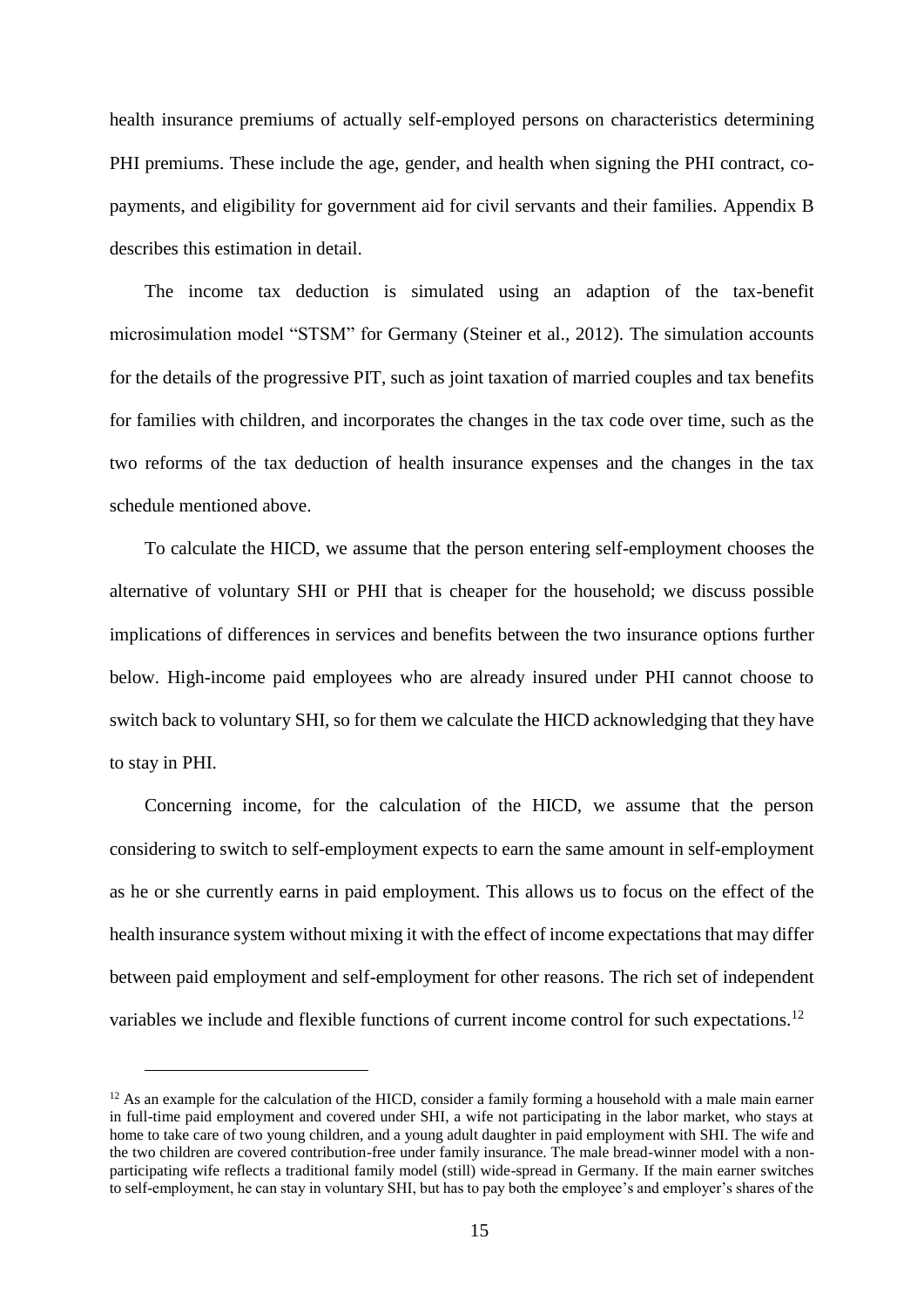health insurance premiums of actually self-employed persons on characteristics determining PHI premiums. These include the age, gender, and health when signing the PHI contract, co-payments, and eligibility for government aid for civil servants and their families. Appendix B describes this estimation in detail.

The income tax deduction is simulated using an adaption of the tax-benefit microsimulation model "STSM" for Germany (Steiner et al., 2012). The simulation accounts for the details of the progressive PIT, such as joint taxation of married couples and tax benefits for families with children, and incorporates the changes in the tax code over time, such as the two reforms of the tax deduction of health insurance expenses and the changes in the tax schedule mentioned above.

To calculate the HICD, we assume that the person entering self-employment chooses the alternative of voluntary SHI or PHI that is cheaper for the household; we discuss possible implications of differences in services and benefits between the two insurance options further below. High-income paid employees who are already insured under PHI cannot choose to switch back to voluntary SHI, so for them we calculate the HICD acknowledging that they have to stay in PHI.

Concerning income, for the calculation of the HICD, we assume that the person considering to switch to self-employment expects to earn the same amount in self-employment as he or she currently earns in paid employment. This allows us to focus on the effect of the health insurance system without mixing it with the effect of income expectations that may differ between paid employment and self-employment for other reasons. The rich set of independent variables we include and flexible functions of current income control for such expectations.[12]

[12] As an example for the calculation of the HICD, consider a family forming a household with a male main earner in full-time paid employment and covered under SHI, a wife not participating in the labor market, who stays at home to take care of two young children, and a young adult daughter in paid employment with SHI. The wife and the two children are covered contribution-free under family insurance. The male bread-winner model with a non-participating wife reflects a traditional family model (still) wide-spread in Germany. If the main earner switches to self-employment, he can stay in voluntary SHI, but has to pay both the employee's and employer's shares of the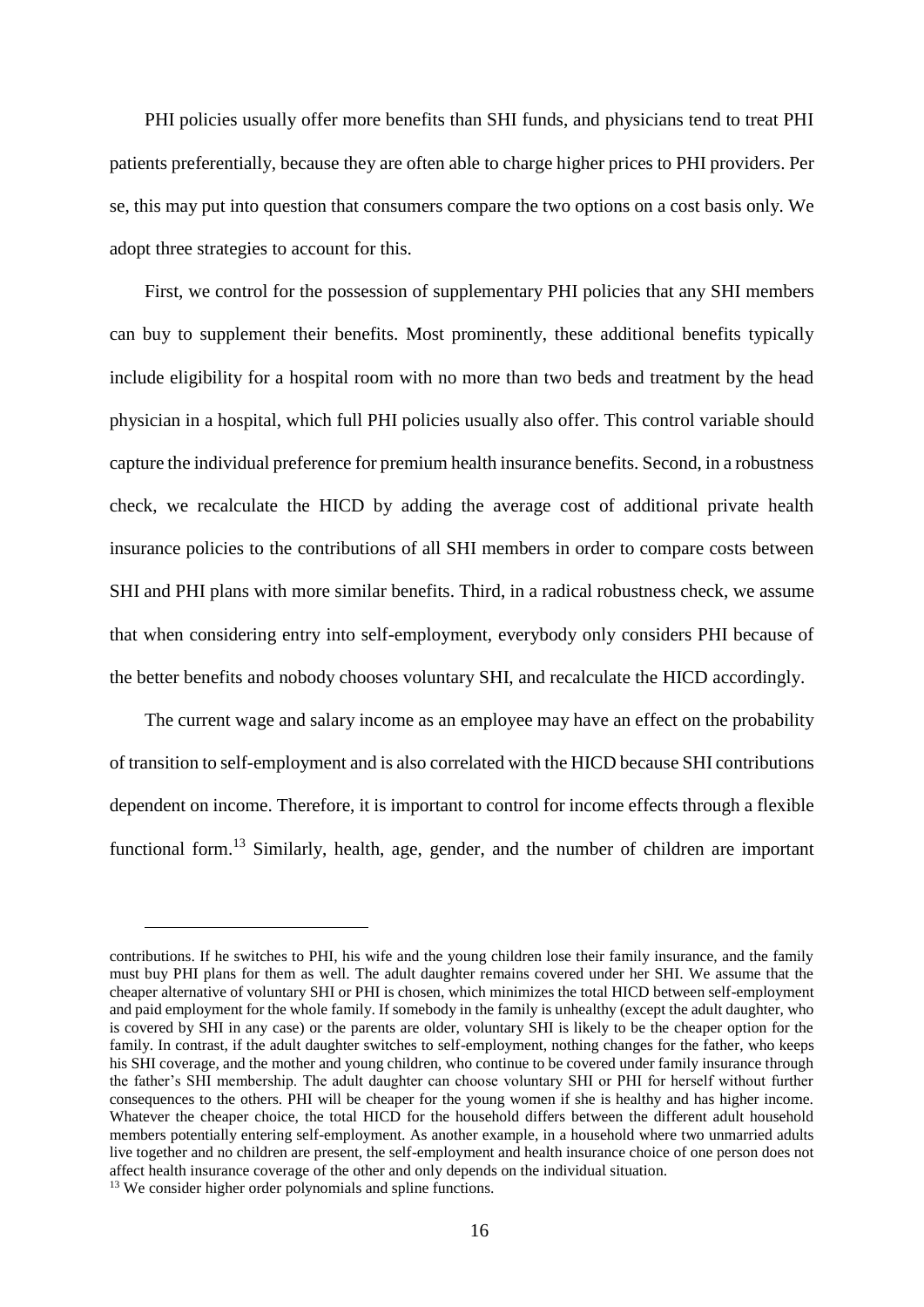PHI policies usually offer more benefits than SHI funds, and physicians tend to treat PHI patients preferentially, because they are often able to charge higher prices to PHI providers. Per se, this may put into question that consumers compare the two options on a cost basis only. We adopt three strategies to account for this.

First, we control for the possession of supplementary PHI policies that any SHI members can buy to supplement their benefits. Most prominently, these additional benefits typically include eligibility for a hospital room with no more than two beds and treatment by the head physician in a hospital, which full PHI policies usually also offer. This control variable should capture the individual preference for premium health insurance benefits. Second, in a robustness check, we recalculate the HICD by adding the average cost of additional private health insurance policies to the contributions of all SHI members in order to compare costs between SHI and PHI plans with more similar benefits. Third, in a radical robustness check, we assume that when considering entry into self-employment, everybody only considers PHI because of the better benefits and nobody chooses voluntary SHI, and recalculate the HICD accordingly.

The current wage and salary income as an employee may have an effect on the probability of transition to self-employment and is also correlated with the HICD because SHI contributions dependent on income. Therefore, it is important to control for income effects through a flexible functional form.[13] Similarly, health, age, gender, and the number of children are important

---

contributions. If he switches to PHI, his wife and the young children lose their family insurance, and the family must buy PHI plans for them as well. The adult daughter remains covered under her SHI. We assume that the cheaper alternative of voluntary SHI or PHI is chosen, which minimizes the total HICD between self-employment and paid employment for the whole family. If somebody in the family is unhealthy (except the adult daughter, who is covered by SHI in any case) or the parents are older, voluntary SHI is likely to be the cheaper option for the family. In contrast, if the adult daughter switches to self-employment, nothing changes for the father, who keeps his SHI coverage, and the mother and young children, who continue to be covered under family insurance through the father's SHI membership. The adult daughter can choose voluntary SHI or PHI for herself without further consequences to the others. PHI will be cheaper for the young women if she is healthy and has higher income. Whatever the cheaper choice, the total HICD for the household differs between the different adult household members potentially entering self-employment. As another example, in a household where two unmarried adults live together and no children are present, the self-employment and health insurance choice of one person does not affect health insurance coverage of the other and only depends on the individual situation.

[13] We consider higher order polynomials and spline functions.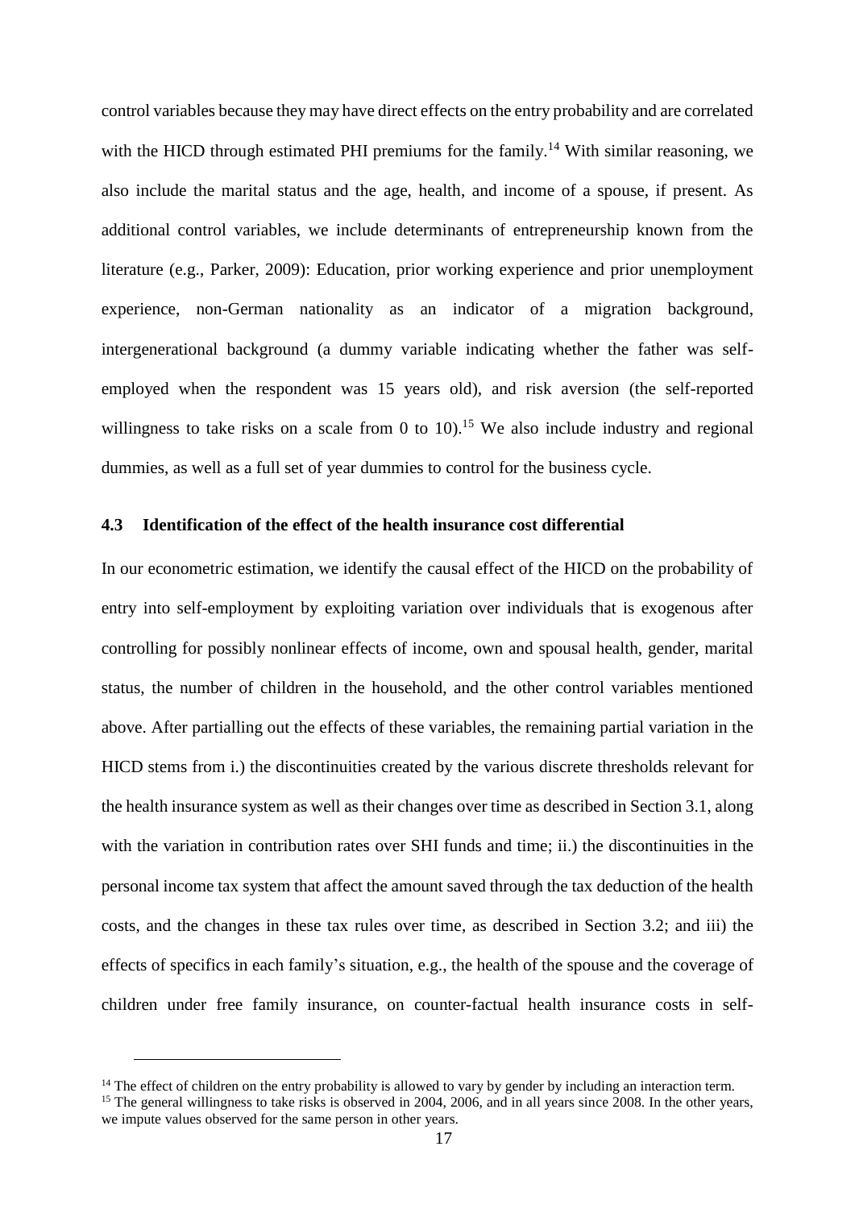control variables because they may have direct effects on the entry probability and are correlated with the HICD through estimated PHI premiums for the family.[14] With similar reasoning, we also include the marital status and the age, health, and income of a spouse, if present. As additional control variables, we include determinants of entrepreneurship known from the literature (e.g., Parker, 2009): Education, prior working experience and prior unemployment experience, non-German nationality as an indicator of a migration background, intergenerational background (a dummy variable indicating whether the father was self-employed when the respondent was 15 years old), and risk aversion (the self-reported willingness to take risks on a scale from 0 to 10).[15] We also include industry and regional dummies, as well as a full set of year dummies to control for the business cycle.

### 4.3 Identification of the effect of the health insurance cost differential

In our econometric estimation, we identify the causal effect of the HICD on the probability of entry into self-employment by exploiting variation over individuals that is exogenous after controlling for possibly nonlinear effects of income, own and spousal health, gender, marital status, the number of children in the household, and the other control variables mentioned above. After partialling out the effects of these variables, the remaining partial variation in the HICD stems from i.) the discontinuities created by the various discrete thresholds relevant for the health insurance system as well as their changes over time as described in Section 3.1, along with the variation in contribution rates over SHI funds and time; ii.) the discontinuities in the personal income tax system that affect the amount saved through the tax deduction of the health costs, and the changes in these tax rules over time, as described in Section 3.2; and iii) the effects of specifics in each family's situation, e.g., the health of the spouse and the coverage of children under free family insurance, on counter-factual health insurance costs in self-

[14] The effect of children on the entry probability is allowed to vary by gender by including an interaction term.

[15] The general willingness to take risks is observed in 2004, 2006, and in all years since 2008. In the other years, we impute values observed for the same person in other years.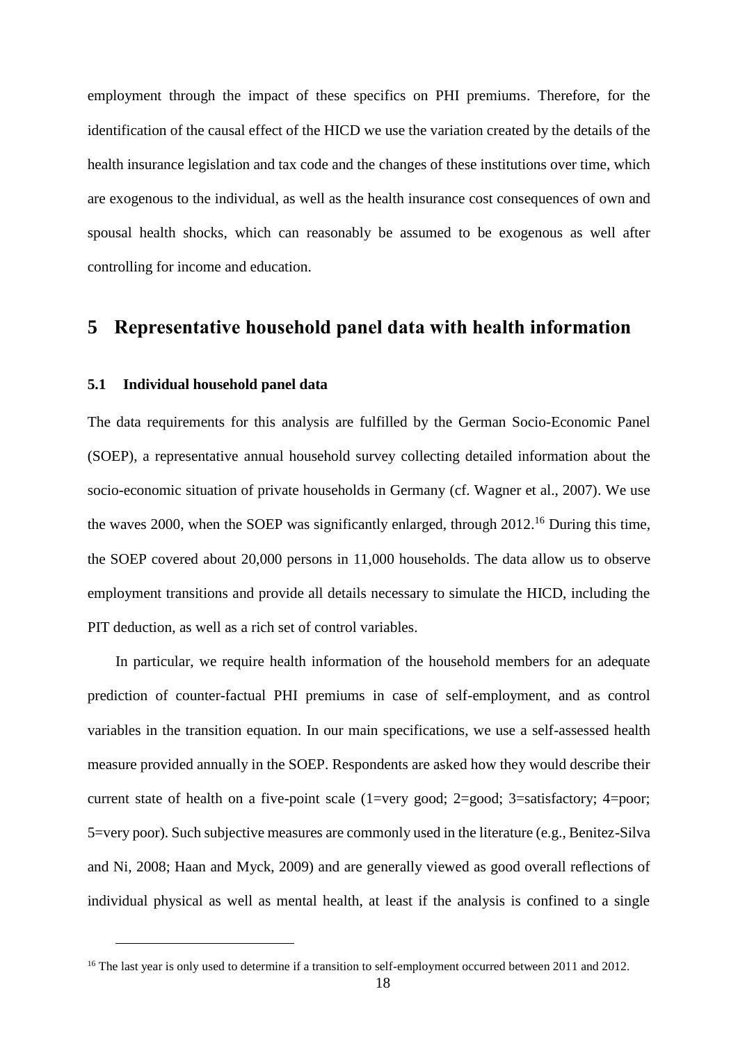employment through the impact of these specifics on PHI premiums. Therefore, for the identification of the causal effect of the HICD we use the variation created by the details of the health insurance legislation and tax code and the changes of these institutions over time, which are exogenous to the individual, as well as the health insurance cost consequences of own and spousal health shocks, which can reasonably be assumed to be exogenous as well after controlling for income and education.

# 5 Representative household panel data with health information

### 5.1 Individual household panel data

The data requirements for this analysis are fulfilled by the German Socio-Economic Panel (SOEP), a representative annual household survey collecting detailed information about the socio-economic situation of private households in Germany (cf. Wagner et al., 2007). We use the waves 2000, when the SOEP was significantly enlarged, through 2012.[16] During this time, the SOEP covered about 20,000 persons in 11,000 households. The data allow us to observe employment transitions and provide all details necessary to simulate the HICD, including the PIT deduction, as well as a rich set of control variables.

In particular, we require health information of the household members for an adequate prediction of counter-factual PHI premiums in case of self-employment, and as control variables in the transition equation. In our main specifications, we use a self-assessed health measure provided annually in the SOEP. Respondents are asked how they would describe their current state of health on a five-point scale (1=very good; 2=good; 3=satisfactory; 4=poor; 5=very poor). Such subjective measures are commonly used in the literature (e.g., Benitez-Silva and Ni, 2008; Haan and Myck, 2009) and are generally viewed as good overall reflections of individual physical as well as mental health, at least if the analysis is confined to a single

[16] The last year is only used to determine if a transition to self-employment occurred between 2011 and 2012.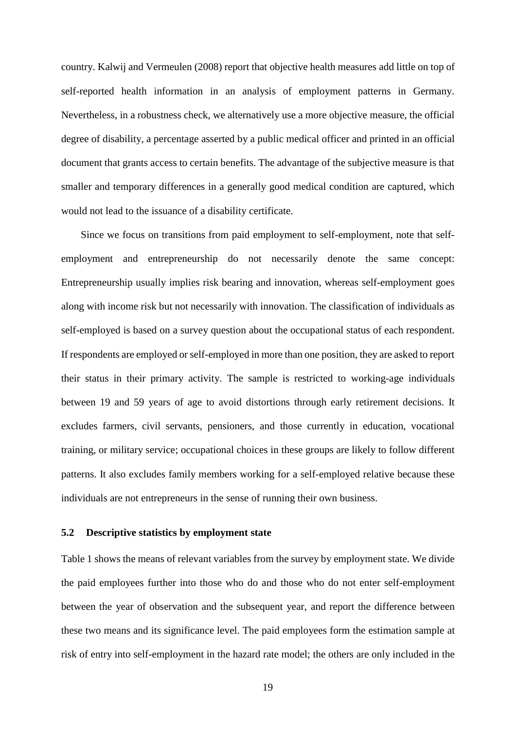country. Kalwij and Vermeulen (2008) report that objective health measures add little on top of self-reported health information in an analysis of employment patterns in Germany. Nevertheless, in a robustness check, we alternatively use a more objective measure, the official degree of disability, a percentage asserted by a public medical officer and printed in an official document that grants access to certain benefits. The advantage of the subjective measure is that smaller and temporary differences in a generally good medical condition are captured, which would not lead to the issuance of a disability certificate.

Since we focus on transitions from paid employment to self-employment, note that self-employment and entrepreneurship do not necessarily denote the same concept: Entrepreneurship usually implies risk bearing and innovation, whereas self-employment goes along with income risk but not necessarily with innovation. The classification of individuals as self-employed is based on a survey question about the occupational status of each respondent. If respondents are employed or self-employed in more than one position, they are asked to report their status in their primary activity. The sample is restricted to working-age individuals between 19 and 59 years of age to avoid distortions through early retirement decisions. It excludes farmers, civil servants, pensioners, and those currently in education, vocational training, or military service; occupational choices in these groups are likely to follow different patterns. It also excludes family members working for a self-employed relative because these individuals are not entrepreneurs in the sense of running their own business.

### 5.2 Descriptive statistics by employment state

Table 1 shows the means of relevant variables from the survey by employment state. We divide the paid employees further into those who do and those who do not enter self-employment between the year of observation and the subsequent year, and report the difference between these two means and its significance level. The paid employees form the estimation sample at risk of entry into self-employment in the hazard rate model; the others are only included in the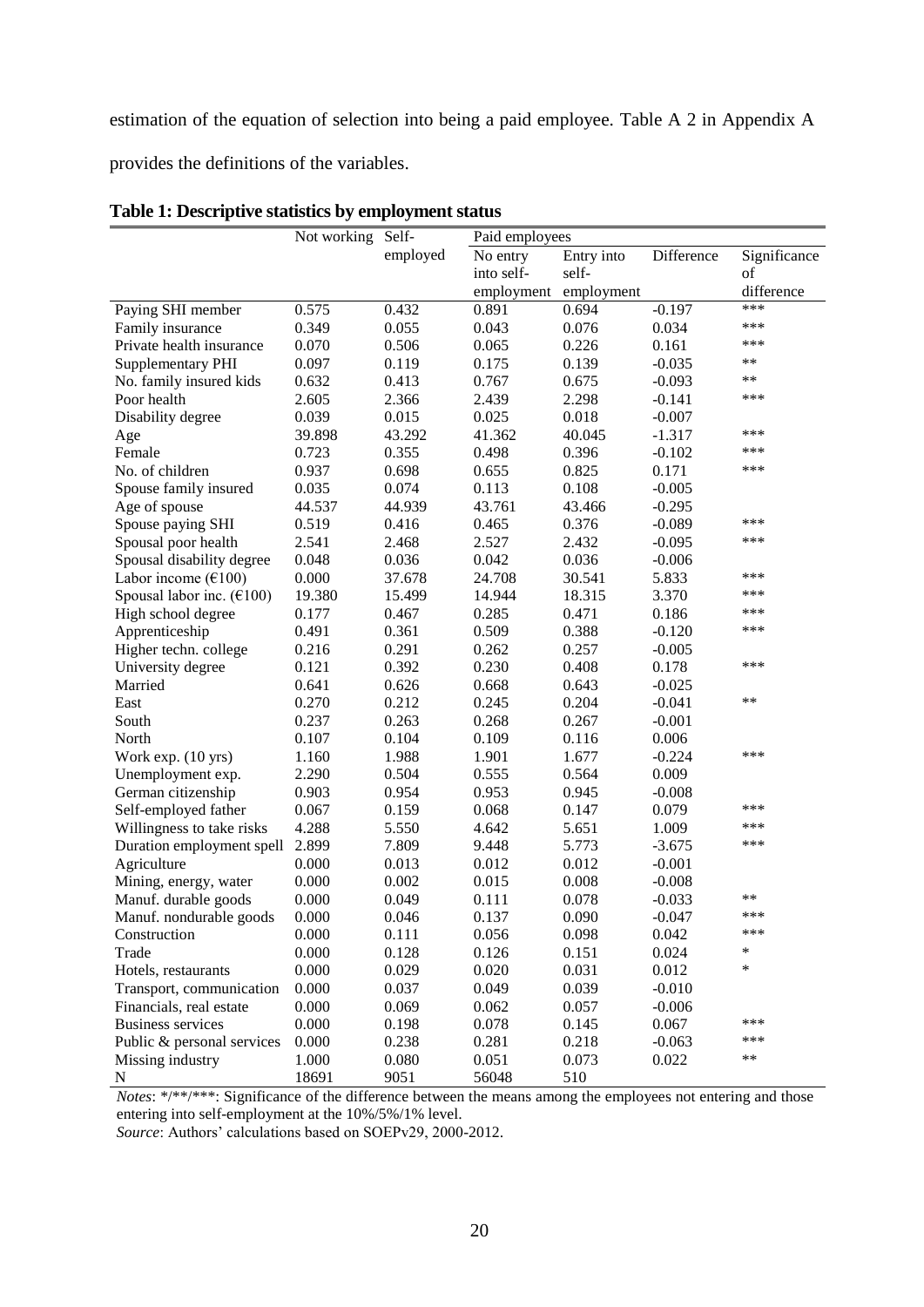estimation of the equation of selection into being a paid employee. Table A 2 in Appendix A provides the definitions of the variables.

**Table 1: Descriptive statistics by employment status**

| | Not working | Self-employed | Paid employees | | | |
|---|---|---|---|---|---|---|
| | | | No entry into self-employment | Entry into self-employment | Difference | Significance of difference |
| Paying SHI member | 0.575 | 0.432 | 0.891 | 0.694 | -0.197 | *** |
| Family insurance | 0.349 | 0.055 | 0.043 | 0.076 | 0.034 | *** |
| Private health insurance | 0.070 | 0.506 | 0.065 | 0.226 | 0.161 | *** |
| Supplementary PHI | 0.097 | 0.119 | 0.175 | 0.139 | -0.035 | ** |
| No. family insured kids | 0.632 | 0.413 | 0.767 | 0.675 | -0.093 | ** |
| Poor health | 2.605 | 2.366 | 2.439 | 2.298 | -0.141 | *** |
| Disability degree | 0.039 | 0.015 | 0.025 | 0.018 | -0.007 | |
| Age | 39.898 | 43.292 | 41.362 | 40.045 | -1.317 | *** |
| Female | 0.723 | 0.355 | 0.498 | 0.396 | -0.102 | *** |
| No. of children | 0.937 | 0.698 | 0.655 | 0.825 | 0.171 | *** |
| Spouse family insured | 0.035 | 0.074 | 0.113 | 0.108 | -0.005 | |
| Age of spouse | 44.537 | 44.939 | 43.761 | 43.466 | -0.295 | |
| Spouse paying SHI | 0.519 | 0.416 | 0.465 | 0.376 | -0.089 | *** |
| Spousal poor health | 2.541 | 2.468 | 2.527 | 2.432 | -0.095 | *** |
| Spousal disability degree | 0.048 | 0.036 | 0.042 | 0.036 | -0.006 | |
| Labor income (€100) | 0.000 | 37.678 | 24.708 | 30.541 | 5.833 | *** |
| Spousal labor inc. (€100) | 19.380 | 15.499 | 14.944 | 18.315 | 3.370 | *** |
| High school degree | 0.177 | 0.467 | 0.285 | 0.471 | 0.186 | *** |
| Apprenticeship | 0.491 | 0.361 | 0.509 | 0.388 | -0.120 | *** |
| Higher techn. college | 0.216 | 0.291 | 0.262 | 0.257 | -0.005 | |
| University degree | 0.121 | 0.392 | 0.230 | 0.408 | 0.178 | *** |
| Married | 0.641 | 0.626 | 0.668 | 0.643 | -0.025 | |
| East | 0.270 | 0.212 | 0.245 | 0.204 | -0.041 | ** |
| South | 0.237 | 0.263 | 0.268 | 0.267 | -0.001 | |
| North | 0.107 | 0.104 | 0.109 | 0.116 | 0.006 | |
| Work exp. (10 yrs) | 1.160 | 1.988 | 1.901 | 1.677 | -0.224 | *** |
| Unemployment exp. | 2.290 | 0.504 | 0.555 | 0.564 | 0.009 | |
| German citizenship | 0.903 | 0.954 | 0.953 | 0.945 | -0.008 | |
| Self-employed father | 0.067 | 0.159 | 0.068 | 0.147 | 0.079 | *** |
| Willingness to take risks | 4.288 | 5.550 | 4.642 | 5.651 | 1.009 | *** |
| Duration employment spell | 2.899 | 7.809 | 9.448 | 5.773 | -3.675 | *** |
| Agriculture | 0.000 | 0.013 | 0.012 | 0.012 | -0.001 | |
| Mining, energy, water | 0.000 | 0.002 | 0.015 | 0.008 | -0.008 | |
| Manuf. durable goods | 0.000 | 0.049 | 0.111 | 0.078 | -0.033 | ** |
| Manuf. nondurable goods | 0.000 | 0.046 | 0.137 | 0.090 | -0.047 | *** |
| Construction | 0.000 | 0.111 | 0.056 | 0.098 | 0.042 | *** |
| Trade | 0.000 | 0.128 | 0.126 | 0.151 | 0.024 | * |
| Hotels, restaurants | 0.000 | 0.029 | 0.020 | 0.031 | 0.012 | * |
| Transport, communication | 0.000 | 0.037 | 0.049 | 0.039 | -0.010 | |
| Financials, real estate | 0.000 | 0.069 | 0.062 | 0.057 | -0.006 | |
| Business services | 0.000 | 0.198 | 0.078 | 0.145 | 0.067 | *** |
| Public & personal services | 0.000 | 0.238 | 0.281 | 0.218 | -0.063 | *** |
| Missing industry | 1.000 | 0.080 | 0.051 | 0.073 | 0.022 | ** |
| N | 18691 | 9051 | 56048 | 510 | | |

*Notes*: */**/***: Significance of the difference between the means among the employees not entering and those entering into self-employment at the 10%/5%/1% level.
*Source*: Authors' calculations based on SOEPv29, 2000-2012.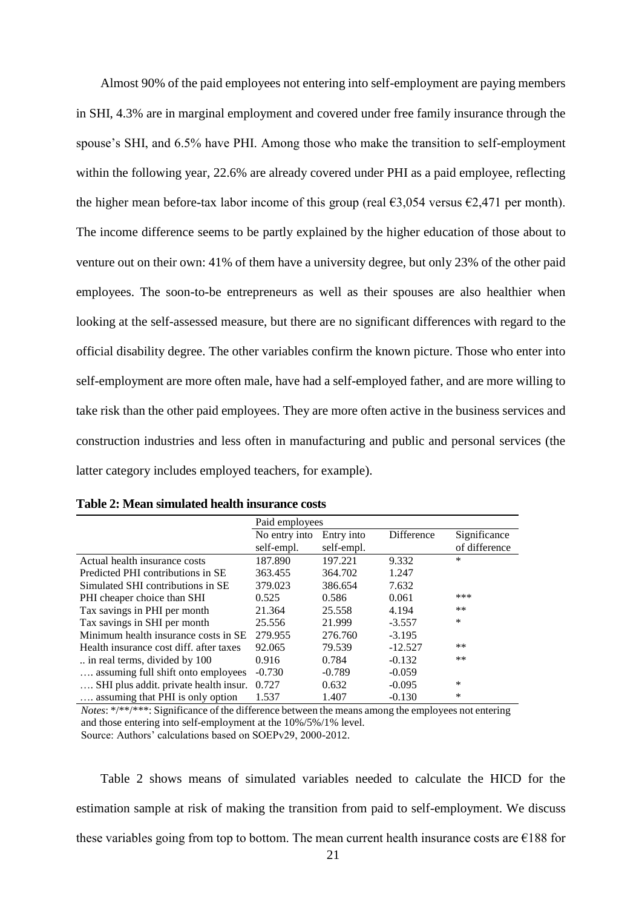Almost 90% of the paid employees not entering into self-employment are paying members in SHI, 4.3% are in marginal employment and covered under free family insurance through the spouse's SHI, and 6.5% have PHI. Among those who make the transition to self-employment within the following year, 22.6% are already covered under PHI as a paid employee, reflecting the higher mean before-tax labor income of this group (real €3,054 versus €2,471 per month). The income difference seems to be partly explained by the higher education of those about to venture out on their own: 41% of them have a university degree, but only 23% of the other paid employees. The soon-to-be entrepreneurs as well as their spouses are also healthier when looking at the self-assessed measure, but there are no significant differences with regard to the official disability degree. The other variables confirm the known picture. Those who enter into self-employment are more often male, have had a self-employed father, and are more willing to take risk than the other paid employees. They are more often active in the business services and construction industries and less often in manufacturing and public and personal services (the latter category includes employed teachers, for example).

**Table 2: Mean simulated health insurance costs**

| | Paid employees | | | |
|---|---|---|---|---|
| | No entry into self-empl. | Entry into self-empl. | Difference | Significance of difference |
| Actual health insurance costs | 187.890 | 197.221 | 9.332 | * |
| Predicted PHI contributions in SE | 363.455 | 364.702 | 1.247 | |
| Simulated SHI contributions in SE | 379.023 | 386.654 | 7.632 | |
| PHI cheaper choice than SHI | 0.525 | 0.586 | 0.061 | *** |
| Tax savings in PHI per month | 21.364 | 25.558 | 4.194 | ** |
| Tax savings in SHI per month | 25.556 | 21.999 | -3.557 | * |
| Minimum health insurance costs in SE | 279.955 | 276.760 | -3.195 | |
| Health insurance cost diff. after taxes | 92.065 | 79.539 | -12.527 | ** |
| .. in real terms, divided by 100 | 0.916 | 0.784 | -0.132 | ** |
| …. assuming full shift onto employees | -0.730 | -0.789 | -0.059 | |
| …. SHI plus addit. private health insur. | 0.727 | 0.632 | -0.095 | * |
| …. assuming that PHI is only option | 1.537 | 1.407 | -0.130 | * |

*Notes*: \*/\*\*/\*\*\*: Significance of the difference between the means among the employees not entering and those entering into self-employment at the 10%/5%/1% level.
Source: Authors' calculations based on SOEPv29, 2000-2012.

Table 2 shows means of simulated variables needed to calculate the HICD for the estimation sample at risk of making the transition from paid to self-employment. We discuss these variables going from top to bottom. The mean current health insurance costs are €188 for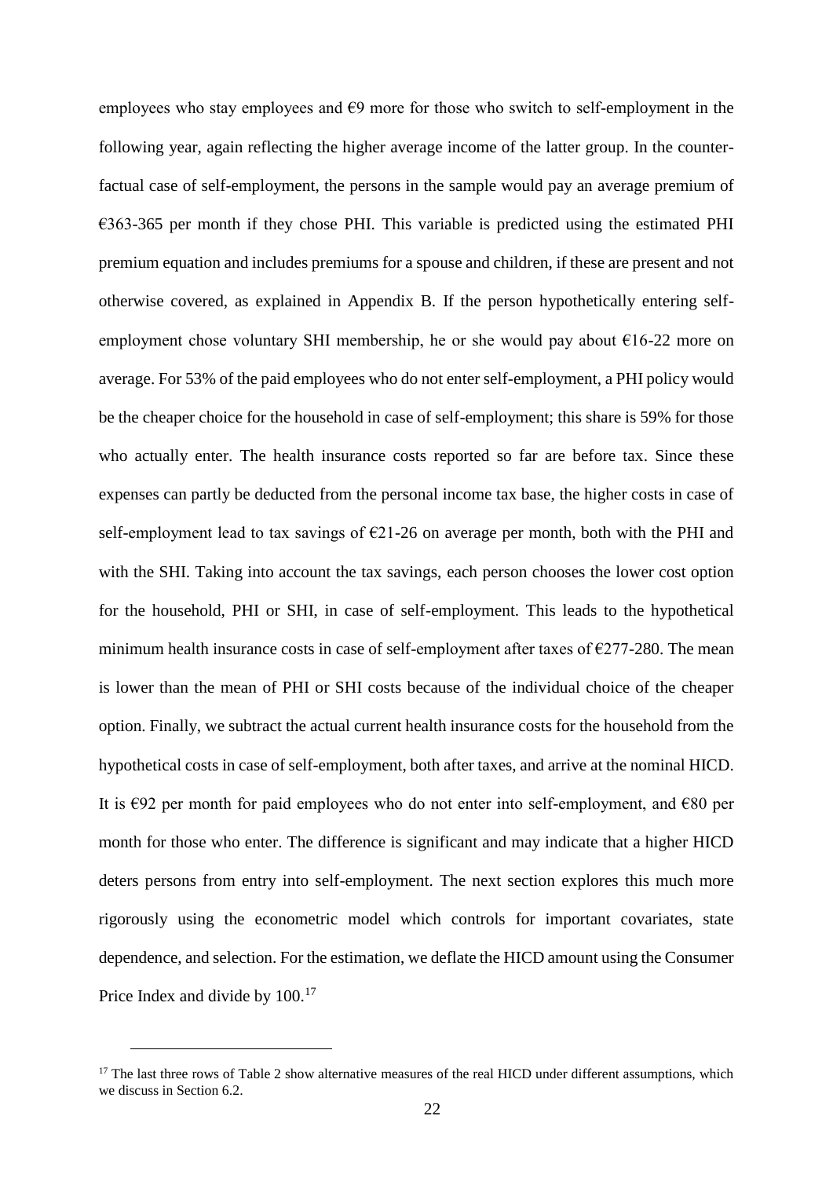employees who stay employees and €9 more for those who switch to self-employment in the following year, again reflecting the higher average income of the latter group. In the counterfactual case of self-employment, the persons in the sample would pay an average premium of €363-365 per month if they chose PHI. This variable is predicted using the estimated PHI premium equation and includes premiums for a spouse and children, if these are present and not otherwise covered, as explained in Appendix B. If the person hypothetically entering self-employment chose voluntary SHI membership, he or she would pay about €16-22 more on average. For 53% of the paid employees who do not enter self-employment, a PHI policy would be the cheaper choice for the household in case of self-employment; this share is 59% for those who actually enter. The health insurance costs reported so far are before tax. Since these expenses can partly be deducted from the personal income tax base, the higher costs in case of self-employment lead to tax savings of €21-26 on average per month, both with the PHI and with the SHI. Taking into account the tax savings, each person chooses the lower cost option for the household, PHI or SHI, in case of self-employment. This leads to the hypothetical minimum health insurance costs in case of self-employment after taxes of €277-280. The mean is lower than the mean of PHI or SHI costs because of the individual choice of the cheaper option. Finally, we subtract the actual current health insurance costs for the household from the hypothetical costs in case of self-employment, both after taxes, and arrive at the nominal HICD. It is €92 per month for paid employees who do not enter into self-employment, and €80 per month for those who enter. The difference is significant and may indicate that a higher HICD deters persons from entry into self-employment. The next section explores this much more rigorously using the econometric model which controls for important covariates, state dependence, and selection. For the estimation, we deflate the HICD amount using the Consumer Price Index and divide by 100.[17]

[17] The last three rows of Table 2 show alternative measures of the real HICD under different assumptions, which we discuss in Section 6.2.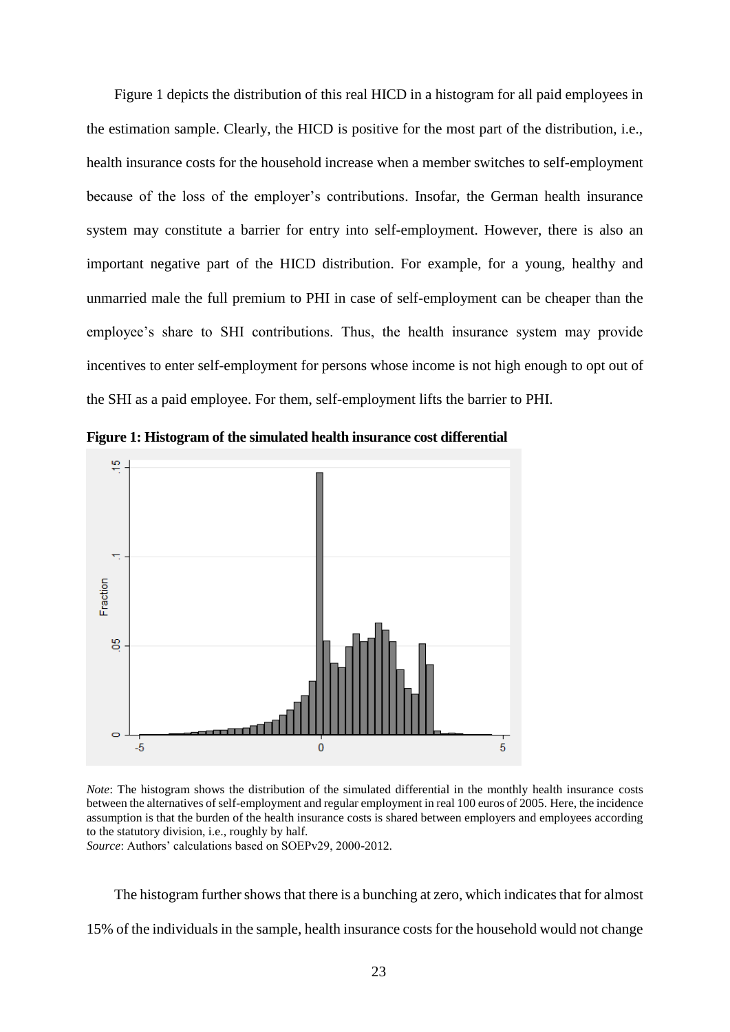Figure 1 depicts the distribution of this real HICD in a histogram for all paid employees in the estimation sample. Clearly, the HICD is positive for the most part of the distribution, i.e., health insurance costs for the household increase when a member switches to self-employment because of the loss of the employer's contributions. Insofar, the German health insurance system may constitute a barrier for entry into self-employment. However, there is also an important negative part of the HICD distribution. For example, for a young, healthy and unmarried male the full premium to PHI in case of self-employment can be cheaper than the employee's share to SHI contributions. Thus, the health insurance system may provide incentives to enter self-employment for persons whose income is not high enough to opt out of the SHI as a paid employee. For them, self-employment lifts the barrier to PHI.

**Figure 1: Histogram of the simulated health insurance cost differential**

*Note*: The histogram shows the distribution of the simulated differential in the monthly health insurance costs between the alternatives of self-employment and regular employment in real 100 euros of 2005. Here, the incidence assumption is that the burden of the health insurance costs is shared between employers and employees according to the statutory division, i.e., roughly by half.
*Source*: Authors' calculations based on SOEPv29, 2000-2012.

The histogram further shows that there is a bunching at zero, which indicates that for almost 15% of the individuals in the sample, health insurance costs for the household would not change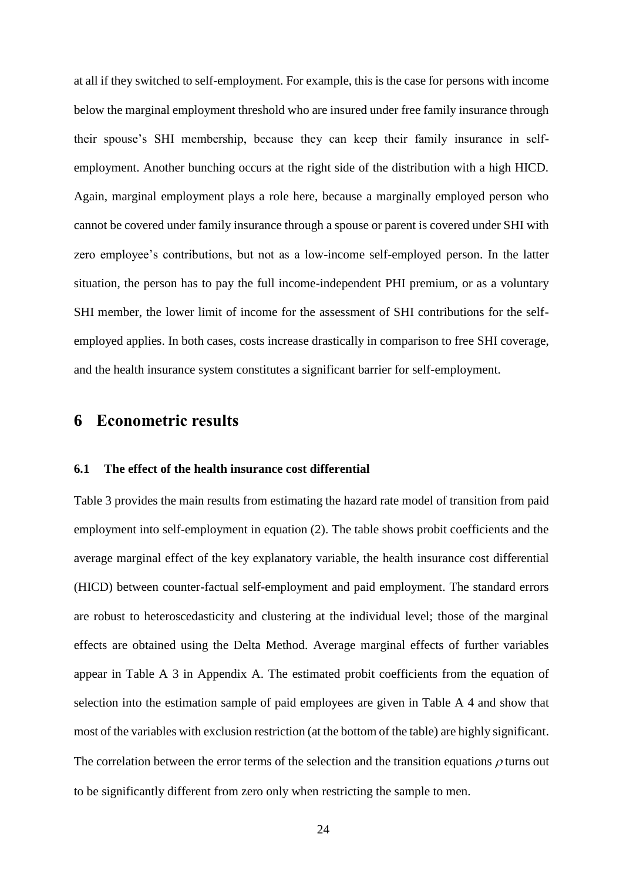at all if they switched to self-employment. For example, this is the case for persons with income below the marginal employment threshold who are insured under free family insurance through their spouse's SHI membership, because they can keep their family insurance in self-employment. Another bunching occurs at the right side of the distribution with a high HICD. Again, marginal employment plays a role here, because a marginally employed person who cannot be covered under family insurance through a spouse or parent is covered under SHI with zero employee's contributions, but not as a low-income self-employed person. In the latter situation, the person has to pay the full income-independent PHI premium, or as a voluntary SHI member, the lower limit of income for the assessment of SHI contributions for the self-employed applies. In both cases, costs increase drastically in comparison to free SHI coverage, and the health insurance system constitutes a significant barrier for self-employment.

# 6 Econometric results

## 6.1 The effect of the health insurance cost differential

Table 3 provides the main results from estimating the hazard rate model of transition from paid employment into self-employment in equation (2). The table shows probit coefficients and the average marginal effect of the key explanatory variable, the health insurance cost differential (HICD) between counter-factual self-employment and paid employment. The standard errors are robust to heteroscedasticity and clustering at the individual level; those of the marginal effects are obtained using the Delta Method. Average marginal effects of further variables appear in Table A 3 in Appendix A. The estimated probit coefficients from the equation of selection into the estimation sample of paid employees are given in Table A 4 and show that most of the variables with exclusion restriction (at the bottom of the table) are highly significant. The correlation between the error terms of the selection and the transition equations $\rho$ turns out to be significantly different from zero only when restricting the sample to men.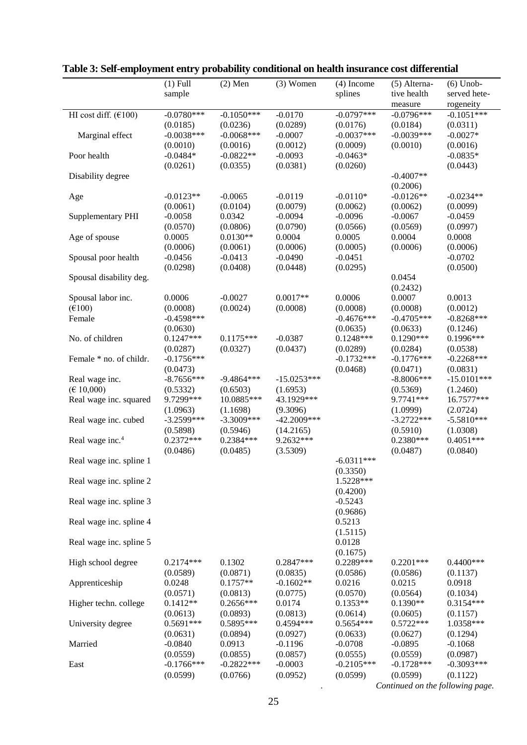## Table 3: Self-employment entry probability conditional on health insurance cost differential

| | (1) Full sample | (2) Men | (3) Women | (4) Income splines | (5) Alternative health measure | (6) Unobserved heterogeneity |
|---|---|---|---|---|---|---|
| HI cost diff. (€100) | -0.0780*** | -0.1050*** | -0.0170 | -0.0797*** | -0.0796*** | -0.1051*** |
| | (0.0185) | (0.0236) | (0.0289) | (0.0176) | (0.0184) | (0.0311) |
| Marginal effect | -0.0038*** | -0.0068*** | -0.0007 | -0.0037*** | -0.0039*** | -0.0027* |
| | (0.0010) | (0.0016) | (0.0012) | (0.0009) | (0.0010) | (0.0016) |
| Poor health | -0.0484* | -0.0822** | -0.0093 | -0.0463* | | -0.0835* |
| | (0.0261) | (0.0355) | (0.0381) | (0.0260) | | (0.0443) |
| Disability degree | | | | | -0.4007** | |
| | | | | | (0.2006) | |
| Age | -0.0123** | -0.0065 | -0.0119 | -0.0110* | -0.0126** | -0.0234** |
| | (0.0061) | (0.0104) | (0.0079) | (0.0062) | (0.0062) | (0.0099) |
| Supplementary PHI | -0.0058 | 0.0342 | -0.0094 | -0.0096 | -0.0067 | -0.0459 |
| | (0.0570) | (0.0806) | (0.0790) | (0.0566) | (0.0569) | (0.0997) |
| Age of spouse | 0.0005 | 0.0130** | 0.0004 | 0.0005 | 0.0004 | 0.0008 |
| | (0.0006) | (0.0061) | (0.0006) | (0.0005) | (0.0006) | (0.0006) |
| Spousal poor health | -0.0456 | -0.0413 | -0.0490 | -0.0451 | | -0.0702 |
| | (0.0298) | (0.0408) | (0.0448) | (0.0295) | | (0.0500) |
| Spousal disability deg. | | | | | 0.0454 | |
| | | | | | (0.2432) | |
| Spousal labor inc. (€100) | 0.0006 | -0.0027 | 0.0017** | 0.0006 | 0.0007 | 0.0013 |
| | (0.0008) | (0.0024) | (0.0008) | (0.0008) | (0.0008) | (0.0012) |
| Female | -0.4598*** | | | -0.4676*** | -0.4705*** | -0.8268*** |
| | (0.0630) | | | (0.0635) | (0.0633) | (0.1246) |
| No. of children | 0.1247*** | 0.1175*** | -0.0387 | 0.1248*** | 0.1290*** | 0.1996*** |
| | (0.0287) | (0.0327) | (0.0437) | (0.0289) | (0.0284) | (0.0538) |
| Female * no. of childr. | -0.1756*** | | | -0.1732*** | -0.1776*** | -0.2268*** |
| | (0.0473) | | | (0.0468) | (0.0471) | (0.0831) |
| Real wage inc. (€ 10,000) | -8.7656*** | -9.4864*** | -15.0253*** | | -8.8006*** | -15.0101*** |
| | (0.5332) | (0.6503) | (1.6953) | | (0.5369) | (1.2460) |
| Real wage inc. squared | 9.7299*** | 10.0885*** | 43.1929*** | | 9.7741*** | 16.7577*** |
| | (1.0963) | (1.1698) | (9.3096) | | (1.0999) | (2.0724) |
| Real wage inc. cubed | -3.2599*** | -3.3009*** | -42.2009*** | | -3.2722*** | -5.5810*** |
| | (0.5898) | (0.5946) | (14.2165) | | (0.5910) | (1.0308) |
| Real wage inc.[4] | 0.2372*** | 0.2384*** | 9.2632*** | | 0.2380*** | 0.4051*** |
| | (0.0486) | (0.0485) | (3.5309) | | (0.0487) | (0.0840) |
| Real wage inc. spline 1 | | | | -6.0311*** | | |
| | | | | (0.3350) | | |
| Real wage inc. spline 2 | | | | 1.5228*** | | |
| | | | | (0.4200) | | |
| Real wage inc. spline 3 | | | | -0.5243 | | |
| | | | | (0.9686) | | |
| Real wage inc. spline 4 | | | | 0.5213 | | |
| | | | | (1.5115) | | |
| Real wage inc. spline 5 | | | | 0.0128 | | |
| | | | | (0.1675) | | |
| High school degree | 0.2174*** | 0.1302 | 0.2847*** | 0.2289*** | 0.2201*** | 0.4400*** |
| | (0.0589) | (0.0871) | (0.0835) | (0.0586) | (0.0586) | (0.1137) |
| Apprenticeship | 0.0248 | 0.1757** | -0.1602** | 0.0216 | 0.0215 | 0.0918 |
| | (0.0571) | (0.0813) | (0.0775) | (0.0570) | (0.0564) | (0.1034) |
| Higher techn. college | 0.1412** | 0.2656*** | 0.0174 | 0.1353** | 0.1390** | 0.3154*** |
| | (0.0613) | (0.0893) | (0.0813) | (0.0614) | (0.0605) | (0.1157) |
| University degree | 0.5691*** | 0.5895*** | 0.4594*** | 0.5654*** | 0.5722*** | 1.0358*** |
| | (0.0631) | (0.0894) | (0.0927) | (0.0633) | (0.0627) | (0.1294) |
| Married | -0.0840 | 0.0913 | -0.1196 | -0.0708 | -0.0895 | -0.1068 |
| | (0.0559) | (0.0855) | (0.0857) | (0.0555) | (0.0559) | (0.0987) |
| East | -0.1766*** | -0.2822*** | -0.0003 | -0.2105*** | -0.1728*** | -0.3093*** |
| | (0.0599) | (0.0766) | (0.0952) | (0.0599) | (0.0599) | (0.1122) |

*Continued on the following page.*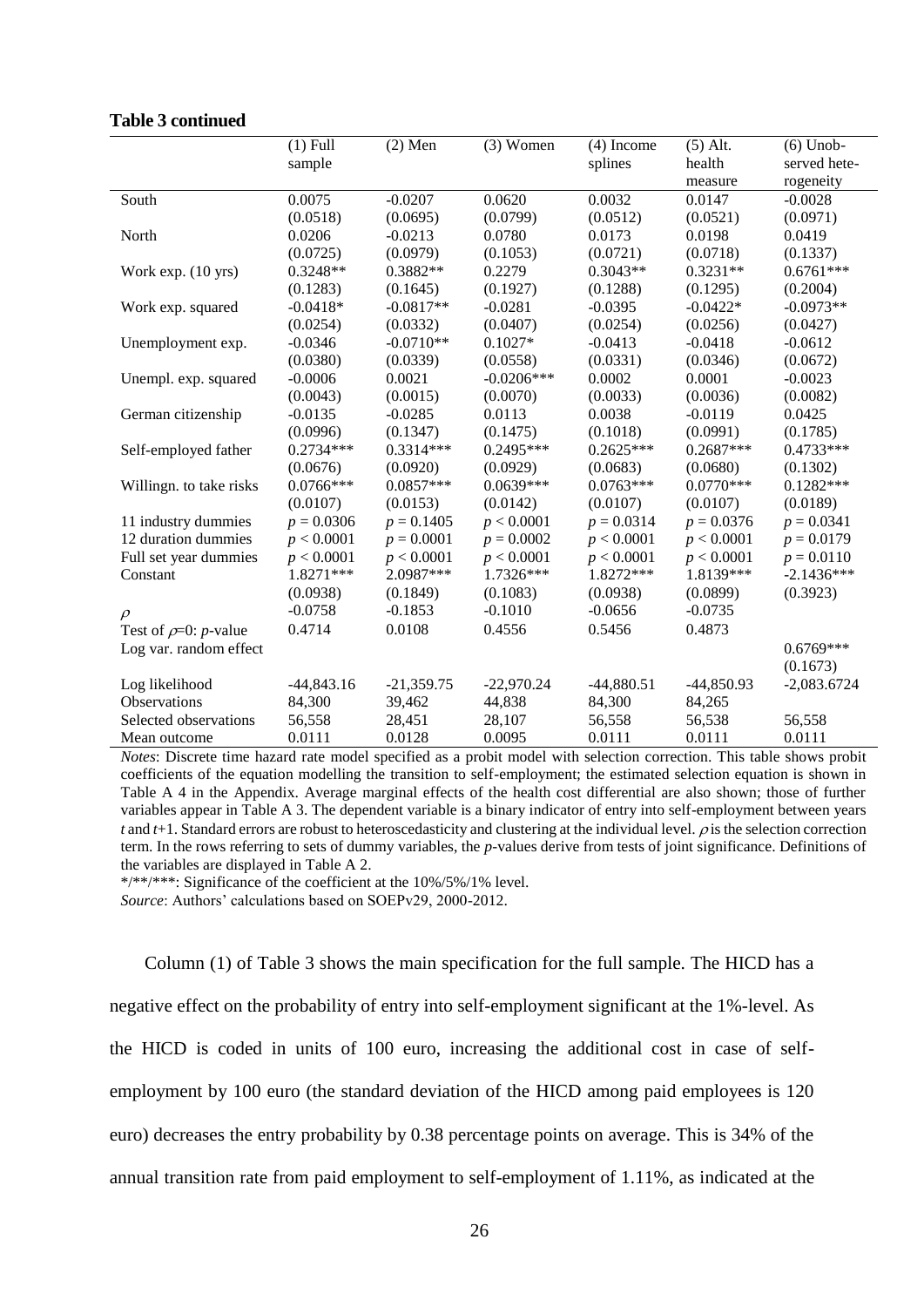**Table 3 continued**

| | (1) Full sample | (2) Men | (3) Women | (4) Income splines | (5) Alt. health measure | (6) Unob-served hete-rogeneity |
|---|---|---|---|---|---|---|
| South | 0.0075 | -0.0207 | 0.0620 | 0.0032 | 0.0147 | -0.0028 |
| | (0.0518) | (0.0695) | (0.0799) | (0.0512) | (0.0521) | (0.0971) |
| North | 0.0206 | -0.0213 | 0.0780 | 0.0173 | 0.0198 | 0.0419 |
| | (0.0725) | (0.0979) | (0.1053) | (0.0721) | (0.0718) | (0.1337) |
| Work exp. (10 yrs) | 0.3248** | 0.3882** | 0.2279 | 0.3043** | 0.3231** | 0.6761*** |
| | (0.1283) | (0.1645) | (0.1927) | (0.1288) | (0.1295) | (0.2004) |
| Work exp. squared | -0.0418* | -0.0817** | -0.0281 | -0.0395 | -0.0422* | -0.0973** |
| | (0.0254) | (0.0332) | (0.0407) | (0.0254) | (0.0256) | (0.0427) |
| Unemployment exp. | -0.0346 | -0.0710** | 0.1027* | -0.0413 | -0.0418 | -0.0612 |
| | (0.0380) | (0.0339) | (0.0558) | (0.0331) | (0.0346) | (0.0672) |
| Unempl. exp. squared | -0.0006 | 0.0021 | -0.0206*** | 0.0002 | 0.0001 | -0.0023 |
| | (0.0043) | (0.0015) | (0.0070) | (0.0033) | (0.0036) | (0.0082) |
| German citizenship | -0.0135 | -0.0285 | 0.0113 | 0.0038 | -0.0119 | 0.0425 |
| | (0.0996) | (0.1347) | (0.1475) | (0.1018) | (0.0991) | (0.1785) |
| Self-employed father | 0.2734*** | 0.3314*** | 0.2495*** | 0.2625*** | 0.2687*** | 0.4733*** |
| | (0.0676) | (0.0920) | (0.0929) | (0.0683) | (0.0680) | (0.1302) |
| Willingn. to take risks | 0.0766*** | 0.0857*** | 0.0639*** | 0.0763*** | 0.0770*** | 0.1282*** |
| | (0.0107) | (0.0153) | (0.0142) | (0.0107) | (0.0107) | (0.0189) |
| 11 industry dummies | $p = 0.0306$ | $p = 0.1405$ | $p < 0.0001$ | $p = 0.0314$ | $p = 0.0376$ | $p = 0.0341$ |
| 12 duration dummies | $p < 0.0001$ | $p = 0.0001$ | $p = 0.0002$ | $p < 0.0001$ | $p < 0.0001$ | $p = 0.0179$ |
| Full set year dummies | $p < 0.0001$ | $p < 0.0001$ | $p < 0.0001$ | $p < 0.0001$ | $p < 0.0001$ | $p = 0.0110$ |
| Constant | 1.8271*** | 2.0987*** | 1.7326*** | 1.8272*** | 1.8139*** | -2.1436*** |
| | (0.0938) | (0.1849) | (0.1083) | (0.0938) | (0.0899) | (0.3923) |
| $\rho$ | -0.0758 | -0.1853 | -0.1010 | -0.0656 | -0.0735 | |
| Test of $\rho$=0: $p$-value | 0.4714 | 0.0108 | 0.4556 | 0.5456 | 0.4873 | |
| Log var. random effect | | | | | | 0.6769*** |
| | | | | | | (0.1673) |
| Log likelihood | -44,843.16 | -21,359.75 | -22,970.24 | -44,880.51 | -44,850.93 | -2,083.6724 |
| Observations | 84,300 | 39,462 | 44,838 | 84,300 | 84,265 | |
| Selected observations | 56,558 | 28,451 | 28,107 | 56,558 | 56,538 | 56,558 |
| Mean outcome | 0.0111 | 0.0128 | 0.0095 | 0.0111 | 0.0111 | 0.0111 |

*Notes*: Discrete time hazard rate model specified as a probit model with selection correction. This table shows probit coefficients of the equation modelling the transition to self-employment; the estimated selection equation is shown in Table A 4 in the Appendix. Average marginal effects of the health cost differential are also shown; those of further variables appear in Table A 3. The dependent variable is a binary indicator of entry into self-employment between years $t$ and $t$+1. Standard errors are robust to heteroscedasticity and clustering at the individual level. $\rho$ is the selection correction term. In the rows referring to sets of dummy variables, the $p$-values derive from tests of joint significance. Definitions of the variables are displayed in Table A 2.

*/**/***: Significance of the coefficient at the 10%/5%/1% level.

*Source*: Authors' calculations based on SOEPv29, 2000-2012.

Column (1) of Table 3 shows the main specification for the full sample. The HICD has a negative effect on the probability of entry into self-employment significant at the 1%-level. As the HICD is coded in units of 100 euro, increasing the additional cost in case of self-employment by 100 euro (the standard deviation of the HICD among paid employees is 120 euro) decreases the entry probability by 0.38 percentage points on average. This is 34% of the annual transition rate from paid employment to self-employment of 1.11%, as indicated at the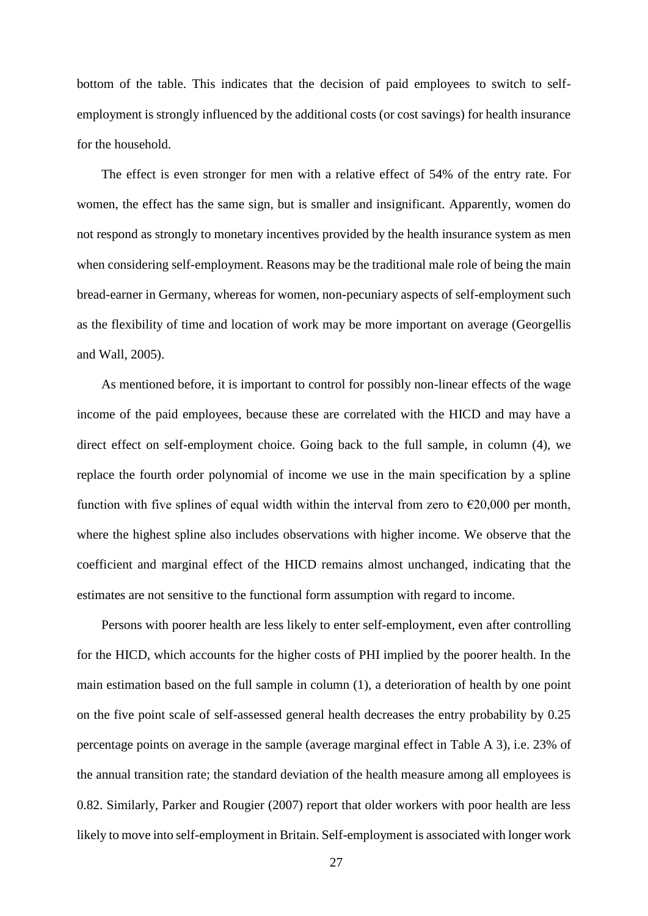bottom of the table. This indicates that the decision of paid employees to switch to self-employment is strongly influenced by the additional costs (or cost savings) for health insurance for the household.

The effect is even stronger for men with a relative effect of 54% of the entry rate. For women, the effect has the same sign, but is smaller and insignificant. Apparently, women do not respond as strongly to monetary incentives provided by the health insurance system as men when considering self-employment. Reasons may be the traditional male role of being the main bread-earner in Germany, whereas for women, non-pecuniary aspects of self-employment such as the flexibility of time and location of work may be more important on average (Georgellis and Wall, 2005).

As mentioned before, it is important to control for possibly non-linear effects of the wage income of the paid employees, because these are correlated with the HICD and may have a direct effect on self-employment choice. Going back to the full sample, in column (4), we replace the fourth order polynomial of income we use in the main specification by a spline function with five splines of equal width within the interval from zero to €20,000 per month, where the highest spline also includes observations with higher income. We observe that the coefficient and marginal effect of the HICD remains almost unchanged, indicating that the estimates are not sensitive to the functional form assumption with regard to income.

Persons with poorer health are less likely to enter self-employment, even after controlling for the HICD, which accounts for the higher costs of PHI implied by the poorer health. In the main estimation based on the full sample in column (1), a deterioration of health by one point on the five point scale of self-assessed general health decreases the entry probability by 0.25 percentage points on average in the sample (average marginal effect in Table A 3), i.e. 23% of the annual transition rate; the standard deviation of the health measure among all employees is 0.82. Similarly, Parker and Rougier (2007) report that older workers with poor health are less likely to move into self-employment in Britain. Self-employment is associated with longer work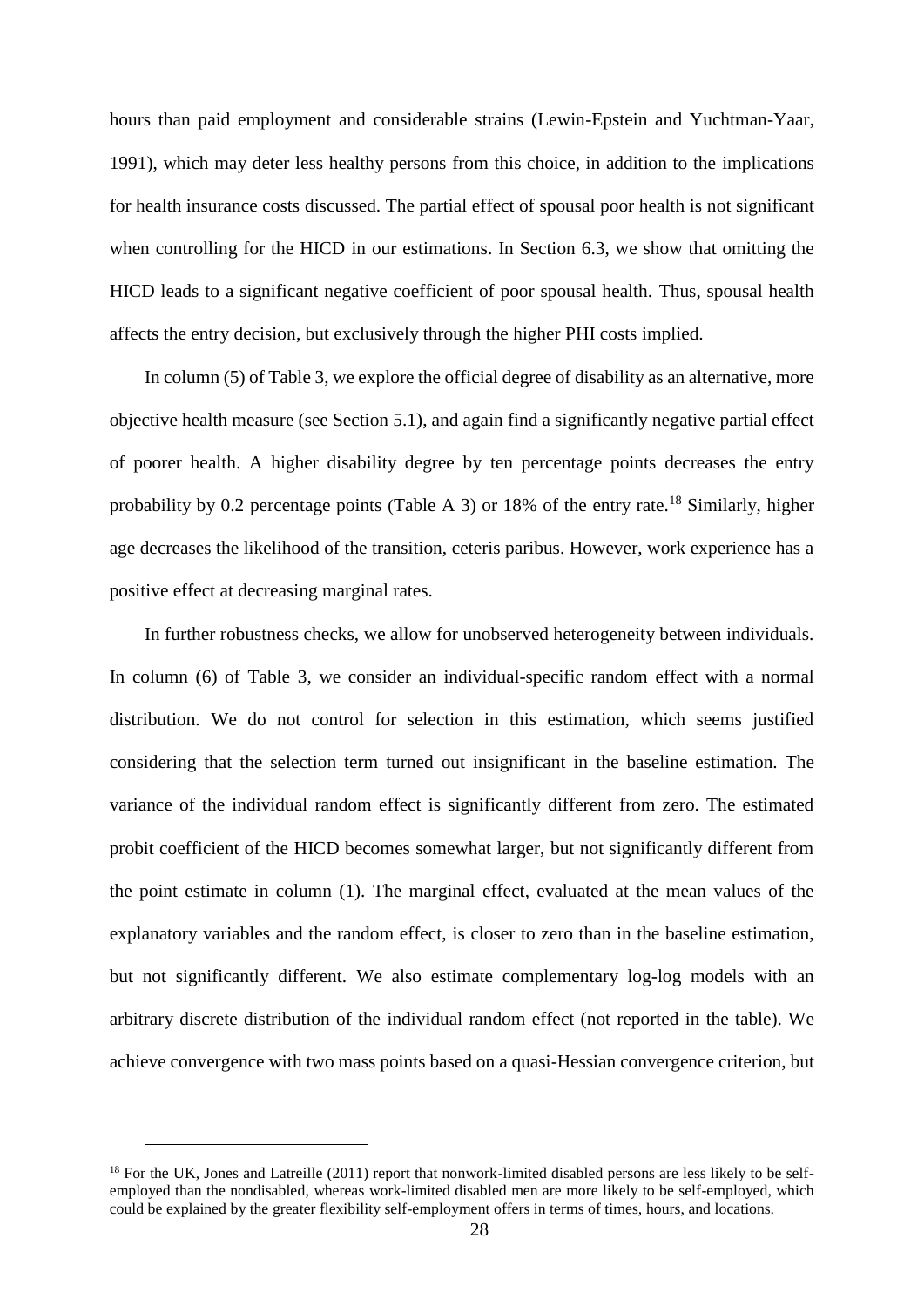hours than paid employment and considerable strains (Lewin-Epstein and Yuchtman-Yaar, 1991), which may deter less healthy persons from this choice, in addition to the implications for health insurance costs discussed. The partial effect of spousal poor health is not significant when controlling for the HICD in our estimations. In Section 6.3, we show that omitting the HICD leads to a significant negative coefficient of poor spousal health. Thus, spousal health affects the entry decision, but exclusively through the higher PHI costs implied.

In column (5) of Table 3, we explore the official degree of disability as an alternative, more objective health measure (see Section 5.1), and again find a significantly negative partial effect of poorer health. A higher disability degree by ten percentage points decreases the entry probability by 0.2 percentage points (Table A 3) or 18% of the entry rate.[18] Similarly, higher age decreases the likelihood of the transition, ceteris paribus. However, work experience has a positive effect at decreasing marginal rates.

In further robustness checks, we allow for unobserved heterogeneity between individuals. In column (6) of Table 3, we consider an individual-specific random effect with a normal distribution. We do not control for selection in this estimation, which seems justified considering that the selection term turned out insignificant in the baseline estimation. The variance of the individual random effect is significantly different from zero. The estimated probit coefficient of the HICD becomes somewhat larger, but not significantly different from the point estimate in column (1). The marginal effect, evaluated at the mean values of the explanatory variables and the random effect, is closer to zero than in the baseline estimation, but not significantly different. We also estimate complementary log-log models with an arbitrary discrete distribution of the individual random effect (not reported in the table). We achieve convergence with two mass points based on a quasi-Hessian convergence criterion, but

[18] For the UK, Jones and Latreille (2011) report that nonwork-limited disabled persons are less likely to be self-employed than the nondisabled, whereas work-limited disabled men are more likely to be self-employed, which could be explained by the greater flexibility self-employment offers in terms of times, hours, and locations.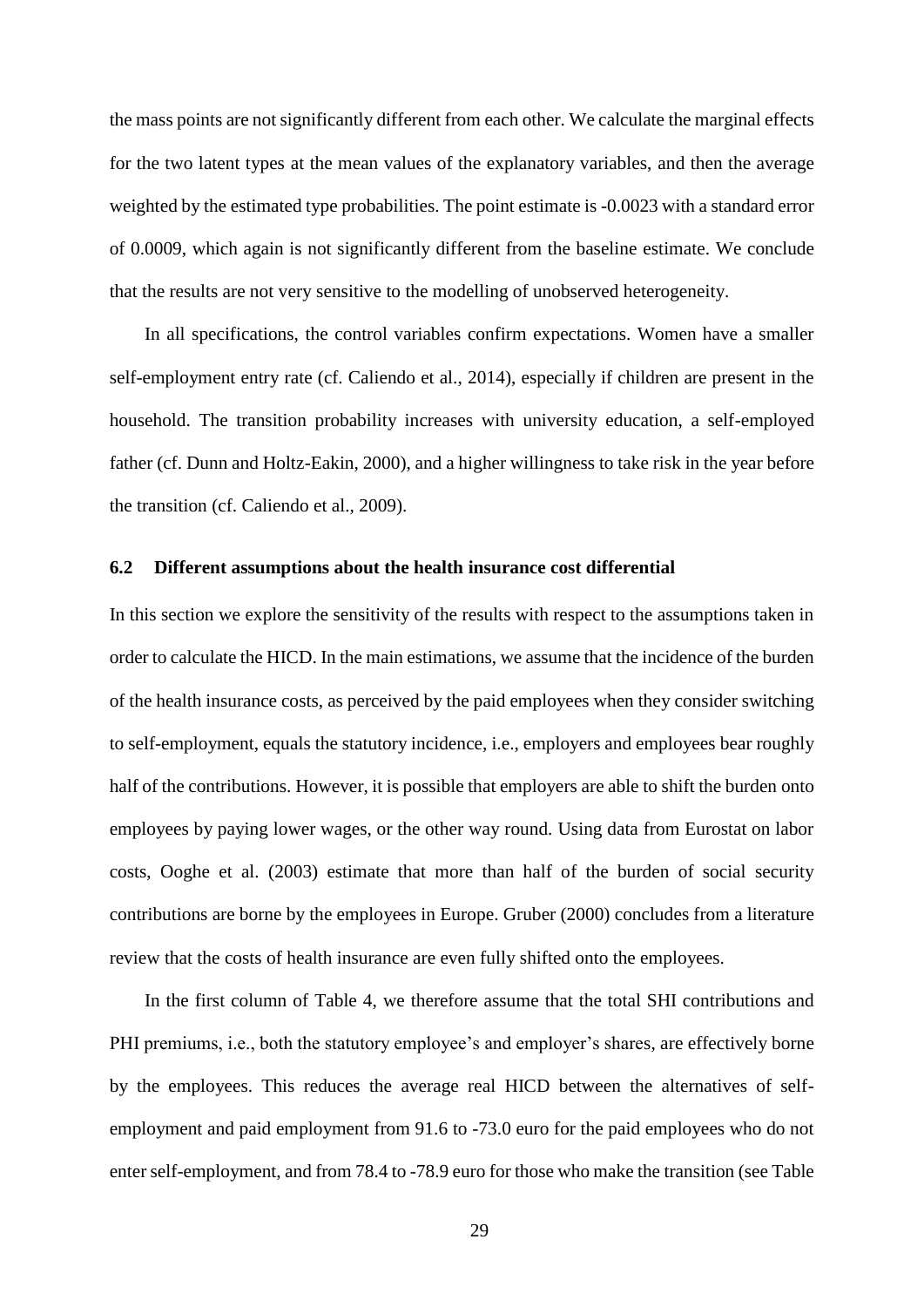the mass points are not significantly different from each other. We calculate the marginal effects for the two latent types at the mean values of the explanatory variables, and then the average weighted by the estimated type probabilities. The point estimate is -0.0023 with a standard error of 0.0009, which again is not significantly different from the baseline estimate. We conclude that the results are not very sensitive to the modelling of unobserved heterogeneity.

In all specifications, the control variables confirm expectations. Women have a smaller self-employment entry rate (cf. Caliendo et al., 2014), especially if children are present in the household. The transition probability increases with university education, a self-employed father (cf. Dunn and Holtz-Eakin, 2000), and a higher willingness to take risk in the year before the transition (cf. Caliendo et al., 2009).

### 6.2 Different assumptions about the health insurance cost differential

In this section we explore the sensitivity of the results with respect to the assumptions taken in order to calculate the HICD. In the main estimations, we assume that the incidence of the burden of the health insurance costs, as perceived by the paid employees when they consider switching to self-employment, equals the statutory incidence, i.e., employers and employees bear roughly half of the contributions. However, it is possible that employers are able to shift the burden onto employees by paying lower wages, or the other way round. Using data from Eurostat on labor costs, Ooghe et al. (2003) estimate that more than half of the burden of social security contributions are borne by the employees in Europe. Gruber (2000) concludes from a literature review that the costs of health insurance are even fully shifted onto the employees.

In the first column of Table 4, we therefore assume that the total SHI contributions and PHI premiums, i.e., both the statutory employee's and employer's shares, are effectively borne by the employees. This reduces the average real HICD between the alternatives of self-employment and paid employment from 91.6 to -73.0 euro for the paid employees who do not enter self-employment, and from 78.4 to -78.9 euro for those who make the transition (see Table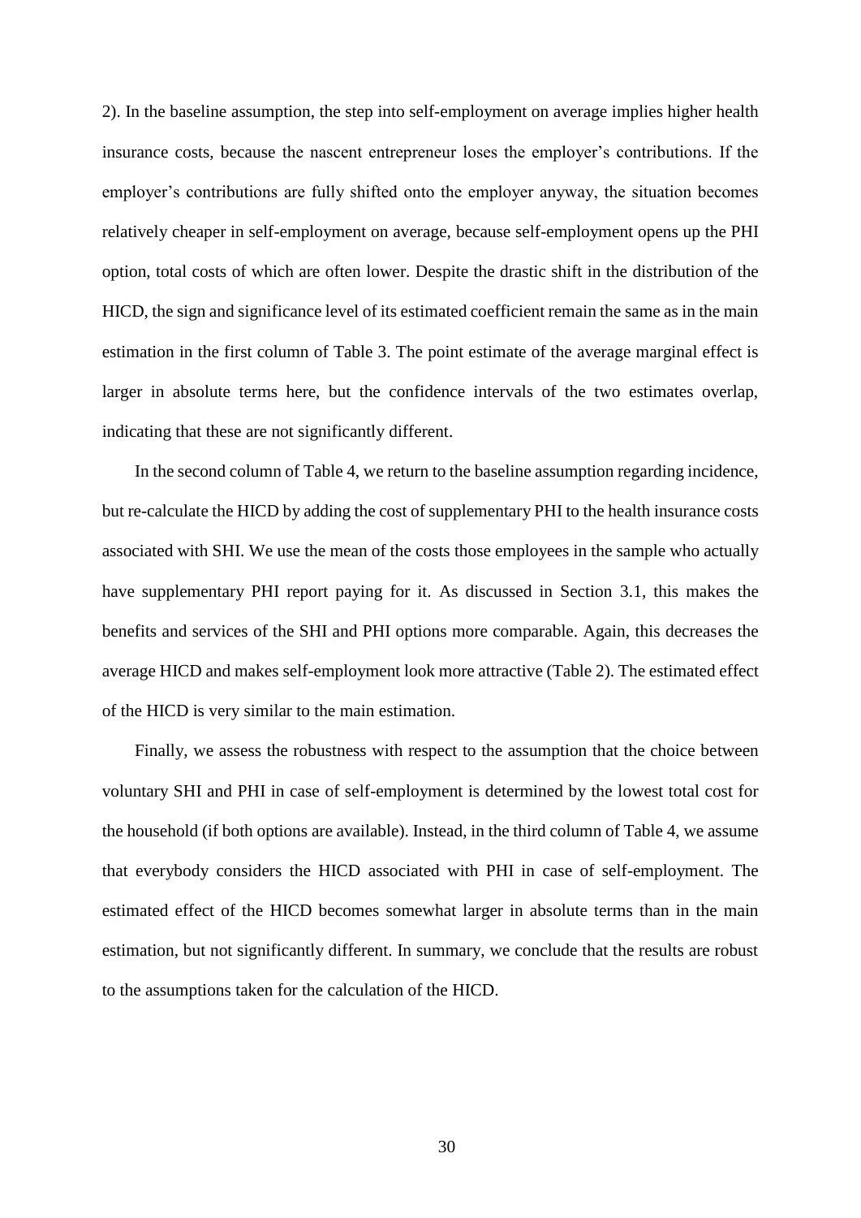2). In the baseline assumption, the step into self-employment on average implies higher health insurance costs, because the nascent entrepreneur loses the employer's contributions. If the employer's contributions are fully shifted onto the employer anyway, the situation becomes relatively cheaper in self-employment on average, because self-employment opens up the PHI option, total costs of which are often lower. Despite the drastic shift in the distribution of the HICD, the sign and significance level of its estimated coefficient remain the same as in the main estimation in the first column of Table 3. The point estimate of the average marginal effect is larger in absolute terms here, but the confidence intervals of the two estimates overlap, indicating that these are not significantly different.

In the second column of Table 4, we return to the baseline assumption regarding incidence, but re-calculate the HICD by adding the cost of supplementary PHI to the health insurance costs associated with SHI. We use the mean of the costs those employees in the sample who actually have supplementary PHI report paying for it. As discussed in Section 3.1, this makes the benefits and services of the SHI and PHI options more comparable. Again, this decreases the average HICD and makes self-employment look more attractive (Table 2). The estimated effect of the HICD is very similar to the main estimation.

Finally, we assess the robustness with respect to the assumption that the choice between voluntary SHI and PHI in case of self-employment is determined by the lowest total cost for the household (if both options are available). Instead, in the third column of Table 4, we assume that everybody considers the HICD associated with PHI in case of self-employment. The estimated effect of the HICD becomes somewhat larger in absolute terms than in the main estimation, but not significantly different. In summary, we conclude that the results are robust to the assumptions taken for the calculation of the HICD.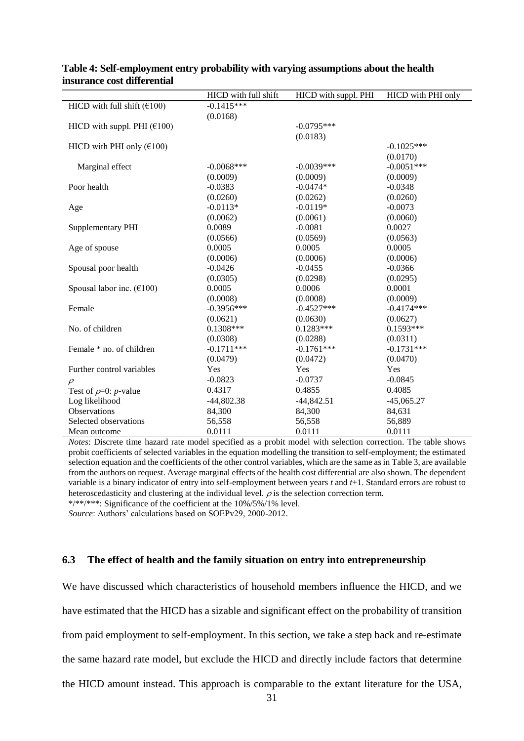**Table 4: Self-employment entry probability with varying assumptions about the health insurance cost differential**

| | HICD with full shift | HICD with suppl. PHI | HICD with PHI only |
|---|---|---|---|
| HICD with full shift (€100) | -0.1415*** | | |
| | (0.0168) | | |
| HICD with suppl. PHI (€100) | | -0.0795*** | |
| | | (0.0183) | |
| HICD with PHI only (€100) | | | -0.1025*** |
| | | | (0.0170) |
| Marginal effect | -0.0068*** | -0.0039*** | -0.0051*** |
| | (0.0009) | (0.0009) | (0.0009) |
| Poor health | -0.0383 | -0.0474* | -0.0348 |
| | (0.0260) | (0.0262) | (0.0260) |
| Age | -0.0113* | -0.0119* | -0.0073 |
| | (0.0062) | (0.0061) | (0.0060) |
| Supplementary PHI | 0.0089 | -0.0081 | 0.0027 |
| | (0.0566) | (0.0569) | (0.0563) |
| Age of spouse | 0.0005 | 0.0005 | 0.0005 |
| | (0.0006) | (0.0006) | (0.0006) |
| Spousal poor health | -0.0426 | -0.0455 | -0.0366 |
| | (0.0305) | (0.0298) | (0.0295) |
| Spousal labor inc. (€100) | 0.0005 | 0.0006 | 0.0001 |
| | (0.0008) | (0.0008) | (0.0009) |
| Female | -0.3956*** | -0.4527*** | -0.4174*** |
| | (0.0621) | (0.0630) | (0.0627) |
| No. of children | 0.1308*** | 0.1283*** | 0.1593*** |
| | (0.0308) | (0.0288) | (0.0311) |
| Female * no. of children | -0.1711*** | -0.1761*** | -0.1731*** |
| | (0.0479) | (0.0472) | (0.0470) |
| Further control variables | Yes | Yes | Yes |
| $\rho$ | -0.0823 | -0.0737 | -0.0845 |
| Test of $\rho$=0: *p*-value | 0.4317 | 0.4855 | 0.4085 |
| Log likelihood | -44,802.38 | -44,842.51 | -45,065.27 |
| Observations | 84,300 | 84,300 | 84,631 |
| Selected observations | 56,558 | 56,558 | 56,889 |
| Mean outcome | 0.0111 | 0.0111 | 0.0111 |

*Notes*: Discrete time hazard rate model specified as a probit model with selection correction. The table shows probit coefficients of selected variables in the equation modelling the transition to self-employment; the estimated selection equation and the coefficients of the other control variables, which are the same as in Table 3, are available from the authors on request. Average marginal effects of the health cost differential are also shown. The dependent variable is a binary indicator of entry into self-employment between years $t$ and $t$+1. Standard errors are robust to heteroscedasticity and clustering at the individual level. $\rho$ is the selection correction term.
*/**/***: Significance of the coefficient at the 10%/5%/1% level.
*Source*: Authors' calculations based on SOEPv29, 2000-2012.

### 6.3 The effect of health and the family situation on entry into entrepreneurship

We have discussed which characteristics of household members influence the HICD, and we have estimated that the HICD has a sizable and significant effect on the probability of transition from paid employment to self-employment. In this section, we take a step back and re-estimate the same hazard rate model, but exclude the HICD and directly include factors that determine the HICD amount instead. This approach is comparable to the extant literature for the USA,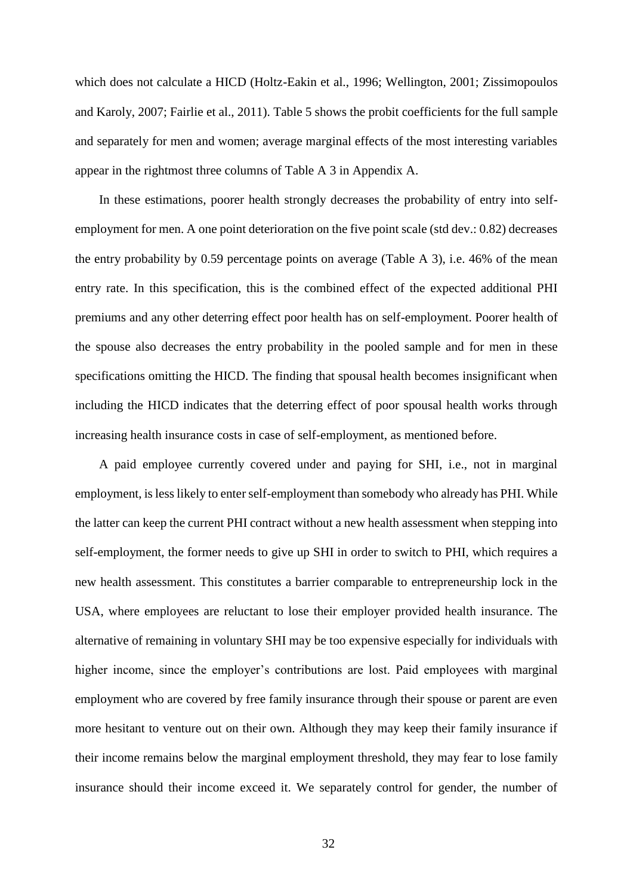which does not calculate a HICD (Holtz-Eakin et al., 1996; Wellington, 2001; Zissimopoulos and Karoly, 2007; Fairlie et al., 2011). Table 5 shows the probit coefficients for the full sample and separately for men and women; average marginal effects of the most interesting variables appear in the rightmost three columns of Table A 3 in Appendix A.

In these estimations, poorer health strongly decreases the probability of entry into self-employment for men. A one point deterioration on the five point scale (std dev.: 0.82) decreases the entry probability by 0.59 percentage points on average (Table A 3), i.e. 46% of the mean entry rate. In this specification, this is the combined effect of the expected additional PHI premiums and any other deterring effect poor health has on self-employment. Poorer health of the spouse also decreases the entry probability in the pooled sample and for men in these specifications omitting the HICD. The finding that spousal health becomes insignificant when including the HICD indicates that the deterring effect of poor spousal health works through increasing health insurance costs in case of self-employment, as mentioned before.

A paid employee currently covered under and paying for SHI, i.e., not in marginal employment, is less likely to enter self-employment than somebody who already has PHI. While the latter can keep the current PHI contract without a new health assessment when stepping into self-employment, the former needs to give up SHI in order to switch to PHI, which requires a new health assessment. This constitutes a barrier comparable to entrepreneurship lock in the USA, where employees are reluctant to lose their employer provided health insurance. The alternative of remaining in voluntary SHI may be too expensive especially for individuals with higher income, since the employer's contributions are lost. Paid employees with marginal employment who are covered by free family insurance through their spouse or parent are even more hesitant to venture out on their own. Although they may keep their family insurance if their income remains below the marginal employment threshold, they may fear to lose family insurance should their income exceed it. We separately control for gender, the number of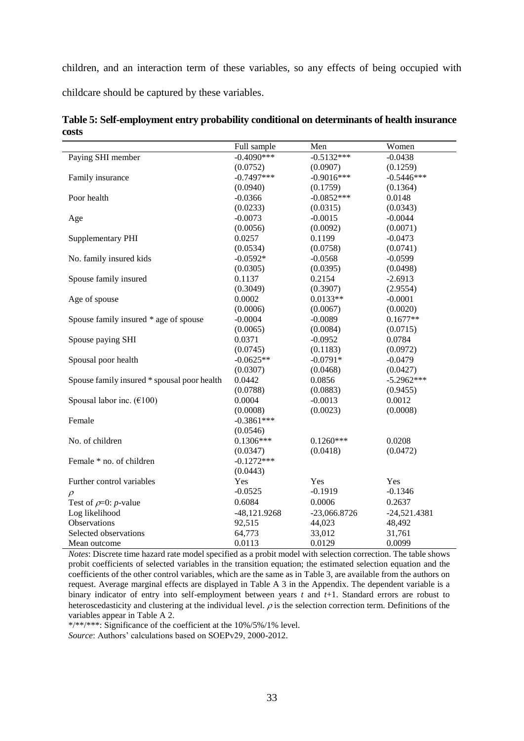children, and an interaction term of these variables, so any effects of being occupied with childcare should be captured by these variables.

**Table 5: Self-employment entry probability conditional on determinants of health insurance costs**

| | Full sample | Men | Women |
|---|---|---|---|
| Paying SHI member | -0.4090*** | -0.5132*** | -0.0438 |
| | (0.0752) | (0.0907) | (0.1259) |
| Family insurance | -0.7497*** | -0.9016*** | -0.5446*** |
| | (0.0940) | (0.1759) | (0.1364) |
| Poor health | -0.0366 | -0.0852*** | 0.0148 |
| | (0.0233) | (0.0315) | (0.0343) |
| Age | -0.0073 | -0.0015 | -0.0044 |
| | (0.0056) | (0.0092) | (0.0071) |
| Supplementary PHI | 0.0257 | 0.1199 | -0.0473 |
| | (0.0534) | (0.0758) | (0.0741) |
| No. family insured kids | -0.0592* | -0.0568 | -0.0599 |
| | (0.0305) | (0.0395) | (0.0498) |
| Spouse family insured | 0.1137 | 0.2154 | -2.6913 |
| | (0.3049) | (0.3907) | (2.9554) |
| Age of spouse | 0.0002 | 0.0133** | -0.0001 |
| | (0.0006) | (0.0067) | (0.0020) |
| Spouse family insured * age of spouse | -0.0004 | -0.0089 | 0.1677** |
| | (0.0065) | (0.0084) | (0.0715) |
| Spouse paying SHI | 0.0371 | -0.0952 | 0.0784 |
| | (0.0745) | (0.1183) | (0.0972) |
| Spousal poor health | -0.0625** | -0.0791* | -0.0479 |
| | (0.0307) | (0.0468) | (0.0427) |
| Spouse family insured * spousal poor health | 0.0442 | 0.0856 | -5.2962*** |
| | (0.0788) | (0.0883) | (0.9455) |
| Spousal labor inc. (€100) | 0.0004 | -0.0013 | 0.0012 |
| | (0.0008) | (0.0023) | (0.0008) |
| Female | -0.3861*** | | |
| | (0.0546) | | |
| No. of children | 0.1306*** | 0.1260*** | 0.0208 |
| | (0.0347) | (0.0418) | (0.0472) |
| Female * no. of children | -0.1272*** | | |
| | (0.0443) | | |
| Further control variables | Yes | Yes | Yes |
| $\rho$ | -0.0525 | -0.1919 | -0.1346 |
| Test of $\rho$=0: *p*-value | 0.6084 | 0.0006 | 0.2637 |
| Log likelihood | -48,121.9268 | -23,066.8726 | -24,521.4381 |
| Observations | 92,515 | 44,023 | 48,492 |
| Selected observations | 64,773 | 33,012 | 31,761 |
| Mean outcome | 0.0113 | 0.0129 | 0.0099 |

*Notes*: Discrete time hazard rate model specified as a probit model with selection correction. The table shows probit coefficients of selected variables in the transition equation; the estimated selection equation and the coefficients of the other control variables, which are the same as in Table 3, are available from the authors on request. Average marginal effects are displayed in Table A 3 in the Appendix. The dependent variable is a binary indicator of entry into self-employment between years $t$ and $t$+1. Standard errors are robust to heteroscedasticity and clustering at the individual level. $\rho$ is the selection correction term. Definitions of the variables appear in Table A 2.

*/**/***: Significance of the coefficient at the 10%/5%/1% level.

*Source*: Authors' calculations based on SOEPv29, 2000-2012.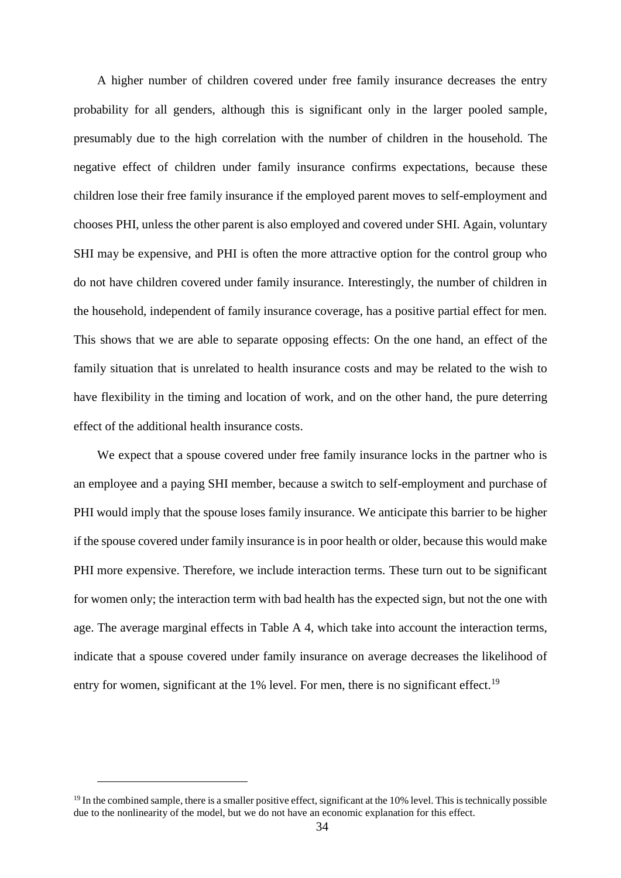A higher number of children covered under free family insurance decreases the entry probability for all genders, although this is significant only in the larger pooled sample, presumably due to the high correlation with the number of children in the household. The negative effect of children under family insurance confirms expectations, because these children lose their free family insurance if the employed parent moves to self-employment and chooses PHI, unless the other parent is also employed and covered under SHI. Again, voluntary SHI may be expensive, and PHI is often the more attractive option for the control group who do not have children covered under family insurance. Interestingly, the number of children in the household, independent of family insurance coverage, has a positive partial effect for men. This shows that we are able to separate opposing effects: On the one hand, an effect of the family situation that is unrelated to health insurance costs and may be related to the wish to have flexibility in the timing and location of work, and on the other hand, the pure deterring effect of the additional health insurance costs.

We expect that a spouse covered under free family insurance locks in the partner who is an employee and a paying SHI member, because a switch to self-employment and purchase of PHI would imply that the spouse loses family insurance. We anticipate this barrier to be higher if the spouse covered under family insurance is in poor health or older, because this would make PHI more expensive. Therefore, we include interaction terms. These turn out to be significant for women only; the interaction term with bad health has the expected sign, but not the one with age. The average marginal effects in Table A 4, which take into account the interaction terms, indicate that a spouse covered under family insurance on average decreases the likelihood of entry for women, significant at the 1% level. For men, there is no significant effect.[19]

[19] In the combined sample, there is a smaller positive effect, significant at the 10% level. This is technically possible due to the nonlinearity of the model, but we do not have an economic explanation for this effect.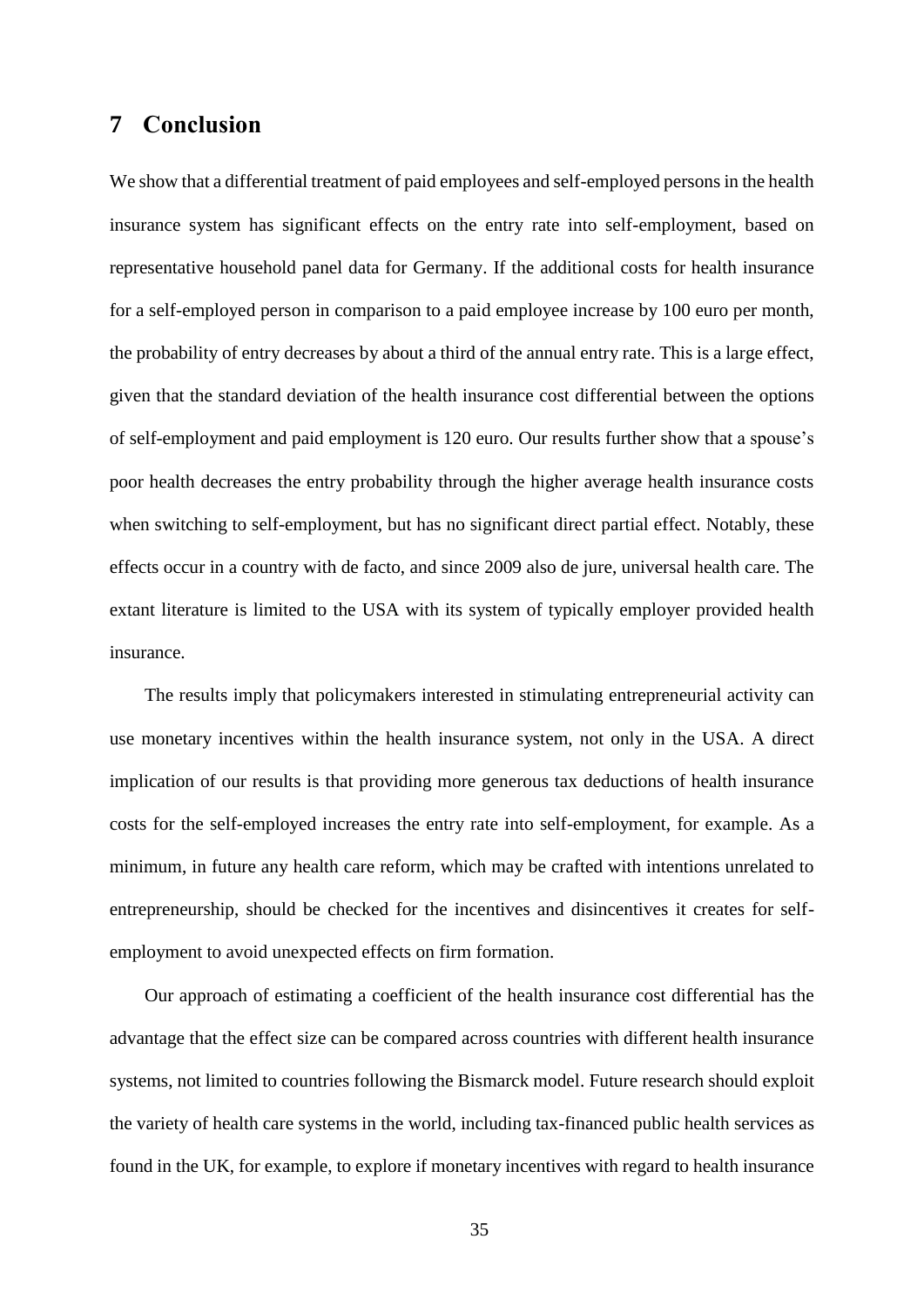## 7 Conclusion

We show that a differential treatment of paid employees and self-employed persons in the health insurance system has significant effects on the entry rate into self-employment, based on representative household panel data for Germany. If the additional costs for health insurance for a self-employed person in comparison to a paid employee increase by 100 euro per month, the probability of entry decreases by about a third of the annual entry rate. This is a large effect, given that the standard deviation of the health insurance cost differential between the options of self-employment and paid employment is 120 euro. Our results further show that a spouse's poor health decreases the entry probability through the higher average health insurance costs when switching to self-employment, but has no significant direct partial effect. Notably, these effects occur in a country with de facto, and since 2009 also de jure, universal health care. The extant literature is limited to the USA with its system of typically employer provided health insurance.

The results imply that policymakers interested in stimulating entrepreneurial activity can use monetary incentives within the health insurance system, not only in the USA. A direct implication of our results is that providing more generous tax deductions of health insurance costs for the self-employed increases the entry rate into self-employment, for example. As a minimum, in future any health care reform, which may be crafted with intentions unrelated to entrepreneurship, should be checked for the incentives and disincentives it creates for self-employment to avoid unexpected effects on firm formation.

Our approach of estimating a coefficient of the health insurance cost differential has the advantage that the effect size can be compared across countries with different health insurance systems, not limited to countries following the Bismarck model. Future research should exploit the variety of health care systems in the world, including tax-financed public health services as found in the UK, for example, to explore if monetary incentives with regard to health insurance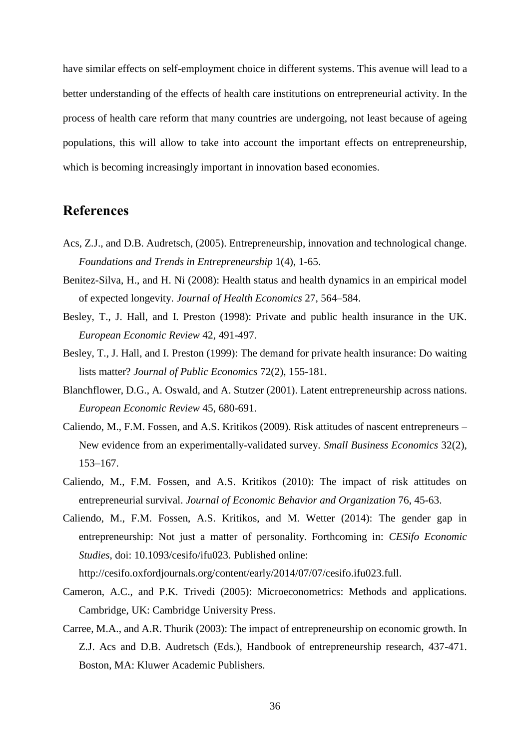have similar effects on self-employment choice in different systems. This avenue will lead to a better understanding of the effects of health care institutions on entrepreneurial activity. In the process of health care reform that many countries are undergoing, not least because of ageing populations, this will allow to take into account the important effects on entrepreneurship, which is becoming increasingly important in innovation based economies.

## References

Acs, Z.J., and D.B. Audretsch, (2005). Entrepreneurship, innovation and technological change. *Foundations and Trends in Entrepreneurship* 1(4), 1-65.

Benitez-Silva, H., and H. Ni (2008): Health status and health dynamics in an empirical model of expected longevity. *Journal of Health Economics* 27, 564–584.

Besley, T., J. Hall, and I. Preston (1998): Private and public health insurance in the UK. *European Economic Review* 42, 491-497.

Besley, T., J. Hall, and I. Preston (1999): The demand for private health insurance: Do waiting lists matter? *Journal of Public Economics* 72(2), 155-181.

Blanchflower, D.G., A. Oswald, and A. Stutzer (2001). Latent entrepreneurship across nations. *European Economic Review* 45, 680-691.

Caliendo, M., F.M. Fossen, and A.S. Kritikos (2009). Risk attitudes of nascent entrepreneurs – New evidence from an experimentally-validated survey. *Small Business Economics* 32(2), 153–167.

Caliendo, M., F.M. Fossen, and A.S. Kritikos (2010): The impact of risk attitudes on entrepreneurial survival. *Journal of Economic Behavior and Organization* 76, 45-63.

Caliendo, M., F.M. Fossen, A.S. Kritikos, and M. Wetter (2014): The gender gap in entrepreneurship: Not just a matter of personality. Forthcoming in: *CESifo Economic Studies*, doi: 10.1093/cesifo/ifu023. Published online: http://cesifo.oxfordjournals.org/content/early/2014/07/07/cesifo.ifu023.full.

Cameron, A.C., and P.K. Trivedi (2005): Microeconometrics: Methods and applications. Cambridge, UK: Cambridge University Press.

Carree, M.A., and A.R. Thurik (2003): The impact of entrepreneurship on economic growth. In Z.J. Acs and D.B. Audretsch (Eds.), Handbook of entrepreneurship research, 437-471. Boston, MA: Kluwer Academic Publishers.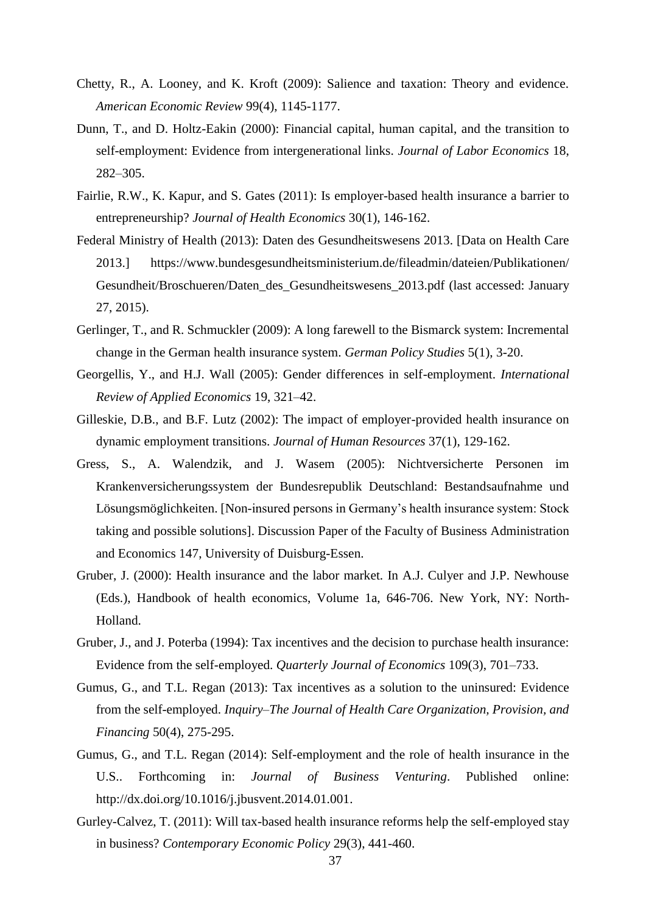Chetty, R., A. Looney, and K. Kroft (2009): Salience and taxation: Theory and evidence. *American Economic Review* 99(4), 1145-1177.

Dunn, T., and D. Holtz-Eakin (2000): Financial capital, human capital, and the transition to self-employment: Evidence from intergenerational links. *Journal of Labor Economics* 18, 282–305.

Fairlie, R.W., K. Kapur, and S. Gates (2011): Is employer-based health insurance a barrier to entrepreneurship? *Journal of Health Economics* 30(1), 146-162.

Federal Ministry of Health (2013): Daten des Gesundheitswesens 2013. [Data on Health Care 2013.] https://www.bundesgesundheitsministerium.de/fileadmin/dateien/Publikationen/Gesundheit/Broschueren/Daten_des_Gesundheitswesens_2013.pdf (last accessed: January 27, 2015).

Gerlinger, T., and R. Schmuckler (2009): A long farewell to the Bismarck system: Incremental change in the German health insurance system. *German Policy Studies* 5(1), 3-20.

Georgellis, Y., and H.J. Wall (2005): Gender differences in self-employment. *International Review of Applied Economics* 19, 321–42.

Gilleskie, D.B., and B.F. Lutz (2002): The impact of employer-provided health insurance on dynamic employment transitions. *Journal of Human Resources* 37(1), 129-162.

Gress, S., A. Walendzik, and J. Wasem (2005): Nichtversicherte Personen im Krankenversicherungssystem der Bundesrepublik Deutschland: Bestandsaufnahme und Lösungsmöglichkeiten. [Non-insured persons in Germany's health insurance system: Stock taking and possible solutions]. Discussion Paper of the Faculty of Business Administration and Economics 147, University of Duisburg-Essen.

Gruber, J. (2000): Health insurance and the labor market. In A.J. Culyer and J.P. Newhouse (Eds.), Handbook of health economics, Volume 1a, 646-706. New York, NY: North-Holland.

Gruber, J., and J. Poterba (1994): Tax incentives and the decision to purchase health insurance: Evidence from the self-employed. *Quarterly Journal of Economics* 109(3), 701–733.

Gumus, G., and T.L. Regan (2013): Tax incentives as a solution to the uninsured: Evidence from the self-employed. *Inquiry–The Journal of Health Care Organization, Provision, and Financing* 50(4), 275-295.

Gumus, G., and T.L. Regan (2014): Self-employment and the role of health insurance in the U.S.. Forthcoming in: *Journal of Business Venturing*. Published online: http://dx.doi.org/10.1016/j.jbusvent.2014.01.001.

Gurley-Calvez, T. (2011): Will tax-based health insurance reforms help the self-employed stay in business? *Contemporary Economic Policy* 29(3), 441-460.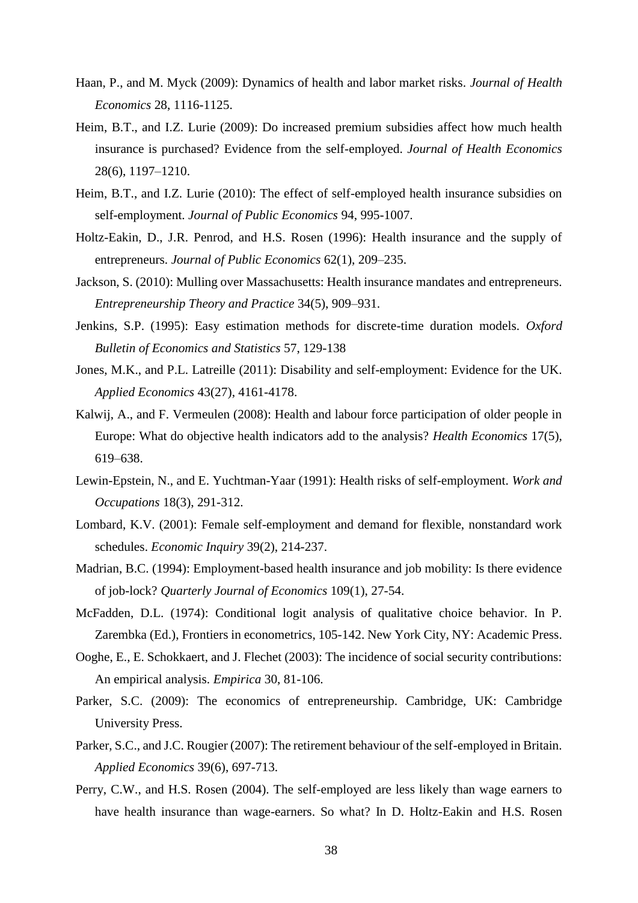Haan, P., and M. Myck (2009): Dynamics of health and labor market risks. *Journal of Health Economics* 28, 1116-1125.

Heim, B.T., and I.Z. Lurie (2009): Do increased premium subsidies affect how much health insurance is purchased? Evidence from the self-employed. *Journal of Health Economics* 28(6), 1197–1210.

Heim, B.T., and I.Z. Lurie (2010): The effect of self-employed health insurance subsidies on self-employment. *Journal of Public Economics* 94, 995-1007.

Holtz-Eakin, D., J.R. Penrod, and H.S. Rosen (1996): Health insurance and the supply of entrepreneurs. *Journal of Public Economics* 62(1), 209–235.

Jackson, S. (2010): Mulling over Massachusetts: Health insurance mandates and entrepreneurs. *Entrepreneurship Theory and Practice* 34(5), 909–931.

Jenkins, S.P. (1995): Easy estimation methods for discrete-time duration models. *Oxford Bulletin of Economics and Statistics* 57, 129-138

Jones, M.K., and P.L. Latreille (2011): Disability and self-employment: Evidence for the UK. *Applied Economics* 43(27), 4161-4178.

Kalwij, A., and F. Vermeulen (2008): Health and labour force participation of older people in Europe: What do objective health indicators add to the analysis? *Health Economics* 17(5), 619–638.

Lewin-Epstein, N., and E. Yuchtman-Yaar (1991): Health risks of self-employment. *Work and Occupations* 18(3), 291-312.

Lombard, K.V. (2001): Female self-employment and demand for flexible, nonstandard work schedules. *Economic Inquiry* 39(2), 214-237.

Madrian, B.C. (1994): Employment-based health insurance and job mobility: Is there evidence of job-lock? *Quarterly Journal of Economics* 109(1), 27-54.

McFadden, D.L. (1974): Conditional logit analysis of qualitative choice behavior. In P. Zarembka (Ed.), Frontiers in econometrics, 105-142. New York City, NY: Academic Press.

Ooghe, E., E. Schokkaert, and J. Flechet (2003): The incidence of social security contributions: An empirical analysis. *Empirica* 30, 81-106.

Parker, S.C. (2009): The economics of entrepreneurship. Cambridge, UK: Cambridge University Press.

Parker, S.C., and J.C. Rougier (2007): The retirement behaviour of the self-employed in Britain. *Applied Economics* 39(6), 697-713.

Perry, C.W., and H.S. Rosen (2004). The self-employed are less likely than wage earners to have health insurance than wage-earners. So what? In D. Holtz-Eakin and H.S. Rosen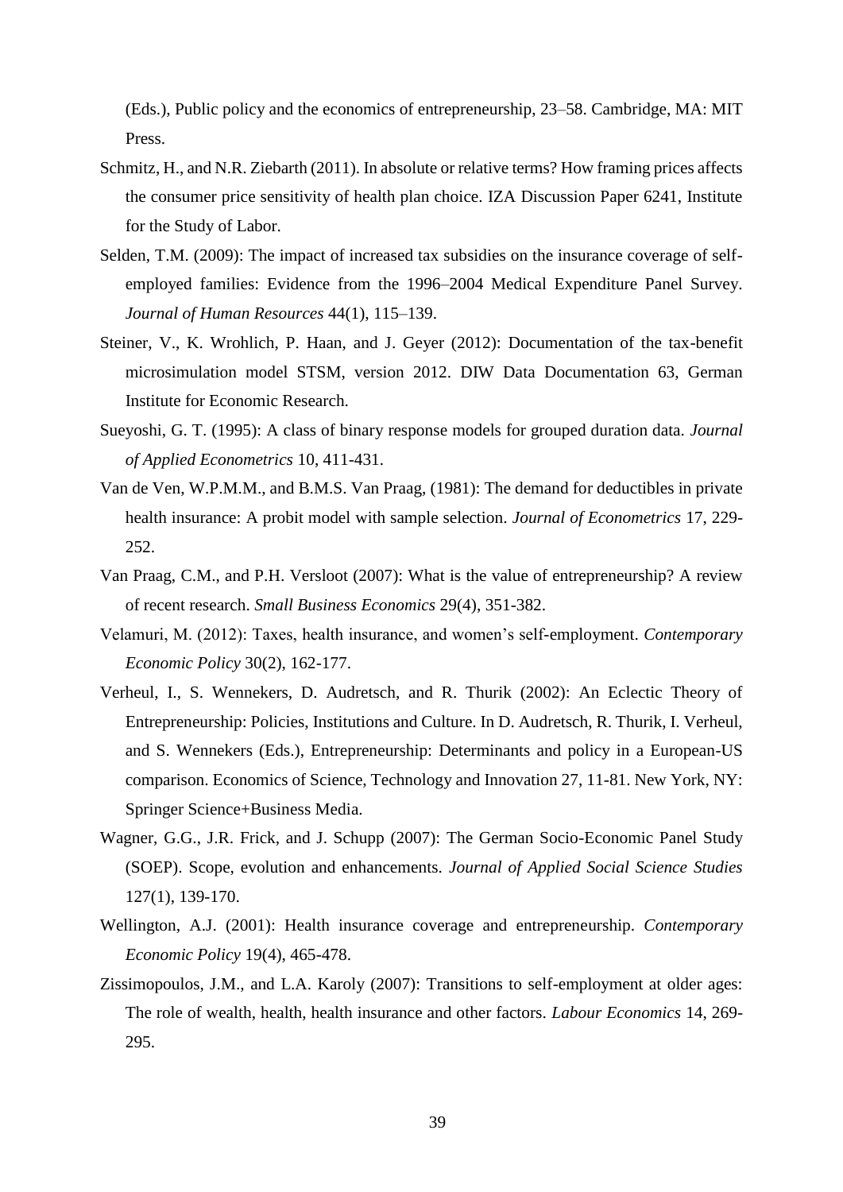(Eds.), Public policy and the economics of entrepreneurship, 23–58. Cambridge, MA: MIT Press.

Schmitz, H., and N.R. Ziebarth (2011). In absolute or relative terms? How framing prices affects the consumer price sensitivity of health plan choice. IZA Discussion Paper 6241, Institute for the Study of Labor.

Selden, T.M. (2009): The impact of increased tax subsidies on the insurance coverage of self-employed families: Evidence from the 1996–2004 Medical Expenditure Panel Survey. *Journal of Human Resources* 44(1), 115–139.

Steiner, V., K. Wrohlich, P. Haan, and J. Geyer (2012): Documentation of the tax-benefit microsimulation model STSM, version 2012. DIW Data Documentation 63, German Institute for Economic Research.

Sueyoshi, G. T. (1995): A class of binary response models for grouped duration data. *Journal of Applied Econometrics* 10, 411-431.

Van de Ven, W.P.M.M., and B.M.S. Van Praag, (1981): The demand for deductibles in private health insurance: A probit model with sample selection. *Journal of Econometrics* 17, 229-252.

Van Praag, C.M., and P.H. Versloot (2007): What is the value of entrepreneurship? A review of recent research. *Small Business Economics* 29(4), 351-382.

Velamuri, M. (2012): Taxes, health insurance, and women's self-employment. *Contemporary Economic Policy* 30(2), 162-177.

Verheul, I., S. Wennekers, D. Audretsch, and R. Thurik (2002): An Eclectic Theory of Entrepreneurship: Policies, Institutions and Culture. In D. Audretsch, R. Thurik, I. Verheul, and S. Wennekers (Eds.), Entrepreneurship: Determinants and policy in a European-US comparison. Economics of Science, Technology and Innovation 27, 11-81. New York, NY: Springer Science+Business Media.

Wagner, G.G., J.R. Frick, and J. Schupp (2007): The German Socio-Economic Panel Study (SOEP). Scope, evolution and enhancements. *Journal of Applied Social Science Studies* 127(1), 139-170.

Wellington, A.J. (2001): Health insurance coverage and entrepreneurship. *Contemporary Economic Policy* 19(4), 465-478.

Zissimopoulos, J.M., and L.A. Karoly (2007): Transitions to self-employment at older ages: The role of wealth, health, health insurance and other factors. *Labour Economics* 14, 269-295.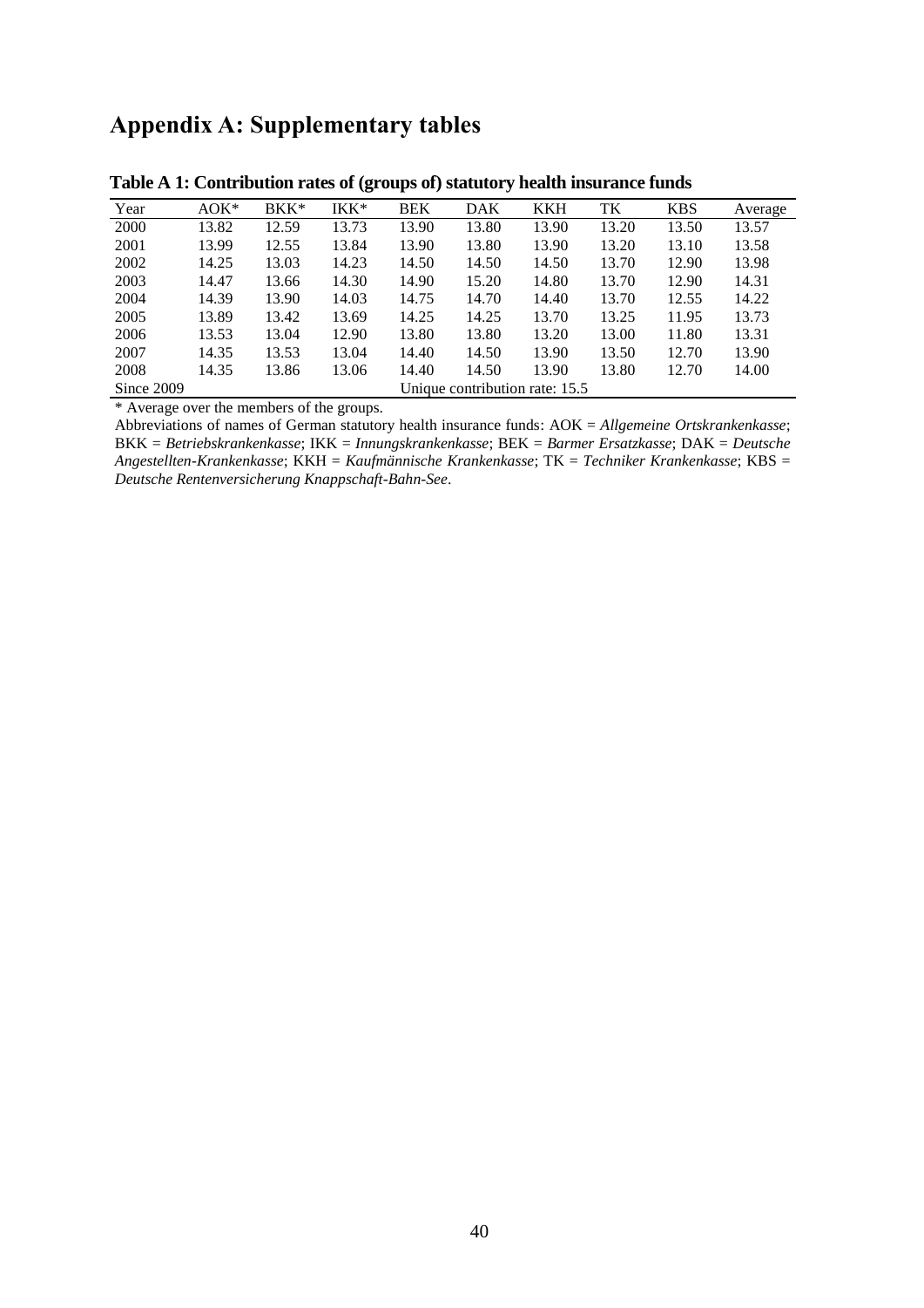# Appendix A: Supplementary tables

**Table A 1: Contribution rates of (groups of) statutory health insurance funds**

| Year | AOK* | BKK* | IKK* | BEK | DAK | KKH | TK | KBS | Average |
|---|---|---|---|---|---|---|---|---|---|
| 2000 | 13.82 | 12.59 | 13.73 | 13.90 | 13.80 | 13.90 | 13.20 | 13.50 | 13.57 |
| 2001 | 13.99 | 12.55 | 13.84 | 13.90 | 13.80 | 13.90 | 13.20 | 13.10 | 13.58 |
| 2002 | 14.25 | 13.03 | 14.23 | 14.50 | 14.50 | 14.50 | 13.70 | 12.90 | 13.98 |
| 2003 | 14.47 | 13.66 | 14.30 | 14.90 | 15.20 | 14.80 | 13.70 | 12.90 | 14.31 |
| 2004 | 14.39 | 13.90 | 14.03 | 14.75 | 14.70 | 14.40 | 13.70 | 12.55 | 14.22 |
| 2005 | 13.89 | 13.42 | 13.69 | 14.25 | 14.25 | 13.70 | 13.25 | 11.95 | 13.73 |
| 2006 | 13.53 | 13.04 | 12.90 | 13.80 | 13.80 | 13.20 | 13.00 | 11.80 | 13.31 |
| 2007 | 14.35 | 13.53 | 13.04 | 14.40 | 14.50 | 13.90 | 13.50 | 12.70 | 13.90 |
| 2008 | 14.35 | 13.86 | 13.06 | 14.40 | 14.50 | 13.90 | 13.80 | 12.70 | 14.00 |
| Since 2009 | Unique contribution rate: 15.5 | | | | | | | | |

\* Average over the members of the groups.

Abbreviations of names of German statutory health insurance funds: AOK = *Allgemeine Ortskrankenkasse*; BKK = *Betriebskrankenkasse*; IKK = *Innungskrankenkasse*; BEK = *Barmer Ersatzkasse*; DAK = *Deutsche Angestellten-Krankenkasse*; KKH = *Kaufmännische Krankenkasse*; TK = *Techniker Krankenkasse*; KBS = *Deutsche Rentenversicherung Knappschaft-Bahn-See*.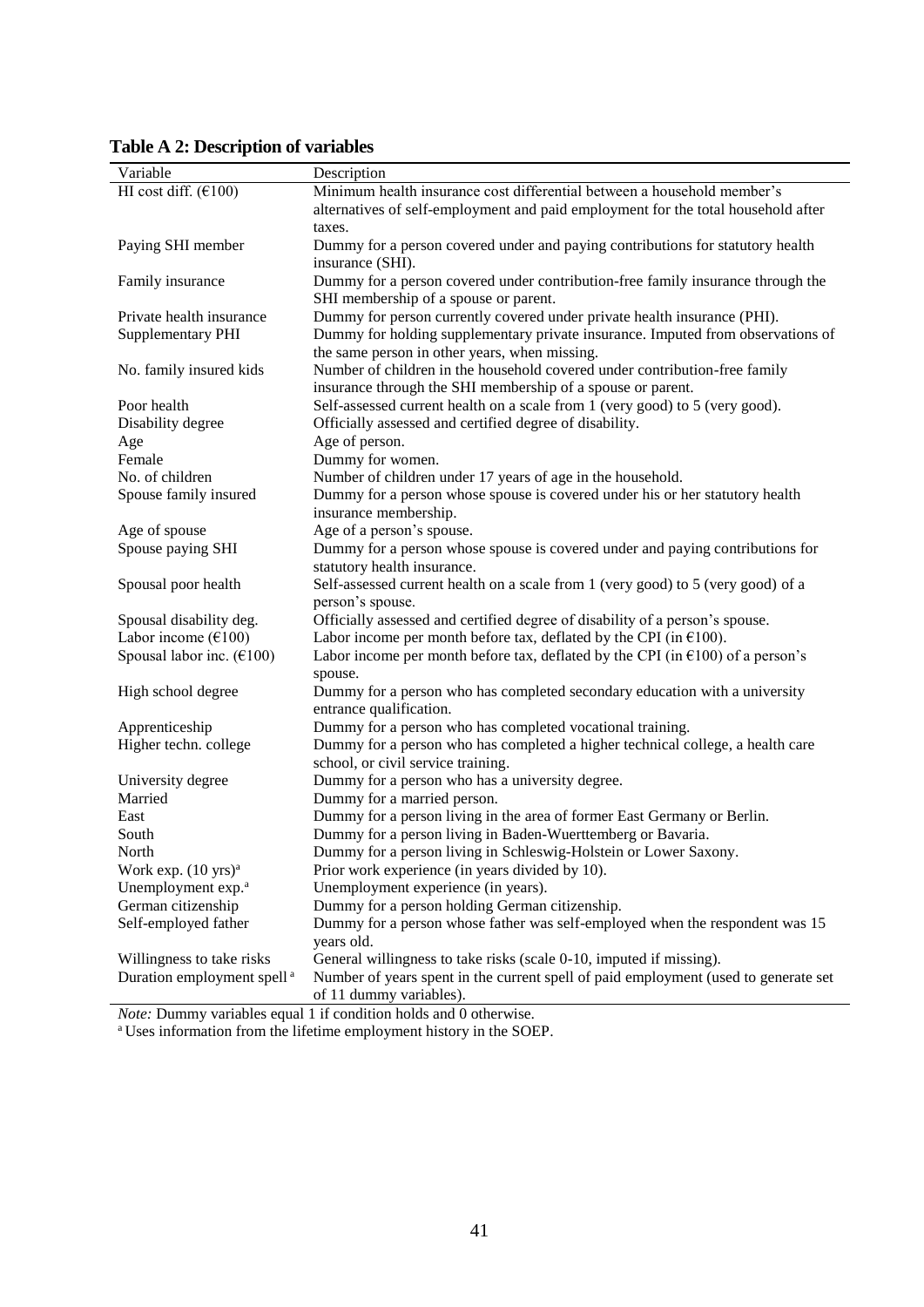**Table A 2: Description of variables**

| Variable | Description |
|---|---|
| HI cost diff. (€100) | Minimum health insurance cost differential between a household member's alternatives of self-employment and paid employment for the total household after taxes. |
| Paying SHI member | Dummy for a person covered under and paying contributions for statutory health insurance (SHI). |
| Family insurance | Dummy for a person covered under contribution-free family insurance through the SHI membership of a spouse or parent. |
| Private health insurance | Dummy for person currently covered under private health insurance (PHI). |
| Supplementary PHI | Dummy for holding supplementary private insurance. Imputed from observations of the same person in other years, when missing. |
| No. family insured kids | Number of children in the household covered under contribution-free family insurance through the SHI membership of a spouse or parent. |
| Poor health | Self-assessed current health on a scale from 1 (very good) to 5 (very good). |
| Disability degree | Officially assessed and certified degree of disability. |
| Age | Age of person. |
| Female | Dummy for women. |
| No. of children | Number of children under 17 years of age in the household. |
| Spouse family insured | Dummy for a person whose spouse is covered under his or her statutory health insurance membership. |
| Age of spouse | Age of a person's spouse. |
| Spouse paying SHI | Dummy for a person whose spouse is covered under and paying contributions for statutory health insurance. |
| Spousal poor health | Self-assessed current health on a scale from 1 (very good) to 5 (very good) of a person's spouse. |
| Spousal disability deg. | Officially assessed and certified degree of disability of a person's spouse. |
| Labor income (€100) | Labor income per month before tax, deflated by the CPI (in €100). |
| Spousal labor inc. (€100) | Labor income per month before tax, deflated by the CPI (in €100) of a person's spouse. |
| High school degree | Dummy for a person who has completed secondary education with a university entrance qualification. |
| Apprenticeship | Dummy for a person who has completed vocational training. |
| Higher techn. college | Dummy for a person who has completed a higher technical college, a health care school, or civil service training. |
| University degree | Dummy for a person who has a university degree. |
| Married | Dummy for a married person. |
| East | Dummy for a person living in the area of former East Germany or Berlin. |
| South | Dummy for a person living in Baden-Wuerttemberg or Bavaria. |
| North | Dummy for a person living in Schleswig-Holstein or Lower Saxony. |
| Work exp. (10 yrs)[a] | Prior work experience (in years divided by 10). |
| Unemployment exp.[a] | Unemployment experience (in years). |
| German citizenship | Dummy for a person holding German citizenship. |
| Self-employed father | Dummy for a person whose father was self-employed when the respondent was 15 years old. |
| Willingness to take risks | General willingness to take risks (scale 0-10, imputed if missing). |
| Duration employment spell[a] | Number of years spent in the current spell of paid employment (used to generate set of 11 dummy variables). |

*Note:* Dummy variables equal 1 if condition holds and 0 otherwise.

[a] Uses information from the lifetime employment history in the SOEP.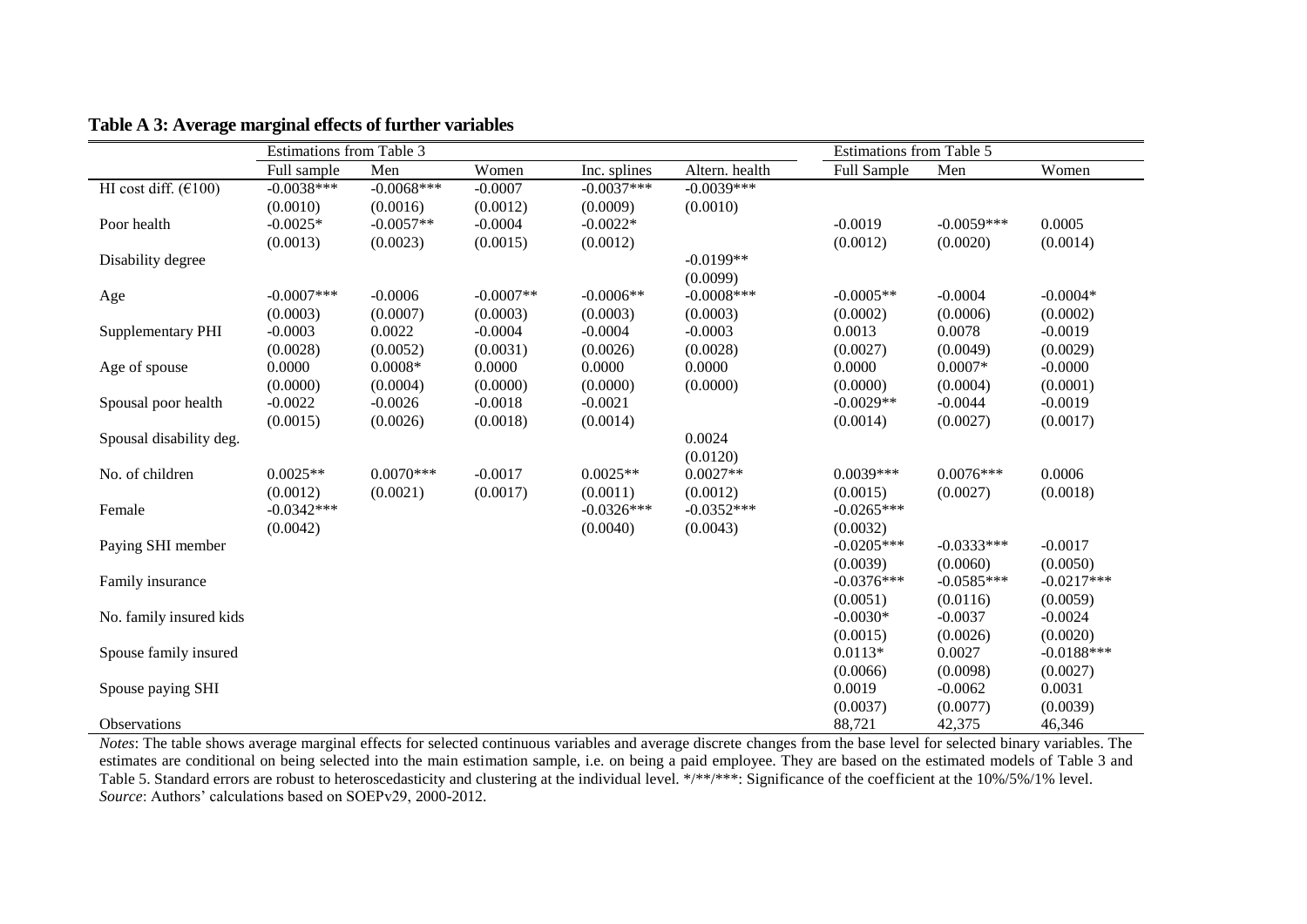**Table A 3: Average marginal effects of further variables**

| | Estimations from Table 3 | | | | | Estimations from Table 5 | | |
|---|---|---|---|---|---|---|---|---|
| | Full sample | Men | Women | Inc. splines | Altern. health | Full Sample | Men | Women |
| HI cost diff. (€100) | -0.0038*** | -0.0068*** | -0.0007 | -0.0037*** | -0.0039*** | | | |
| | (0.0010) | (0.0016) | (0.0012) | (0.0009) | (0.0010) | | | |
| Poor health | -0.0025* | -0.0057** | -0.0004 | -0.0022* | | -0.0019 | -0.0059*** | 0.0005 |
| | (0.0013) | (0.0023) | (0.0015) | (0.0012) | | (0.0012) | (0.0020) | (0.0014) |
| Disability degree | | | | | -0.0199** | | | |
| | | | | | (0.0099) | | | |
| Age | -0.0007*** | -0.0006 | -0.0007** | -0.0006** | -0.0008*** | -0.0005** | -0.0004 | -0.0004* |
| | (0.0003) | (0.0007) | (0.0003) | (0.0003) | (0.0003) | (0.0002) | (0.0006) | (0.0002) |
| Supplementary PHI | -0.0003 | 0.0022 | -0.0004 | -0.0004 | -0.0003 | 0.0013 | 0.0078 | -0.0019 |
| | (0.0028) | (0.0052) | (0.0031) | (0.0026) | (0.0028) | (0.0027) | (0.0049) | (0.0029) |
| Age of spouse | 0.0000 | 0.0008* | 0.0000 | 0.0000 | 0.0000 | 0.0000 | 0.0007* | -0.0000 |
| | (0.0000) | (0.0004) | (0.0000) | (0.0000) | (0.0000) | (0.0000) | (0.0004) | (0.0001) |
| Spousal poor health | -0.0022 | -0.0026 | -0.0018 | -0.0021 | | -0.0029** | -0.0044 | -0.0019 |
| | (0.0015) | (0.0026) | (0.0018) | (0.0014) | | (0.0014) | (0.0027) | (0.0017) |
| Spousal disability deg. | | | | | 0.0024 | | | |
| | | | | | (0.0120) | | | |
| No. of children | 0.0025** | 0.0070*** | -0.0017 | 0.0025** | 0.0027** | 0.0039*** | 0.0076*** | 0.0006 |
| | (0.0012) | (0.0021) | (0.0017) | (0.0011) | (0.0012) | (0.0015) | (0.0027) | (0.0018) |
| Female | -0.0342*** | | | -0.0326*** | -0.0352*** | -0.0265*** | | |
| | (0.0042) | | | (0.0040) | (0.0043) | (0.0032) | | |
| Paying SHI member | | | | | | -0.0205*** | -0.0333*** | -0.0017 |
| | | | | | | (0.0039) | (0.0060) | (0.0050) |
| Family insurance | | | | | | -0.0376*** | -0.0585*** | -0.0217*** |
| | | | | | | (0.0051) | (0.0116) | (0.0059) |
| No. family insured kids | | | | | | -0.0030* | -0.0037 | -0.0024 |
| | | | | | | (0.0015) | (0.0026) | (0.0020) |
| Spouse family insured | | | | | | 0.0113* | 0.0027 | -0.0188*** |
| | | | | | | (0.0066) | (0.0098) | (0.0027) |
| Spouse paying SHI | | | | | | 0.0019 | -0.0062 | 0.0031 |
| | | | | | | (0.0037) | (0.0077) | (0.0039) |
| Observations | | | | | | 88,721 | 42,375 | 46,346 |

*Notes*: The table shows average marginal effects for selected continuous variables and average discrete changes from the base level for selected binary variables. The estimates are conditional on being selected into the main estimation sample, i.e. on being a paid employee. They are based on the estimated models of Table 3 and Table 5. Standard errors are robust to heteroscedasticity and clustering at the individual level. */**/***: Significance of the coefficient at the 10%/5%/1% level.
*Source*: Authors' calculations based on SOEPv29, 2000-2012.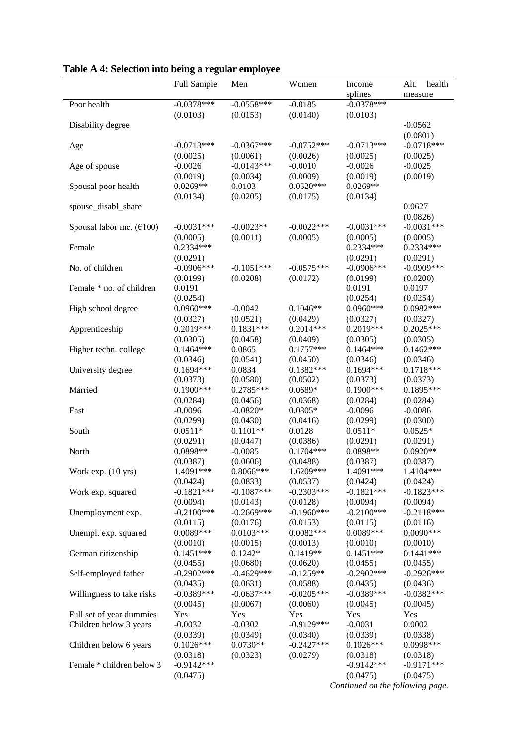**Table A 4: Selection into being a regular employee**

| | Full Sample | Men | Women | Income splines | Alt. health measure |
|---|---|---|---|---|---|
| Poor health | -0.0378*** | -0.0558*** | -0.0185 | -0.0378*** | |
| | (0.0103) | (0.0153) | (0.0140) | (0.0103) | |
| Disability degree | | | | | -0.0562 |
| | | | | | (0.0801) |
| Age | -0.0713*** | -0.0367*** | -0.0752*** | -0.0713*** | -0.0718*** |
| | (0.0025) | (0.0061) | (0.0026) | (0.0025) | (0.0025) |
| Age of spouse | -0.0026 | -0.0143*** | -0.0010 | -0.0026 | -0.0025 |
| | (0.0019) | (0.0034) | (0.0009) | (0.0019) | (0.0019) |
| Spousal poor health | 0.0269** | 0.0103 | 0.0520*** | 0.0269** | |
| | (0.0134) | (0.0205) | (0.0175) | (0.0134) | |
| spouse_disabl_share | | | | | 0.0627 |
| | | | | | (0.0826) |
| Spousal labor inc. (€100) | -0.0031*** | -0.0023** | -0.0022*** | -0.0031*** | -0.0031*** |
| | (0.0005) | (0.0011) | (0.0005) | (0.0005) | (0.0005) |
| Female | 0.2334*** | | | 0.2334*** | 0.2334*** |
| | (0.0291) | | | (0.0291) | (0.0291) |
| No. of children | -0.0906*** | -0.1051*** | -0.0575*** | -0.0906*** | -0.0909*** |
| | (0.0199) | (0.0208) | (0.0172) | (0.0199) | (0.0200) |
| Female * no. of children | 0.0191 | | | 0.0191 | 0.0197 |
| | (0.0254) | | | (0.0254) | (0.0254) |
| High school degree | 0.0960*** | -0.0042 | 0.1046** | 0.0960*** | 0.0982*** |
| | (0.0327) | (0.0521) | (0.0429) | (0.0327) | (0.0327) |
| Apprenticeship | 0.2019*** | 0.1831*** | 0.2014*** | 0.2019*** | 0.2025*** |
| | (0.0305) | (0.0458) | (0.0409) | (0.0305) | (0.0305) |
| Higher techn. college | 0.1464*** | 0.0865 | 0.1757*** | 0.1464*** | 0.1462*** |
| | (0.0346) | (0.0541) | (0.0450) | (0.0346) | (0.0346) |
| University degree | 0.1694*** | 0.0834 | 0.1382*** | 0.1694*** | 0.1718*** |
| | (0.0373) | (0.0580) | (0.0502) | (0.0373) | (0.0373) |
| Married | 0.1900*** | 0.2785*** | 0.0689* | 0.1900*** | 0.1895*** |
| | (0.0284) | (0.0456) | (0.0368) | (0.0284) | (0.0284) |
| East | -0.0096 | -0.0820* | 0.0805* | -0.0096 | -0.0086 |
| | (0.0299) | (0.0430) | (0.0416) | (0.0299) | (0.0300) |
| South | 0.0511* | 0.1101** | 0.0128 | 0.0511* | 0.0525* |
| | (0.0291) | (0.0447) | (0.0386) | (0.0291) | (0.0291) |
| North | 0.0898** | -0.0085 | 0.1704*** | 0.0898** | 0.0920** |
| | (0.0387) | (0.0606) | (0.0488) | (0.0387) | (0.0387) |
| Work exp. (10 yrs) | 1.4091*** | 0.8066*** | 1.6209*** | 1.4091*** | 1.4104*** |
| | (0.0424) | (0.0833) | (0.0537) | (0.0424) | (0.0424) |
| Work exp. squared | -0.1821*** | -0.1087*** | -0.2303*** | -0.1821*** | -0.1823*** |
| | (0.0094) | (0.0143) | (0.0128) | (0.0094) | (0.0094) |
| Unemployment exp. | -0.2100*** | -0.2669*** | -0.1960*** | -0.2100*** | -0.2118*** |
| | (0.0115) | (0.0176) | (0.0153) | (0.0115) | (0.0116) |
| Unempl. exp. squared | 0.0089*** | 0.0103*** | 0.0082*** | 0.0089*** | 0.0090*** |
| | (0.0010) | (0.0015) | (0.0013) | (0.0010) | (0.0010) |
| German citizenship | 0.1451*** | 0.1242* | 0.1419** | 0.1451*** | 0.1441*** |
| | (0.0455) | (0.0680) | (0.0620) | (0.0455) | (0.0455) |
| Self-employed father | -0.2902*** | -0.4629*** | -0.1259** | -0.2902*** | -0.2926*** |
| | (0.0435) | (0.0631) | (0.0588) | (0.0435) | (0.0436) |
| Willingness to take risks | -0.0389*** | -0.0637*** | -0.0205*** | -0.0389*** | -0.0382*** |
| | (0.0045) | (0.0067) | (0.0060) | (0.0045) | (0.0045) |
| Full set of year dummies | Yes | Yes | Yes | Yes | Yes |
| Children below 3 years | -0.0032 | -0.0302 | -0.9129*** | -0.0031 | 0.0002 |
| | (0.0339) | (0.0349) | (0.0340) | (0.0339) | (0.0338) |
| Children below 6 years | 0.1026*** | 0.0730** | -0.2427*** | 0.1026*** | 0.0998*** |
| | (0.0318) | (0.0323) | (0.0279) | (0.0318) | (0.0318) |
| Female * children below 3 | -0.9142*** | | | -0.9142*** | -0.9171*** |
| | (0.0475) | | | (0.0475) | (0.0475) |

*Continued on the following page.*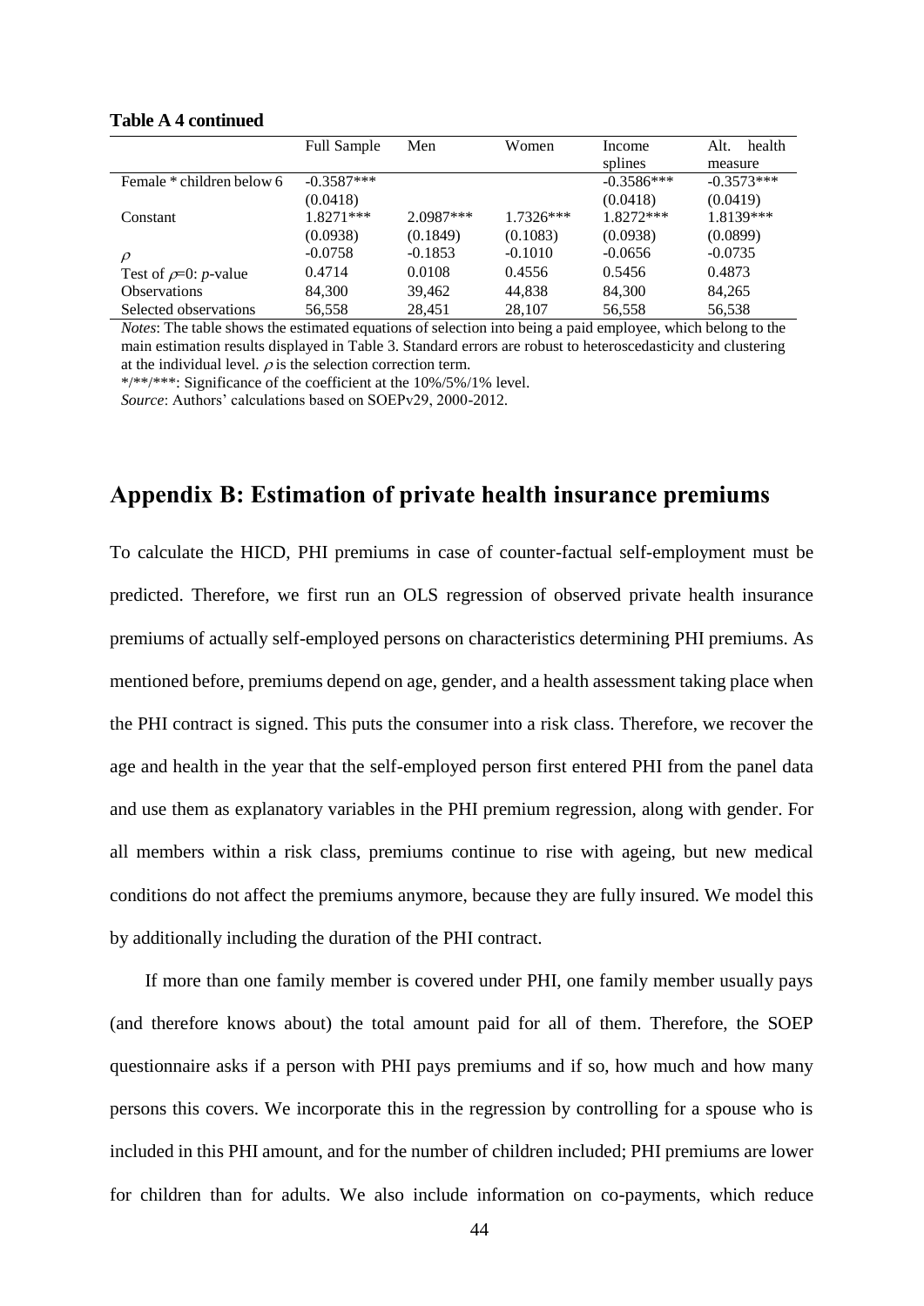**Table A 4 continued**

| | Full Sample | Men | Women | Income splines | Alt. health measure |
|---|---|---|---|---|---|
| Female * children below 6 | -0.3587*** | | | -0.3586*** | -0.3573*** |
| | (0.0418) | | | (0.0418) | (0.0419) |
| Constant | 1.8271*** | 2.0987*** | 1.7326*** | 1.8272*** | 1.8139*** |
| | (0.0938) | (0.1849) | (0.1083) | (0.0938) | (0.0899) |
| $\rho$ | -0.0758 | -0.1853 | -0.1010 | -0.0656 | -0.0735 |
| Test of $\rho$=0: *p*-value | 0.4714 | 0.0108 | 0.4556 | 0.5456 | 0.4873 |
| Observations | 84,300 | 39,462 | 44,838 | 84,300 | 84,265 |
| Selected observations | 56,558 | 28,451 | 28,107 | 56,558 | 56,538 |

*Notes*: The table shows the estimated equations of selection into being a paid employee, which belong to the main estimation results displayed in Table 3. Standard errors are robust to heteroscedasticity and clustering at the individual level. $\rho$ is the selection correction term.

*/**/***: Significance of the coefficient at the 10%/5%/1% level.

*Source*: Authors' calculations based on SOEPv29, 2000-2012.

## Appendix B: Estimation of private health insurance premiums

To calculate the HICD, PHI premiums in case of counter-factual self-employment must be predicted. Therefore, we first run an OLS regression of observed private health insurance premiums of actually self-employed persons on characteristics determining PHI premiums. As mentioned before, premiums depend on age, gender, and a health assessment taking place when the PHI contract is signed. This puts the consumer into a risk class. Therefore, we recover the age and health in the year that the self-employed person first entered PHI from the panel data and use them as explanatory variables in the PHI premium regression, along with gender. For all members within a risk class, premiums continue to rise with ageing, but new medical conditions do not affect the premiums anymore, because they are fully insured. We model this by additionally including the duration of the PHI contract.

If more than one family member is covered under PHI, one family member usually pays (and therefore knows about) the total amount paid for all of them. Therefore, the SOEP questionnaire asks if a person with PHI pays premiums and if so, how much and how many persons this covers. We incorporate this in the regression by controlling for a spouse who is included in this PHI amount, and for the number of children included; PHI premiums are lower for children than for adults. We also include information on co-payments, which reduce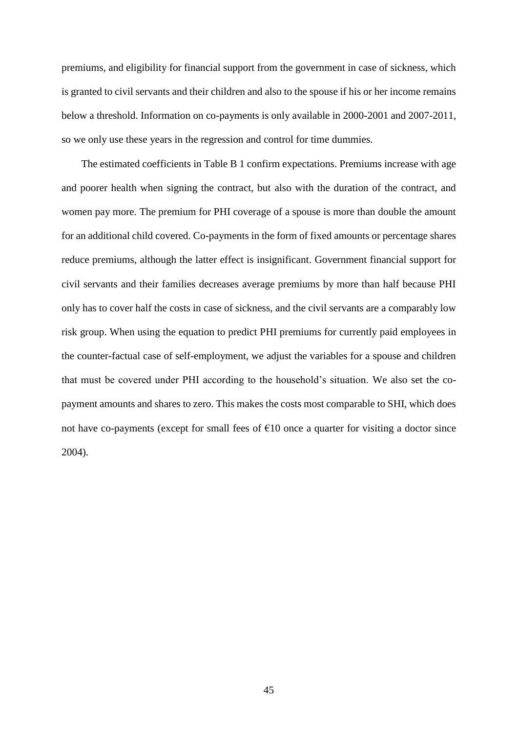premiums, and eligibility for financial support from the government in case of sickness, which is granted to civil servants and their children and also to the spouse if his or her income remains below a threshold. Information on co-payments is only available in 2000-2001 and 2007-2011, so we only use these years in the regression and control for time dummies.

The estimated coefficients in Table B 1 confirm expectations. Premiums increase with age and poorer health when signing the contract, but also with the duration of the contract, and women pay more. The premium for PHI coverage of a spouse is more than double the amount for an additional child covered. Co-payments in the form of fixed amounts or percentage shares reduce premiums, although the latter effect is insignificant. Government financial support for civil servants and their families decreases average premiums by more than half because PHI only has to cover half the costs in case of sickness, and the civil servants are a comparably low risk group. When using the equation to predict PHI premiums for currently paid employees in the counter-factual case of self-employment, we adjust the variables for a spouse and children that must be covered under PHI according to the household's situation. We also set the co-payment amounts and shares to zero. This makes the costs most comparable to SHI, which does not have co-payments (except for small fees of €10 once a quarter for visiting a doctor since 2004).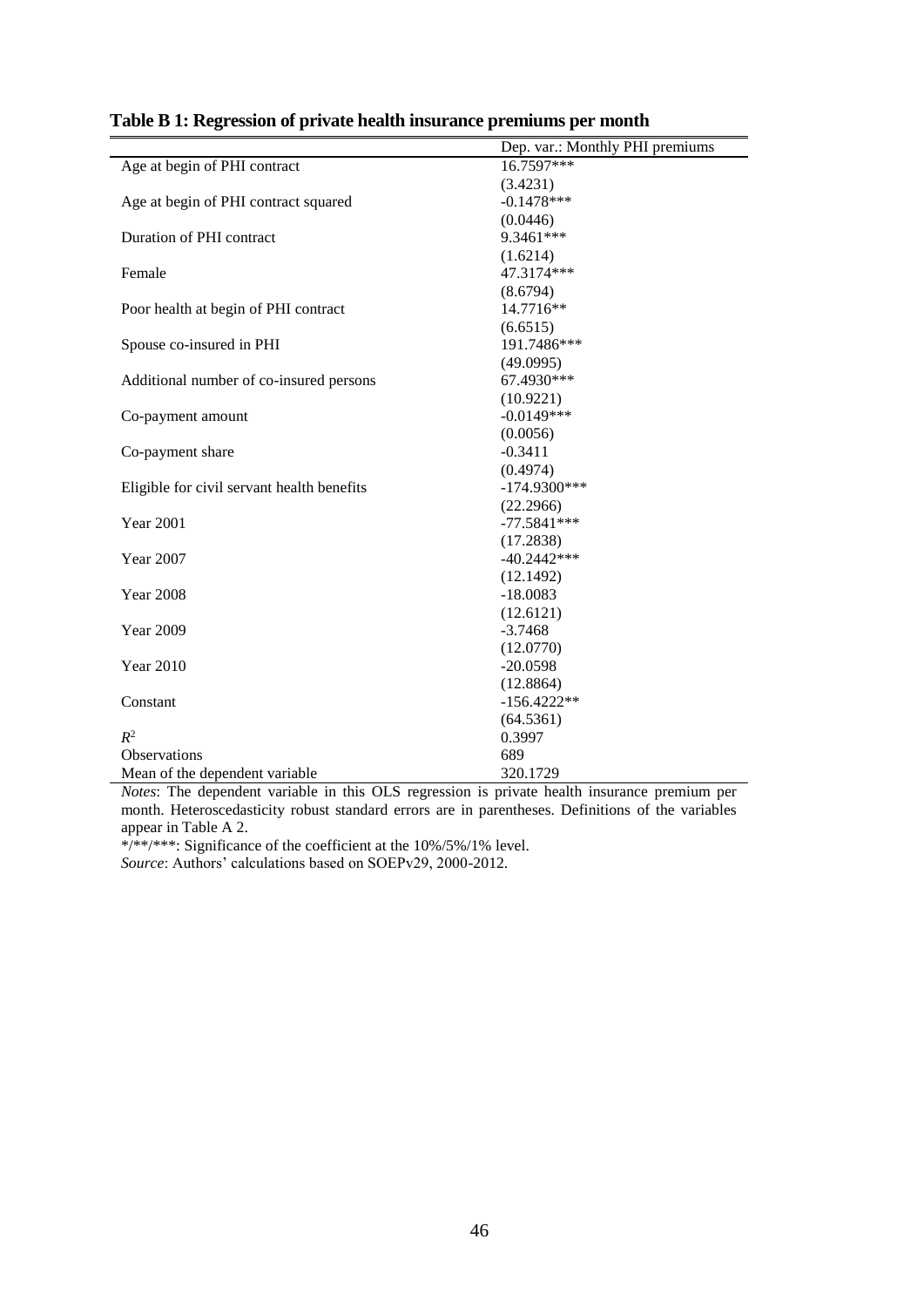**Table B 1: Regression of private health insurance premiums per month**

| | Dep. var.: Monthly PHI premiums |
|---|---|
| Age at begin of PHI contract | 16.7597*** |
| | (3.4231) |
| Age at begin of PHI contract squared | -0.1478*** |
| | (0.0446) |
| Duration of PHI contract | 9.3461*** |
| | (1.6214) |
| Female | 47.3174*** |
| | (8.6794) |
| Poor health at begin of PHI contract | 14.7716** |
| | (6.6515) |
| Spouse co-insured in PHI | 191.7486*** |
| | (49.0995) |
| Additional number of co-insured persons | 67.4930*** |
| | (10.9221) |
| Co-payment amount | -0.0149*** |
| | (0.0056) |
| Co-payment share | -0.3411 |
| | (0.4974) |
| Eligible for civil servant health benefits | -174.9300*** |
| | (22.2966) |
| Year 2001 | -77.5841*** |
| | (17.2838) |
| Year 2007 | -40.2442*** |
| | (12.1492) |
| Year 2008 | -18.0083 |
| | (12.6121) |
| Year 2009 | -3.7468 |
| | (12.0770) |
| Year 2010 | -20.0598 |
| | (12.8864) |
| Constant | -156.4222** |
| | (64.5361) |
| $R^2$ | 0.3997 |
| Observations | 689 |
| Mean of the dependent variable | 320.1729 |

*Notes*: The dependent variable in this OLS regression is private health insurance premium per month. Heteroscedasticity robust standard errors are in parentheses. Definitions of the variables appear in Table A 2.

*/**/***: Significance of the coefficient at the 10%/5%/1% level.

*Source*: Authors' calculations based on SOEPv29, 2000-2012.